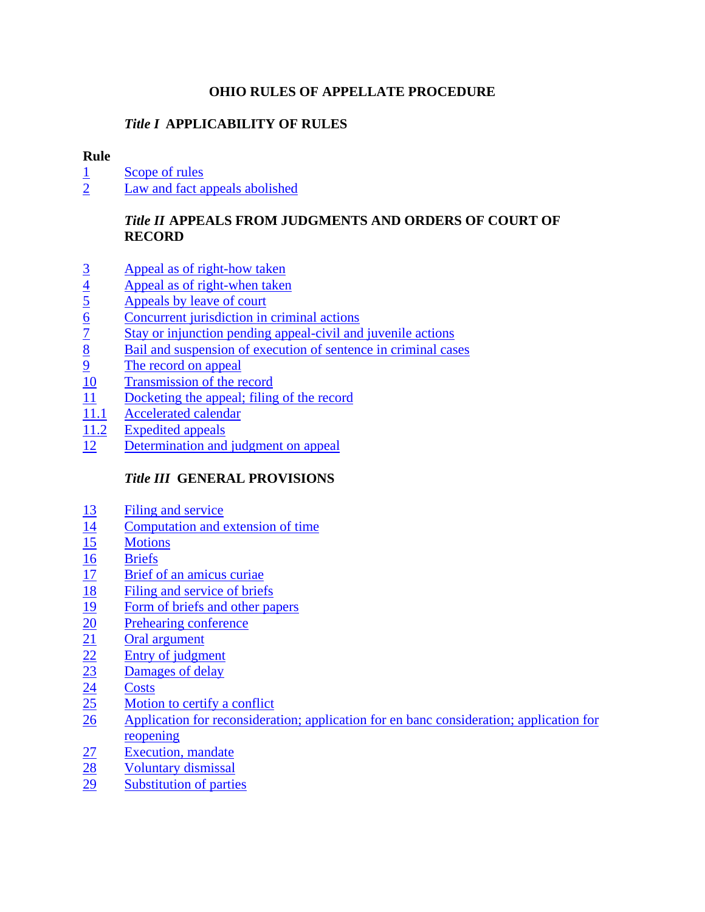# OHIO RULES OF APPELLATE PROCEDURE

## *Title I* APPLICABILITY OF RULES

| Rule | |
|---|---|
| 1 | Scope of rules |
| 2 | Law and fact appeals abolished |

## *Title II* APPEALS FROM JUDGMENTS AND ORDERS OF COURT OF RECORD

| | |
|---|---|
| 3 | Appeal as of right-how taken |
| 4 | Appeal as of right-when taken |
| 5 | Appeals by leave of court |
| 6 | Concurrent jurisdiction in criminal actions |
| 7 | Stay or injunction pending appeal-civil and juvenile actions |
| 8 | Bail and suspension of execution of sentence in criminal cases |
| 9 | The record on appeal |
| 10 | Transmission of the record |
| 11 | Docketing the appeal; filing of the record |
| 11.1 | Accelerated calendar |
| 11.2 | Expedited appeals |
| 12 | Determination and judgment on appeal |

## *Title III* GENERAL PROVISIONS

| | |
|---|---|
| 13 | Filing and service |
| 14 | Computation and extension of time |
| 15 | Motions |
| 16 | Briefs |
| 17 | Brief of an amicus curiae |
| 18 | Filing and service of briefs |
| 19 | Form of briefs and other papers |
| 20 | Prehearing conference |
| 21 | Oral argument |
| 22 | Entry of judgment |
| 23 | Damages of delay |
| 24 | Costs |
| 25 | Motion to certify a conflict |
| 26 | Application for reconsideration; application for en banc consideration; application for reopening |
| 27 | Execution, mandate |
| 28 | Voluntary dismissal |
| 29 | Substitution of parties |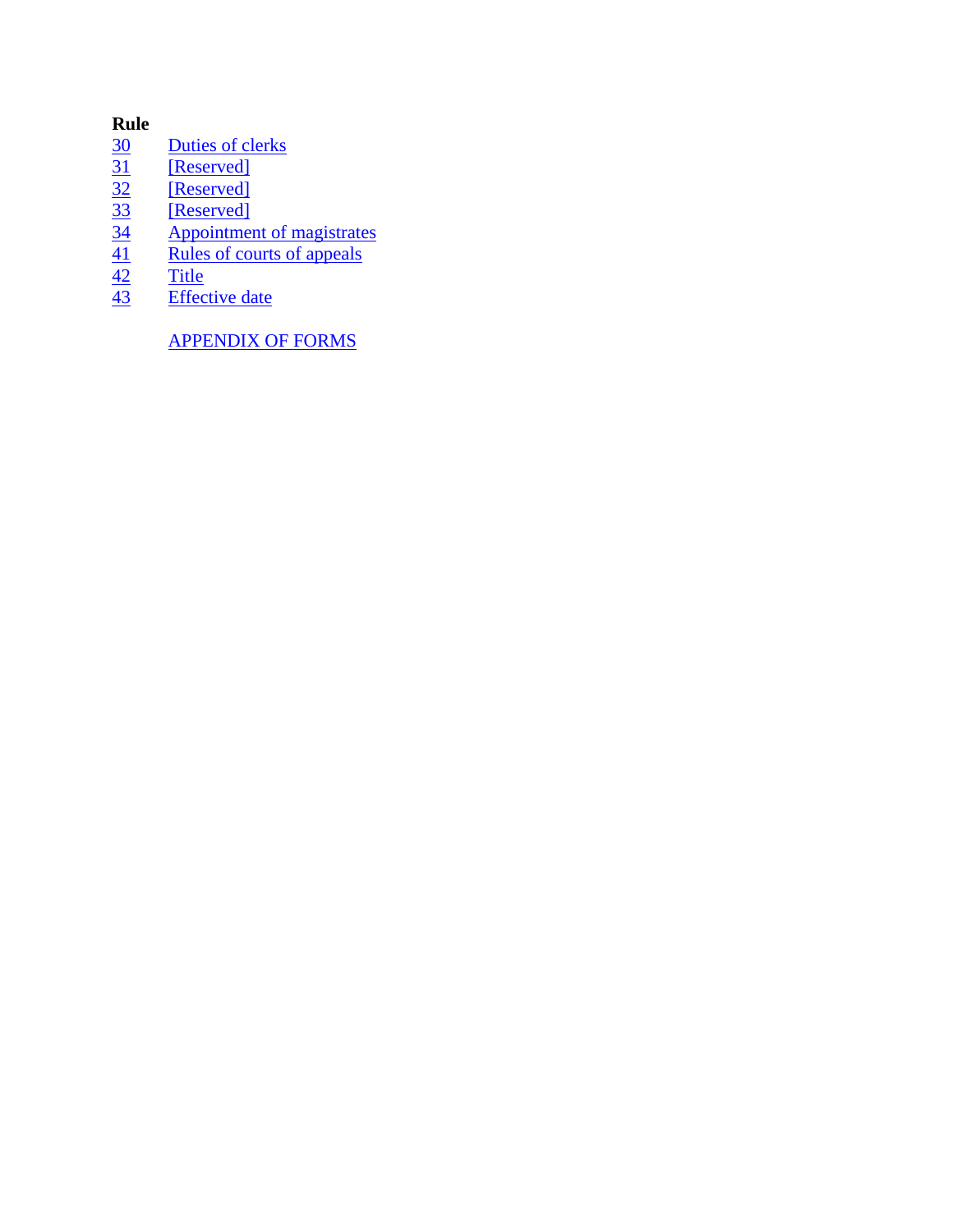**Rule**

| | |
|---|---|
| 30 | Duties of clerks |
| 31 | [Reserved] |
| 32 | [Reserved] |
| 33 | [Reserved] |
| 34 | Appointment of magistrates |
| 41 | Rules of courts of appeals |
| 42 | Title |
| 43 | Effective date |

APPENDIX OF FORMS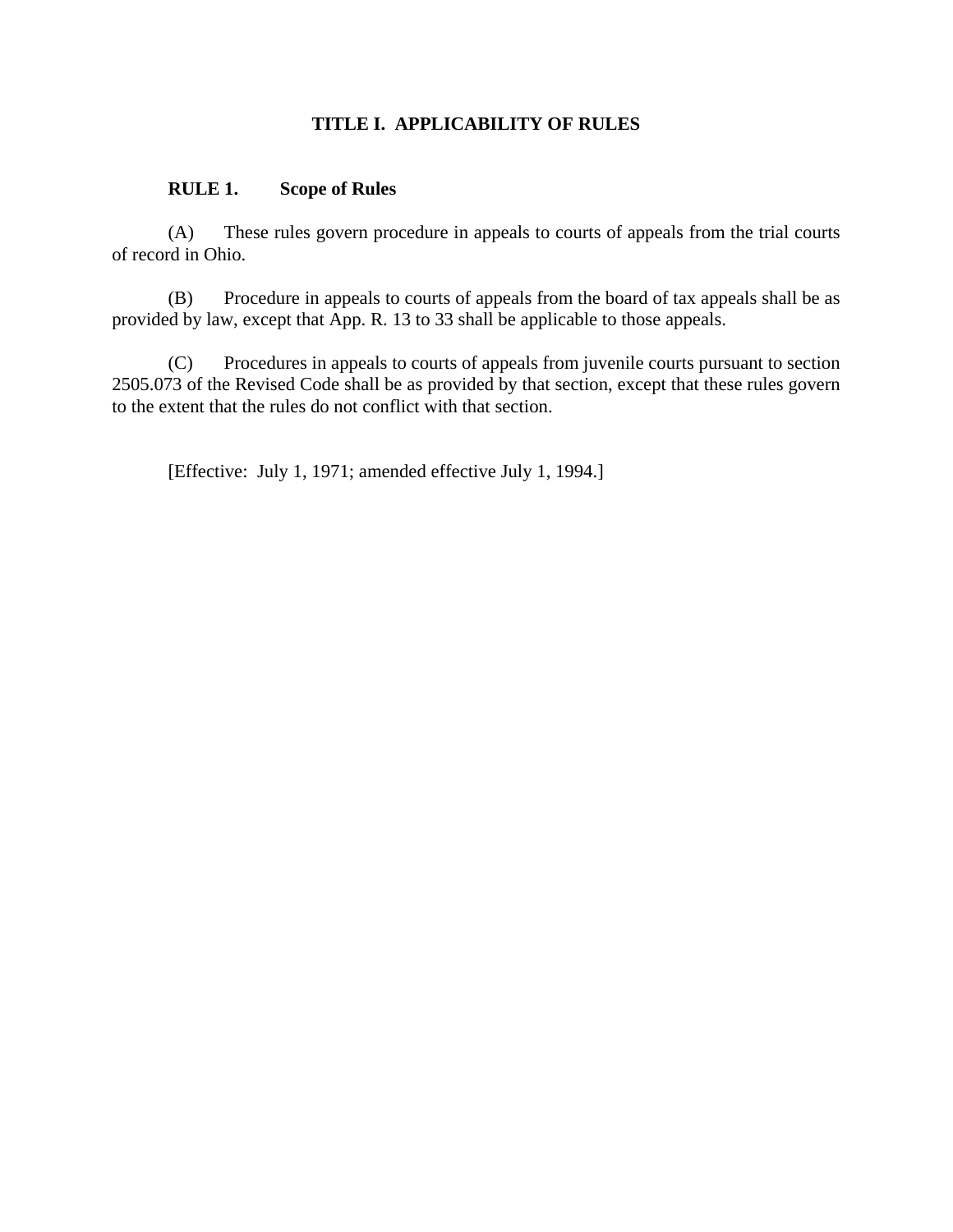# TITLE I. APPLICABILITY OF RULES

## RULE 1. Scope of Rules

(A) These rules govern procedure in appeals to courts of appeals from the trial courts of record in Ohio.

(B) Procedure in appeals to courts of appeals from the board of tax appeals shall be as provided by law, except that App. R. 13 to 33 shall be applicable to those appeals.

(C) Procedures in appeals to courts of appeals from juvenile courts pursuant to section 2505.073 of the Revised Code shall be as provided by that section, except that these rules govern to the extent that the rules do not conflict with that section.

[Effective: July 1, 1971; amended effective July 1, 1994.]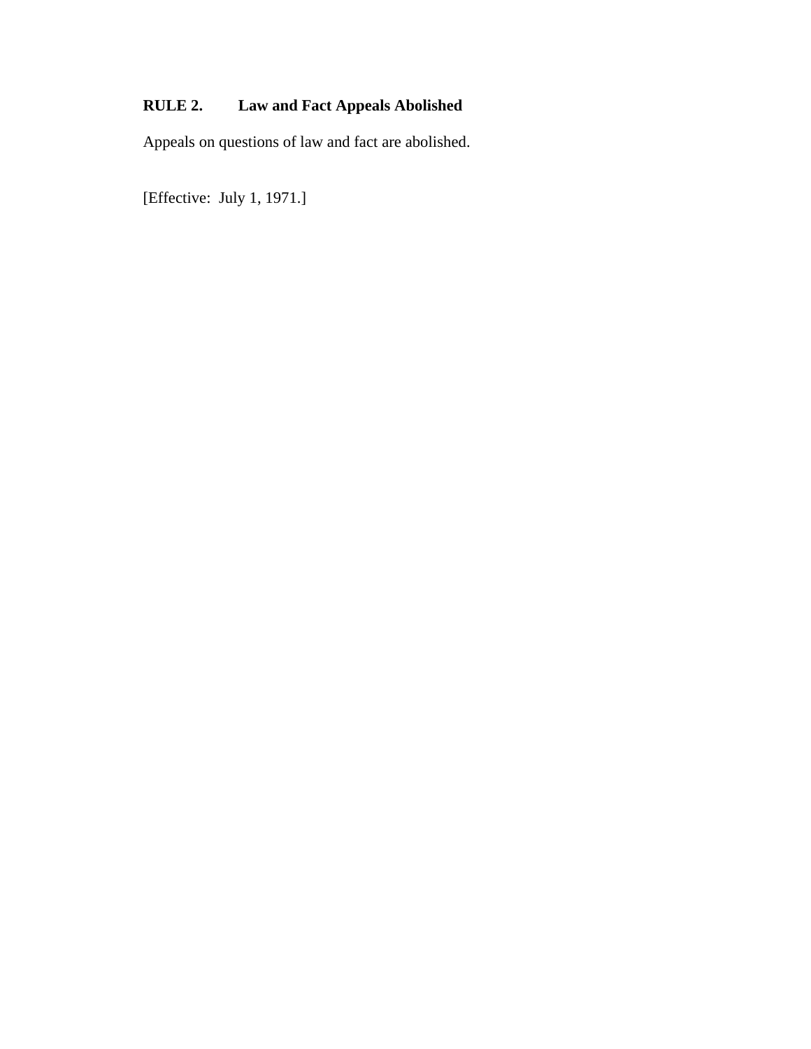## RULE 2. Law and Fact Appeals Abolished

Appeals on questions of law and fact are abolished.

[Effective: July 1, 1971.]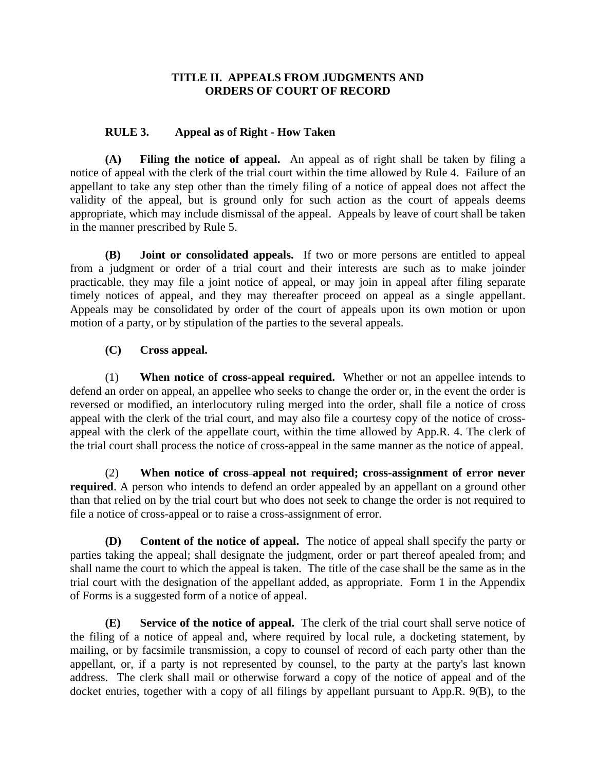# TITLE II. APPEALS FROM JUDGMENTS AND ORDERS OF COURT OF RECORD

## RULE 3. Appeal as of Right - How Taken

**(A) Filing the notice of appeal.** An appeal as of right shall be taken by filing a notice of appeal with the clerk of the trial court within the time allowed by Rule 4. Failure of an appellant to take any step other than the timely filing of a notice of appeal does not affect the validity of the appeal, but is ground only for such action as the court of appeals deems appropriate, which may include dismissal of the appeal. Appeals by leave of court shall be taken in the manner prescribed by Rule 5.

**(B) Joint or consolidated appeals.** If two or more persons are entitled to appeal from a judgment or order of a trial court and their interests are such as to make joinder practicable, they may file a joint notice of appeal, or may join in appeal after filing separate timely notices of appeal, and they may thereafter proceed on appeal as a single appellant. Appeals may be consolidated by order of the court of appeals upon its own motion or upon motion of a party, or by stipulation of the parties to the several appeals.

**(C) Cross appeal.**

(1) **When notice of cross-appeal required.** Whether or not an appellee intends to defend an order on appeal, an appellee who seeks to change the order or, in the event the order is reversed or modified, an interlocutory ruling merged into the order, shall file a notice of cross appeal with the clerk of the trial court, and may also file a courtesy copy of the notice of cross-appeal with the clerk of the appellate court, within the time allowed by App.R. 4. The clerk of the trial court shall process the notice of cross-appeal in the same manner as the notice of appeal.

(2) **When notice of cross-appeal not required; cross-assignment of error never required**. A person who intends to defend an order appealed by an appellant on a ground other than that relied on by the trial court but who does not seek to change the order is not required to file a notice of cross-appeal or to raise a cross-assignment of error.

**(D) Content of the notice of appeal.** The notice of appeal shall specify the party or parties taking the appeal; shall designate the judgment, order or part thereof apealed from; and shall name the court to which the appeal is taken. The title of the case shall be the same as in the trial court with the designation of the appellant added, as appropriate. Form 1 in the Appendix of Forms is a suggested form of a notice of appeal.

**(E) Service of the notice of appeal.** The clerk of the trial court shall serve notice of the filing of a notice of appeal and, where required by local rule, a docketing statement, by mailing, or by facsimile transmission, a copy to counsel of record of each party other than the appellant, or, if a party is not represented by counsel, to the party at the party's last known address. The clerk shall mail or otherwise forward a copy of the notice of appeal and of the docket entries, together with a copy of all filings by appellant pursuant to App.R. 9(B), to the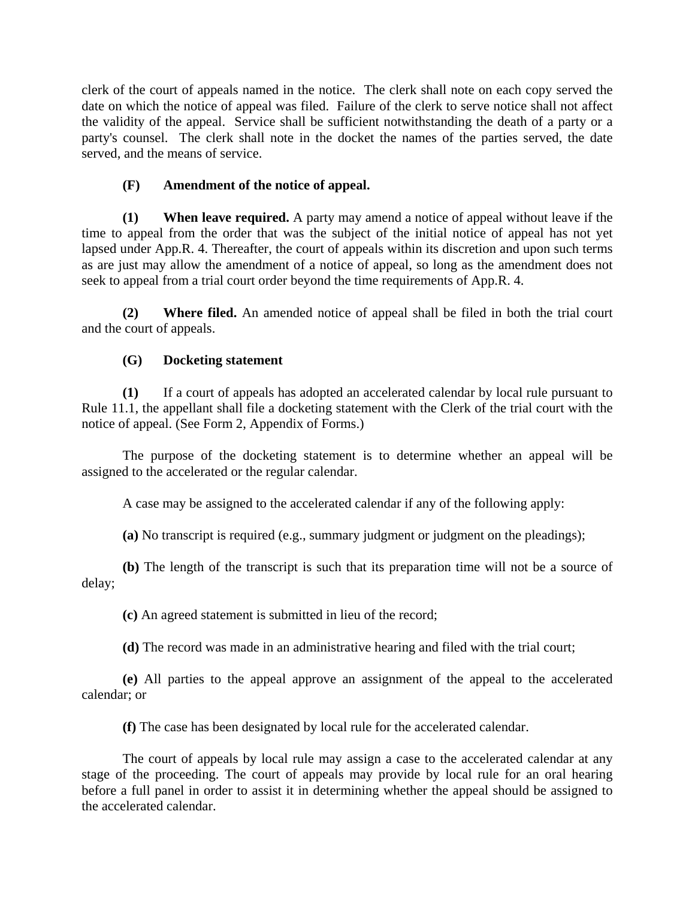clerk of the court of appeals named in the notice. The clerk shall note on each copy served the date on which the notice of appeal was filed. Failure of the clerk to serve notice shall not affect the validity of the appeal. Service shall be sufficient notwithstanding the death of a party or a party's counsel. The clerk shall note in the docket the names of the parties served, the date served, and the means of service.

**(F) Amendment of the notice of appeal.**

**(1) When leave required.** A party may amend a notice of appeal without leave if the time to appeal from the order that was the subject of the initial notice of appeal has not yet lapsed under App.R. 4. Thereafter, the court of appeals within its discretion and upon such terms as are just may allow the amendment of a notice of appeal, so long as the amendment does not seek to appeal from a trial court order beyond the time requirements of App.R. 4.

**(2) Where filed.** An amended notice of appeal shall be filed in both the trial court and the court of appeals.

**(G) Docketing statement**

**(1)** If a court of appeals has adopted an accelerated calendar by local rule pursuant to Rule 11.1, the appellant shall file a docketing statement with the Clerk of the trial court with the notice of appeal. (See Form 2, Appendix of Forms.)

The purpose of the docketing statement is to determine whether an appeal will be assigned to the accelerated or the regular calendar.

A case may be assigned to the accelerated calendar if any of the following apply:

**(a)** No transcript is required (e.g., summary judgment or judgment on the pleadings);

**(b)** The length of the transcript is such that its preparation time will not be a source of delay;

**(c)** An agreed statement is submitted in lieu of the record;

**(d)** The record was made in an administrative hearing and filed with the trial court;

**(e)** All parties to the appeal approve an assignment of the appeal to the accelerated calendar; or

**(f)** The case has been designated by local rule for the accelerated calendar.

The court of appeals by local rule may assign a case to the accelerated calendar at any stage of the proceeding. The court of appeals may provide by local rule for an oral hearing before a full panel in order to assist it in determining whether the appeal should be assigned to the accelerated calendar.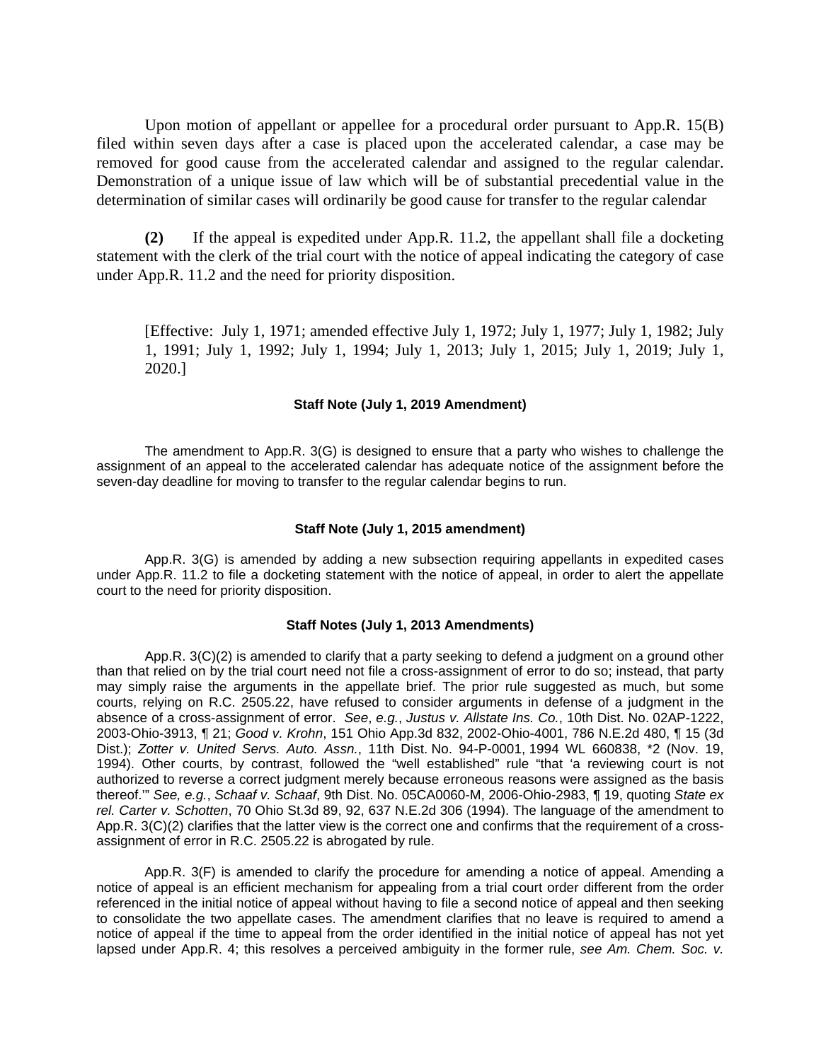Upon motion of appellant or appellee for a procedural order pursuant to App.R. 15(B) filed within seven days after a case is placed upon the accelerated calendar, a case may be removed for good cause from the accelerated calendar and assigned to the regular calendar. Demonstration of a unique issue of law which will be of substantial precedential value in the determination of similar cases will ordinarily be good cause for transfer to the regular calendar

**(2)** If the appeal is expedited under App.R. 11.2, the appellant shall file a docketing statement with the clerk of the trial court with the notice of appeal indicating the category of case under App.R. 11.2 and the need for priority disposition.

[Effective: July 1, 1971; amended effective July 1, 1972; July 1, 1977; July 1, 1982; July 1, 1991; July 1, 1992; July 1, 1994; July 1, 2013; July 1, 2015; July 1, 2019; July 1, 2020.]

#### Staff Note (July 1, 2019 Amendment)

The amendment to App.R. 3(G) is designed to ensure that a party who wishes to challenge the assignment of an appeal to the accelerated calendar has adequate notice of the assignment before the seven-day deadline for moving to transfer to the regular calendar begins to run.

#### Staff Note (July 1, 2015 amendment)

App.R. 3(G) is amended by adding a new subsection requiring appellants in expedited cases under App.R. 11.2 to file a docketing statement with the notice of appeal, in order to alert the appellate court to the need for priority disposition.

#### Staff Notes (July 1, 2013 Amendments)

App.R. 3(C)(2) is amended to clarify that a party seeking to defend a judgment on a ground other than that relied on by the trial court need not file a cross-assignment of error to do so; instead, that party may simply raise the arguments in the appellate brief. The prior rule suggested as much, but some courts, relying on R.C. 2505.22, have refused to consider arguments in defense of a judgment in the absence of a cross-assignment of error. *See*, *e.g.*, *Justus v. Allstate Ins. Co.*, 10th Dist. No. 02AP-1222, 2003-Ohio-3913, ¶ 21; *Good v. Krohn*, 151 Ohio App.3d 832, 2002-Ohio-4001, 786 N.E.2d 480, ¶ 15 (3d Dist.); *Zotter v. United Servs. Auto. Assn.*, 11th Dist. No. 94-P-0001, 1994 WL 660838, *2 (Nov. 19, 1994). Other courts, by contrast, followed the "well established" rule "that 'a reviewing court is not authorized to reverse a correct judgment merely because erroneous reasons were assigned as the basis thereof.'" *See, e.g.*, *Schaaf v. Schaaf*, 9th Dist. No. 05CA0060-M, 2006-Ohio-2983, ¶ 19, quoting *State ex rel. Carter v. Schotten*, 70 Ohio St.3d 89, 92, 637 N.E.2d 306 (1994). The language of the amendment to App.R. 3(C)(2) clarifies that the latter view is the correct one and confirms that the requirement of a cross-assignment of error in R.C. 2505.22 is abrogated by rule.

App.R. 3(F) is amended to clarify the procedure for amending a notice of appeal. Amending a notice of appeal is an efficient mechanism for appealing from a trial court order different from the order referenced in the initial notice of appeal without having to file a second notice of appeal and then seeking to consolidate the two appellate cases. The amendment clarifies that no leave is required to amend a notice of appeal if the time to appeal from the order identified in the initial notice of appeal has not yet lapsed under App.R. 4; this resolves a perceived ambiguity in the former rule, *see Am. Chem. Soc. v.*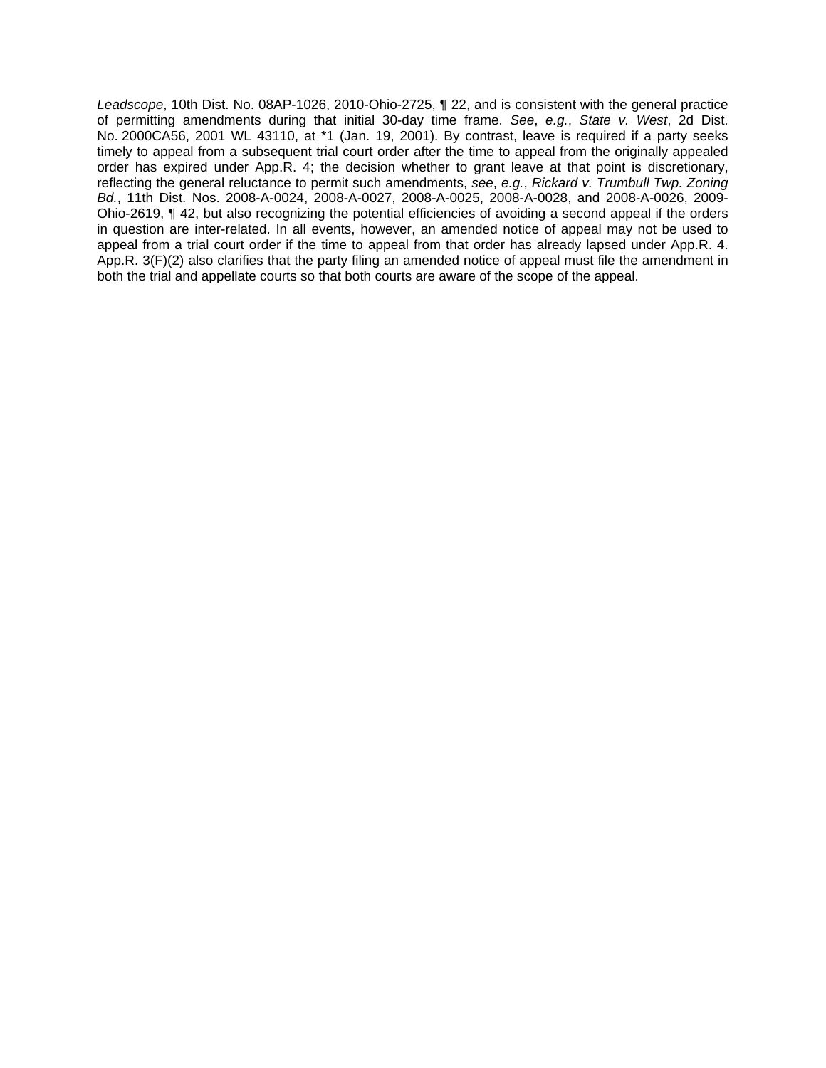*Leadscope*, 10th Dist. No. 08AP-1026, 2010-Ohio-2725, ¶ 22, and is consistent with the general practice of permitting amendments during that initial 30-day time frame. *See*, *e.g.*, *State v. West*, 2d Dist. No. 2000CA56, 2001 WL 43110, at *1 (Jan. 19, 2001). By contrast, leave is required if a party seeks timely to appeal from a subsequent trial court order after the time to appeal from the originally appealed order has expired under App.R. 4; the decision whether to grant leave at that point is discretionary, reflecting the general reluctance to permit such amendments, *see*, *e.g.*, *Rickard v. Trumbull Twp. Zoning Bd.*, 11th Dist. Nos. 2008-A-0024, 2008-A-0027, 2008-A-0025, 2008-A-0028, and 2008-A-0026, 2009-Ohio-2619, ¶ 42, but also recognizing the potential efficiencies of avoiding a second appeal if the orders in question are inter-related. In all events, however, an amended notice of appeal may not be used to appeal from a trial court order if the time to appeal from that order has already lapsed under App.R. 4. App.R. 3(F)(2) also clarifies that the party filing an amended notice of appeal must file the amendment in both the trial and appellate courts so that both courts are aware of the scope of the appeal.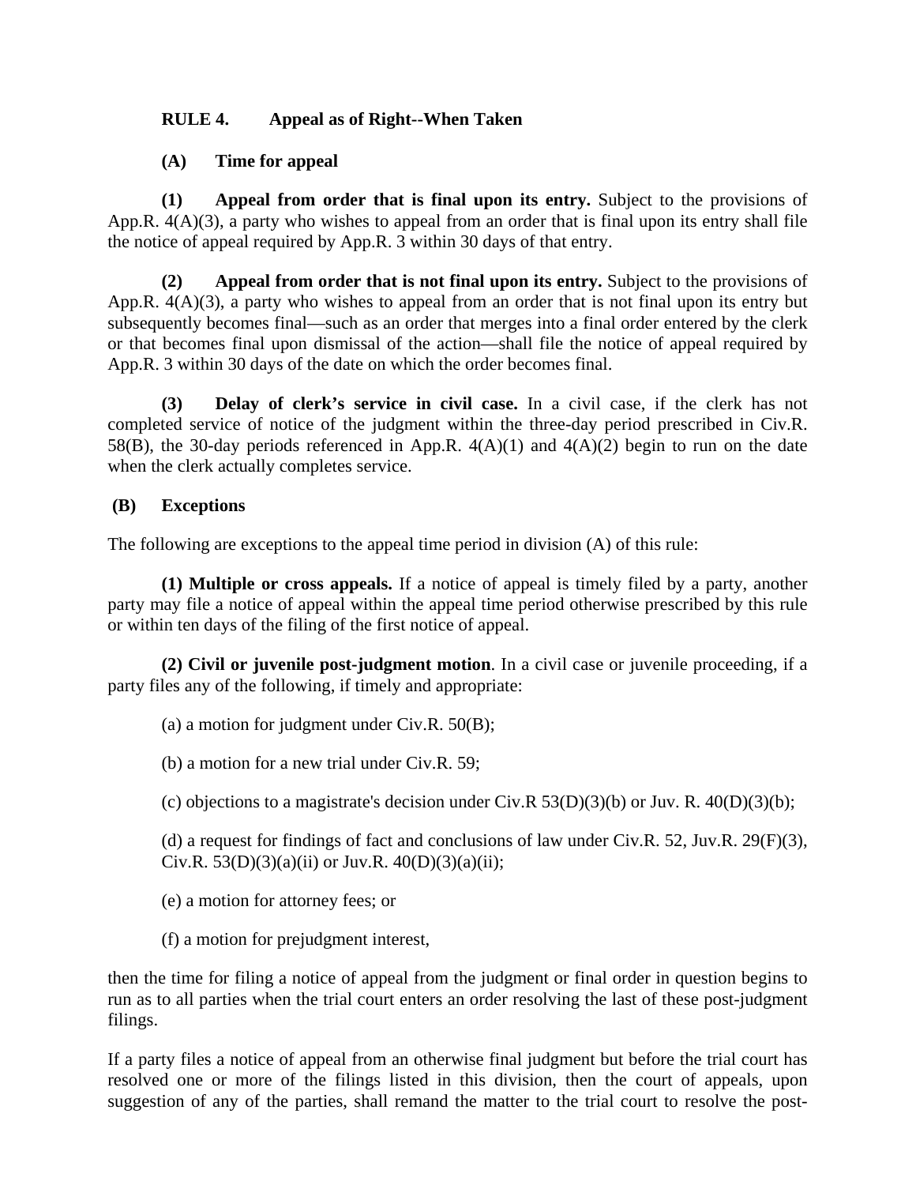## RULE 4. Appeal as of Right--When Taken

### (A) Time for appeal

**(1) Appeal from order that is final upon its entry.** Subject to the provisions of App.R. 4(A)(3), a party who wishes to appeal from an order that is final upon its entry shall file the notice of appeal required by App.R. 3 within 30 days of that entry.

**(2) Appeal from order that is not final upon its entry.** Subject to the provisions of App.R. 4(A)(3), a party who wishes to appeal from an order that is not final upon its entry but subsequently becomes final—such as an order that merges into a final order entered by the clerk or that becomes final upon dismissal of the action—shall file the notice of appeal required by App.R. 3 within 30 days of the date on which the order becomes final.

**(3) Delay of clerk's service in civil case.** In a civil case, if the clerk has not completed service of notice of the judgment within the three-day period prescribed in Civ.R. 58(B), the 30-day periods referenced in App.R. 4(A)(1) and 4(A)(2) begin to run on the date when the clerk actually completes service.

### (B) Exceptions

The following are exceptions to the appeal time period in division (A) of this rule:

**(1) Multiple or cross appeals.** If a notice of appeal is timely filed by a party, another party may file a notice of appeal within the appeal time period otherwise prescribed by this rule or within ten days of the filing of the first notice of appeal.

**(2) Civil or juvenile post-judgment motion**. In a civil case or juvenile proceeding, if a party files any of the following, if timely and appropriate:

(a) a motion for judgment under Civ.R. 50(B);

(b) a motion for a new trial under Civ.R. 59;

(c) objections to a magistrate's decision under Civ.R 53(D)(3)(b) or Juv. R. 40(D)(3)(b);

(d) a request for findings of fact and conclusions of law under Civ.R. 52, Juv.R. 29(F)(3), Civ.R. 53(D)(3)(a)(ii) or Juv.R. 40(D)(3)(a)(ii);

(e) a motion for attorney fees; or

(f) a motion for prejudgment interest,

then the time for filing a notice of appeal from the judgment or final order in question begins to run as to all parties when the trial court enters an order resolving the last of these post-judgment filings.

If a party files a notice of appeal from an otherwise final judgment but before the trial court has resolved one or more of the filings listed in this division, then the court of appeals, upon suggestion of any of the parties, shall remand the matter to the trial court to resolve the post-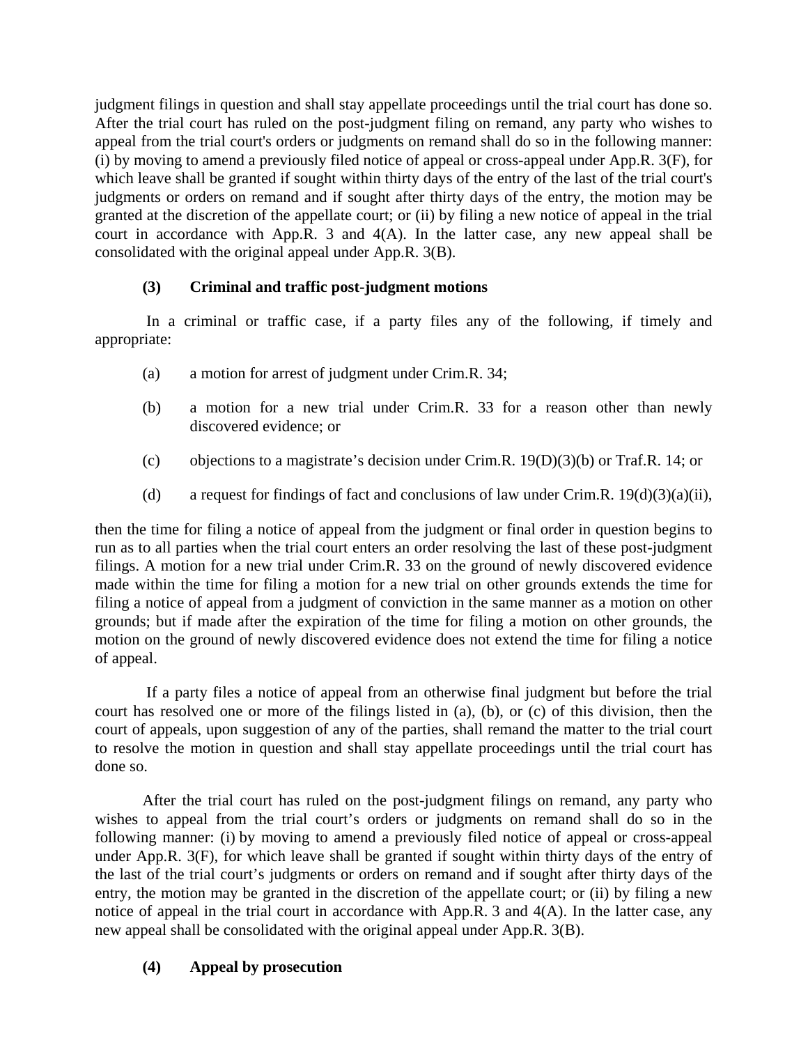judgment filings in question and shall stay appellate proceedings until the trial court has done so. After the trial court has ruled on the post-judgment filing on remand, any party who wishes to appeal from the trial court's orders or judgments on remand shall do so in the following manner: (i) by moving to amend a previously filed notice of appeal or cross-appeal under App.R. 3(F), for which leave shall be granted if sought within thirty days of the entry of the last of the trial court's judgments or orders on remand and if sought after thirty days of the entry, the motion may be granted at the discretion of the appellate court; or (ii) by filing a new notice of appeal in the trial court in accordance with App.R. 3 and 4(A). In the latter case, any new appeal shall be consolidated with the original appeal under App.R. 3(B).

**(3) Criminal and traffic post-judgment motions**

In a criminal or traffic case, if a party files any of the following, if timely and appropriate:

(a) a motion for arrest of judgment under Crim.R. 34;

(b) a motion for a new trial under Crim.R. 33 for a reason other than newly discovered evidence; or

(c) objections to a magistrate's decision under Crim.R. 19(D)(3)(b) or Traf.R. 14; or

(d) a request for findings of fact and conclusions of law under Crim.R. 19(d)(3)(a)(ii),

then the time for filing a notice of appeal from the judgment or final order in question begins to run as to all parties when the trial court enters an order resolving the last of these post-judgment filings. A motion for a new trial under Crim.R. 33 on the ground of newly discovered evidence made within the time for filing a motion for a new trial on other grounds extends the time for filing a notice of appeal from a judgment of conviction in the same manner as a motion on other grounds; but if made after the expiration of the time for filing a motion on other grounds, the motion on the ground of newly discovered evidence does not extend the time for filing a notice of appeal.

If a party files a notice of appeal from an otherwise final judgment but before the trial court has resolved one or more of the filings listed in (a), (b), or (c) of this division, then the court of appeals, upon suggestion of any of the parties, shall remand the matter to the trial court to resolve the motion in question and shall stay appellate proceedings until the trial court has done so.

After the trial court has ruled on the post-judgment filings on remand, any party who wishes to appeal from the trial court's orders or judgments on remand shall do so in the following manner: (i) by moving to amend a previously filed notice of appeal or cross-appeal under App.R. 3(F), for which leave shall be granted if sought within thirty days of the entry of the last of the trial court's judgments or orders on remand and if sought after thirty days of the entry, the motion may be granted in the discretion of the appellate court; or (ii) by filing a new notice of appeal in the trial court in accordance with App.R. 3 and 4(A). In the latter case, any new appeal shall be consolidated with the original appeal under App.R. 3(B).

**(4) Appeal by prosecution**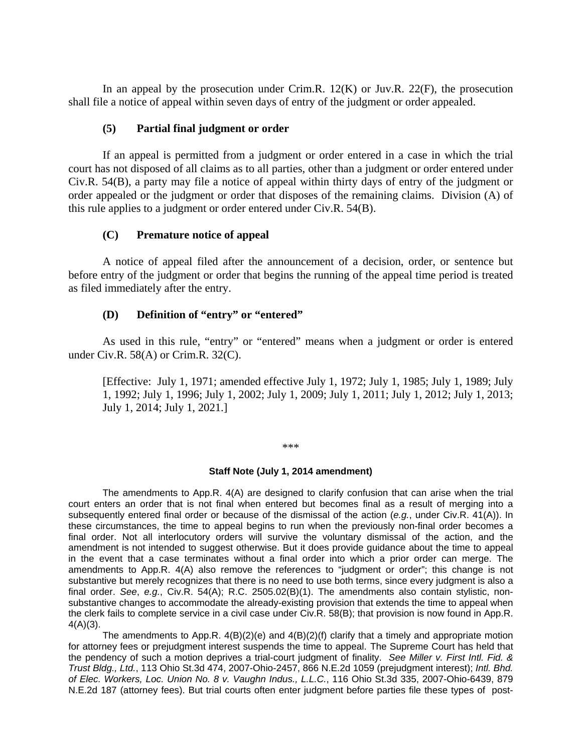In an appeal by the prosecution under Crim.R. 12(K) or Juv.R. 22(F), the prosecution shall file a notice of appeal within seven days of entry of the judgment or order appealed.

**(5) Partial final judgment or order**

If an appeal is permitted from a judgment or order entered in a case in which the trial court has not disposed of all claims as to all parties, other than a judgment or order entered under Civ.R. 54(B), a party may file a notice of appeal within thirty days of entry of the judgment or order appealed or the judgment or order that disposes of the remaining claims. Division (A) of this rule applies to a judgment or order entered under Civ.R. 54(B).

**(C) Premature notice of appeal**

A notice of appeal filed after the announcement of a decision, order, or sentence but before entry of the judgment or order that begins the running of the appeal time period is treated as filed immediately after the entry.

**(D) Definition of "entry" or "entered"**

As used in this rule, "entry" or "entered" means when a judgment or order is entered under Civ.R. 58(A) or Crim.R. 32(C).

[Effective: July 1, 1971; amended effective July 1, 1972; July 1, 1985; July 1, 1989; July 1, 1992; July 1, 1996; July 1, 2002; July 1, 2009; July 1, 2011; July 1, 2012; July 1, 2013; July 1, 2014; July 1, 2021.]

***

**Staff Note (July 1, 2014 amendment)**

The amendments to App.R. 4(A) are designed to clarify confusion that can arise when the trial court enters an order that is not final when entered but becomes final as a result of merging into a subsequently entered final order or because of the dismissal of the action (*e.g.*, under Civ.R. 41(A)). In these circumstances, the time to appeal begins to run when the previously non-final order becomes a final order. Not all interlocutory orders will survive the voluntary dismissal of the action, and the amendment is not intended to suggest otherwise. But it does provide guidance about the time to appeal in the event that a case terminates without a final order into which a prior order can merge. The amendments to App.R. 4(A) also remove the references to "judgment or order"; this change is not substantive but merely recognizes that there is no need to use both terms, since every judgment is also a final order. *See*, *e.g.*, Civ.R. 54(A); R.C. 2505.02(B)(1). The amendments also contain stylistic, non-substantive changes to accommodate the already-existing provision that extends the time to appeal when the clerk fails to complete service in a civil case under Civ.R. 58(B); that provision is now found in App.R. 4(A)(3).

The amendments to App.R. 4(B)(2)(e) and 4(B)(2)(f) clarify that a timely and appropriate motion for attorney fees or prejudgment interest suspends the time to appeal. The Supreme Court has held that the pendency of such a motion deprives a trial-court judgment of finality. *See Miller v. First Intl. Fid. & Trust Bldg., Ltd.*, 113 Ohio St.3d 474, 2007-Ohio-2457, 866 N.E.2d 1059 (prejudgment interest); *Intl. Bhd. of Elec. Workers, Loc. Union No. 8 v. Vaughn Indus., L.L.C.*, 116 Ohio St.3d 335, 2007-Ohio-6439, 879 N.E.2d 187 (attorney fees). But trial courts often enter judgment before parties file these types of post-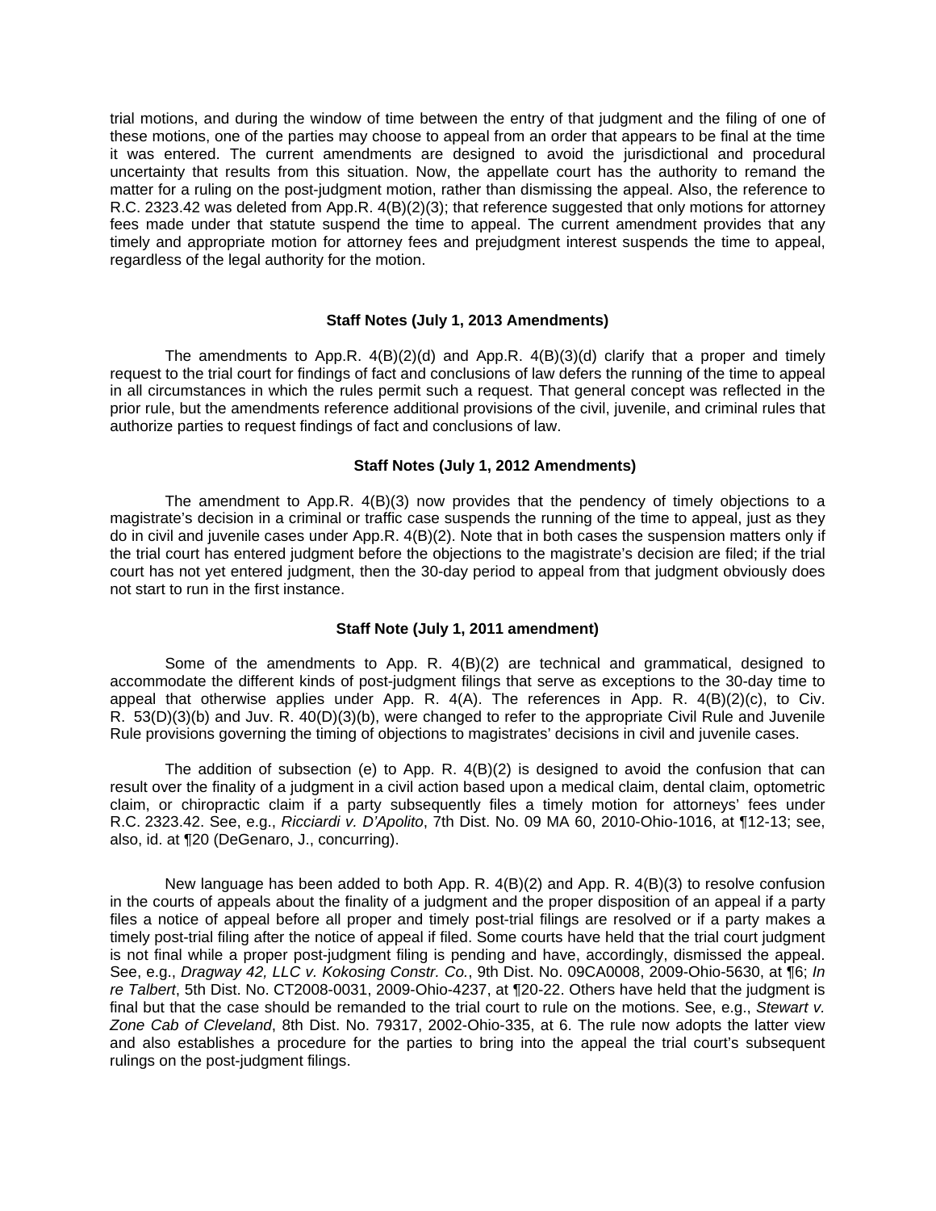trial motions, and during the window of time between the entry of that judgment and the filing of one of these motions, one of the parties may choose to appeal from an order that appears to be final at the time it was entered. The current amendments are designed to avoid the jurisdictional and procedural uncertainty that results from this situation. Now, the appellate court has the authority to remand the matter for a ruling on the post-judgment motion, rather than dismissing the appeal. Also, the reference to R.C. 2323.42 was deleted from App.R. 4(B)(2)(3); that reference suggested that only motions for attorney fees made under that statute suspend the time to appeal. The current amendment provides that any timely and appropriate motion for attorney fees and prejudgment interest suspends the time to appeal, regardless of the legal authority for the motion.

**Staff Notes (July 1, 2013 Amendments)**

The amendments to App.R. 4(B)(2)(d) and App.R. 4(B)(3)(d) clarify that a proper and timely request to the trial court for findings of fact and conclusions of law defers the running of the time to appeal in all circumstances in which the rules permit such a request. That general concept was reflected in the prior rule, but the amendments reference additional provisions of the civil, juvenile, and criminal rules that authorize parties to request findings of fact and conclusions of law.

**Staff Notes (July 1, 2012 Amendments)**

The amendment to App.R. 4(B)(3) now provides that the pendency of timely objections to a magistrate's decision in a criminal or traffic case suspends the running of the time to appeal, just as they do in civil and juvenile cases under App.R. 4(B)(2). Note that in both cases the suspension matters only if the trial court has entered judgment before the objections to the magistrate's decision are filed; if the trial court has not yet entered judgment, then the 30-day period to appeal from that judgment obviously does not start to run in the first instance.

**Staff Note (July 1, 2011 amendment)**

Some of the amendments to App. R. 4(B)(2) are technical and grammatical, designed to accommodate the different kinds of post-judgment filings that serve as exceptions to the 30-day time to appeal that otherwise applies under App. R. 4(A). The references in App. R. 4(B)(2)(c), to Civ. R. 53(D)(3)(b) and Juv. R. 40(D)(3)(b), were changed to refer to the appropriate Civil Rule and Juvenile Rule provisions governing the timing of objections to magistrates' decisions in civil and juvenile cases.

The addition of subsection (e) to App. R. 4(B)(2) is designed to avoid the confusion that can result over the finality of a judgment in a civil action based upon a medical claim, dental claim, optometric claim, or chiropractic claim if a party subsequently files a timely motion for attorneys' fees under R.C. 2323.42. See, e.g., *Ricciardi v. D'Apolito*, 7th Dist. No. 09 MA 60, 2010-Ohio-1016, at ¶12-13; see, also, id. at ¶20 (DeGenaro, J., concurring).

New language has been added to both App. R. 4(B)(2) and App. R. 4(B)(3) to resolve confusion in the courts of appeals about the finality of a judgment and the proper disposition of an appeal if a party files a notice of appeal before all proper and timely post-trial filings are resolved or if a party makes a timely post-trial filing after the notice of appeal if filed. Some courts have held that the trial court judgment is not final while a proper post-judgment filing is pending and have, accordingly, dismissed the appeal. See, e.g., *Dragway 42, LLC v. Kokosing Constr. Co.*, 9th Dist. No. 09CA0008, 2009-Ohio-5630, at ¶6; *In re Talbert*, 5th Dist. No. CT2008-0031, 2009-Ohio-4237, at ¶20-22. Others have held that the judgment is final but that the case should be remanded to the trial court to rule on the motions. See, e.g., *Stewart v. Zone Cab of Cleveland*, 8th Dist. No. 79317, 2002-Ohio-335, at 6. The rule now adopts the latter view and also establishes a procedure for the parties to bring into the appeal the trial court's subsequent rulings on the post-judgment filings.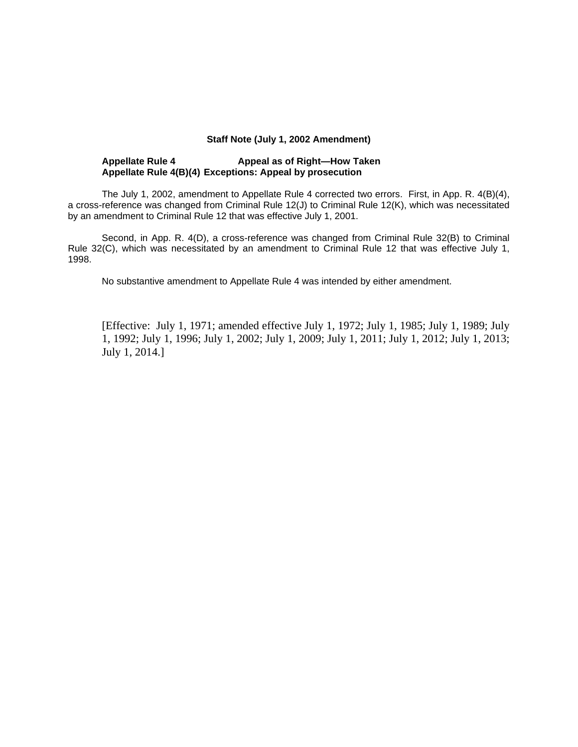**Staff Note (July 1, 2002 Amendment)**

**Appellate Rule 4 Appeal as of Right—How Taken**
**Appellate Rule 4(B)(4) Exceptions: Appeal by prosecution**

The July 1, 2002, amendment to Appellate Rule 4 corrected two errors. First, in App. R. 4(B)(4), a cross-reference was changed from Criminal Rule 12(J) to Criminal Rule 12(K), which was necessitated by an amendment to Criminal Rule 12 that was effective July 1, 2001.

Second, in App. R. 4(D), a cross-reference was changed from Criminal Rule 32(B) to Criminal Rule 32(C), which was necessitated by an amendment to Criminal Rule 12 that was effective July 1, 1998.

No substantive amendment to Appellate Rule 4 was intended by either amendment.

[Effective: July 1, 1971; amended effective July 1, 1972; July 1, 1985; July 1, 1989; July 1, 1992; July 1, 1996; July 1, 2002; July 1, 2009; July 1, 2011; July 1, 2012; July 1, 2013; July 1, 2014.]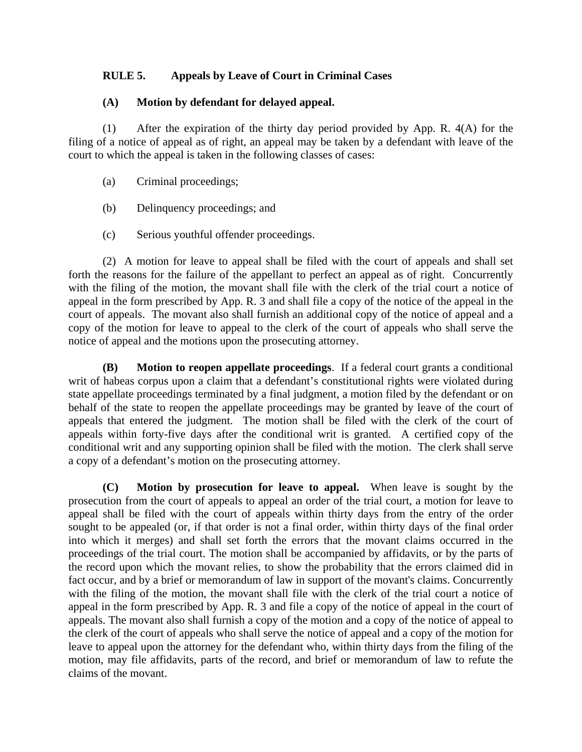**RULE 5. Appeals by Leave of Court in Criminal Cases**

**(A) Motion by defendant for delayed appeal.**

(1) After the expiration of the thirty day period provided by App. R. 4(A) for the filing of a notice of appeal as of right, an appeal may be taken by a defendant with leave of the court to which the appeal is taken in the following classes of cases:

(a) Criminal proceedings;

(b) Delinquency proceedings; and

(c) Serious youthful offender proceedings.

(2) A motion for leave to appeal shall be filed with the court of appeals and shall set forth the reasons for the failure of the appellant to perfect an appeal as of right. Concurrently with the filing of the motion, the movant shall file with the clerk of the trial court a notice of appeal in the form prescribed by App. R. 3 and shall file a copy of the notice of the appeal in the court of appeals. The movant also shall furnish an additional copy of the notice of appeal and a copy of the motion for leave to appeal to the clerk of the court of appeals who shall serve the notice of appeal and the motions upon the prosecuting attorney.

**(B) Motion to reopen appellate proceedings**. If a federal court grants a conditional writ of habeas corpus upon a claim that a defendant's constitutional rights were violated during state appellate proceedings terminated by a final judgment, a motion filed by the defendant or on behalf of the state to reopen the appellate proceedings may be granted by leave of the court of appeals that entered the judgment. The motion shall be filed with the clerk of the court of appeals within forty-five days after the conditional writ is granted. A certified copy of the conditional writ and any supporting opinion shall be filed with the motion. The clerk shall serve a copy of a defendant's motion on the prosecuting attorney.

**(C) Motion by prosecution for leave to appeal.** When leave is sought by the prosecution from the court of appeals to appeal an order of the trial court, a motion for leave to appeal shall be filed with the court of appeals within thirty days from the entry of the order sought to be appealed (or, if that order is not a final order, within thirty days of the final order into which it merges) and shall set forth the errors that the movant claims occurred in the proceedings of the trial court. The motion shall be accompanied by affidavits, or by the parts of the record upon which the movant relies, to show the probability that the errors claimed did in fact occur, and by a brief or memorandum of law in support of the movant's claims. Concurrently with the filing of the motion, the movant shall file with the clerk of the trial court a notice of appeal in the form prescribed by App. R. 3 and file a copy of the notice of appeal in the court of appeals. The movant also shall furnish a copy of the motion and a copy of the notice of appeal to the clerk of the court of appeals who shall serve the notice of appeal and a copy of the motion for leave to appeal upon the attorney for the defendant who, within thirty days from the filing of the motion, may file affidavits, parts of the record, and brief or memorandum of law to refute the claims of the movant.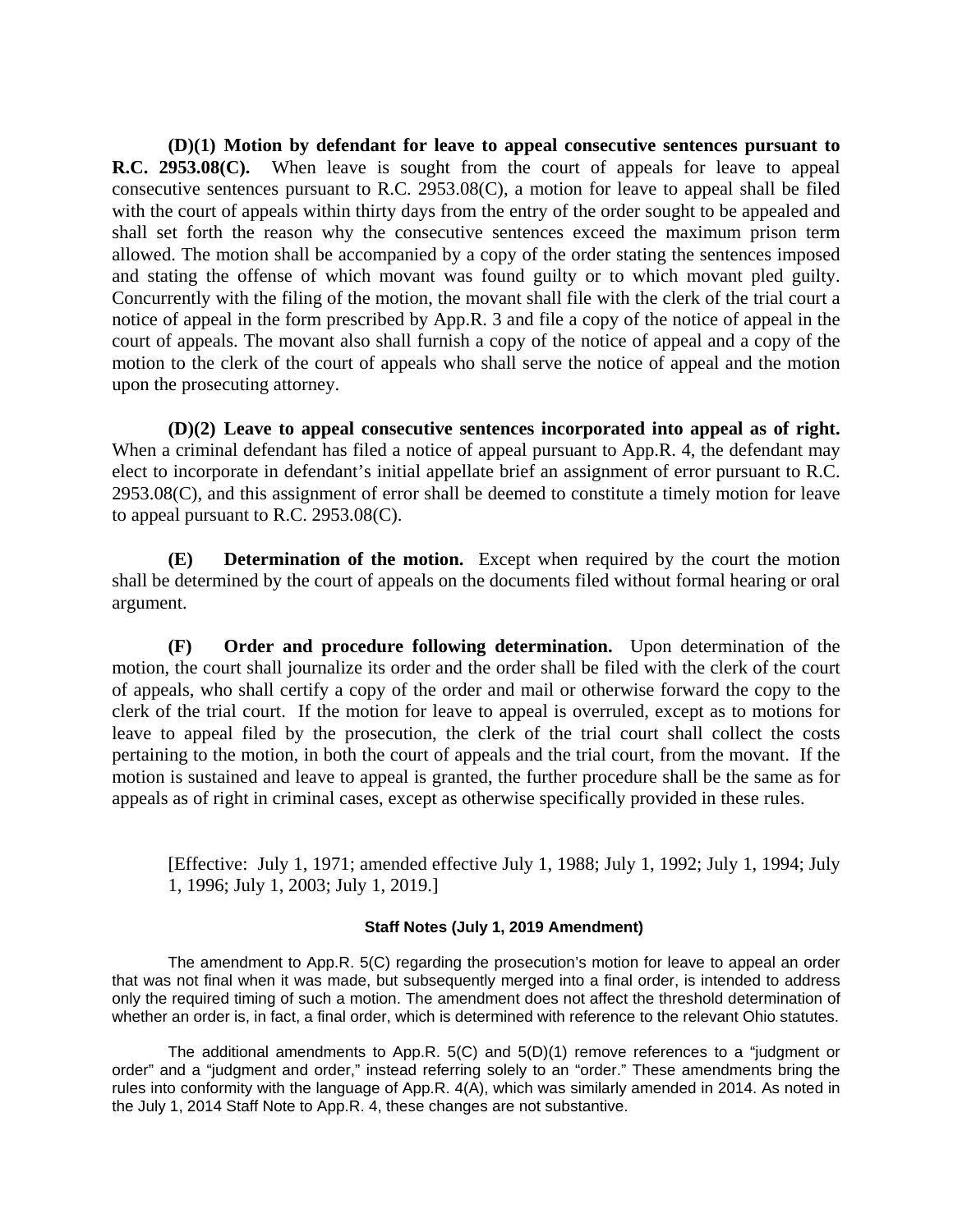**(D)(1) Motion by defendant for leave to appeal consecutive sentences pursuant to R.C. 2953.08(C).** When leave is sought from the court of appeals for leave to appeal consecutive sentences pursuant to R.C. 2953.08(C), a motion for leave to appeal shall be filed with the court of appeals within thirty days from the entry of the order sought to be appealed and shall set forth the reason why the consecutive sentences exceed the maximum prison term allowed. The motion shall be accompanied by a copy of the order stating the sentences imposed and stating the offense of which movant was found guilty or to which movant pled guilty. Concurrently with the filing of the motion, the movant shall file with the clerk of the trial court a notice of appeal in the form prescribed by App.R. 3 and file a copy of the notice of appeal in the court of appeals. The movant also shall furnish a copy of the notice of appeal and a copy of the motion to the clerk of the court of appeals who shall serve the notice of appeal and the motion upon the prosecuting attorney.

**(D)(2) Leave to appeal consecutive sentences incorporated into appeal as of right.** When a criminal defendant has filed a notice of appeal pursuant to App.R. 4, the defendant may elect to incorporate in defendant's initial appellate brief an assignment of error pursuant to R.C. 2953.08(C), and this assignment of error shall be deemed to constitute a timely motion for leave to appeal pursuant to R.C. 2953.08(C).

**(E) Determination of the motion.** Except when required by the court the motion shall be determined by the court of appeals on the documents filed without formal hearing or oral argument.

**(F) Order and procedure following determination.** Upon determination of the motion, the court shall journalize its order and the order shall be filed with the clerk of the court of appeals, who shall certify a copy of the order and mail or otherwise forward the copy to the clerk of the trial court. If the motion for leave to appeal is overruled, except as to motions for leave to appeal filed by the prosecution, the clerk of the trial court shall collect the costs pertaining to the motion, in both the court of appeals and the trial court, from the movant. If the motion is sustained and leave to appeal is granted, the further procedure shall be the same as for appeals as of right in criminal cases, except as otherwise specifically provided in these rules.

[Effective: July 1, 1971; amended effective July 1, 1988; July 1, 1992; July 1, 1994; July 1, 1996; July 1, 2003; July 1, 2019.]

**Staff Notes (July 1, 2019 Amendment)**

The amendment to App.R. 5(C) regarding the prosecution's motion for leave to appeal an order that was not final when it was made, but subsequently merged into a final order, is intended to address only the required timing of such a motion. The amendment does not affect the threshold determination of whether an order is, in fact, a final order, which is determined with reference to the relevant Ohio statutes.

The additional amendments to App.R. 5(C) and 5(D)(1) remove references to a "judgment or order" and a "judgment and order," instead referring solely to an "order." These amendments bring the rules into conformity with the language of App.R. 4(A), which was similarly amended in 2014. As noted in the July 1, 2014 Staff Note to App.R. 4, these changes are not substantive.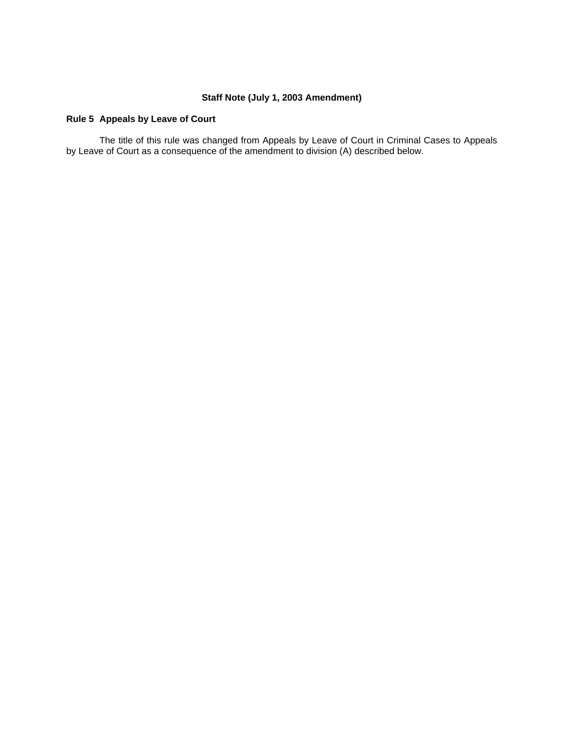## Staff Note (July 1, 2003 Amendment)

### Rule 5 Appeals by Leave of Court

The title of this rule was changed from Appeals by Leave of Court in Criminal Cases to Appeals by Leave of Court as a consequence of the amendment to division (A) described below.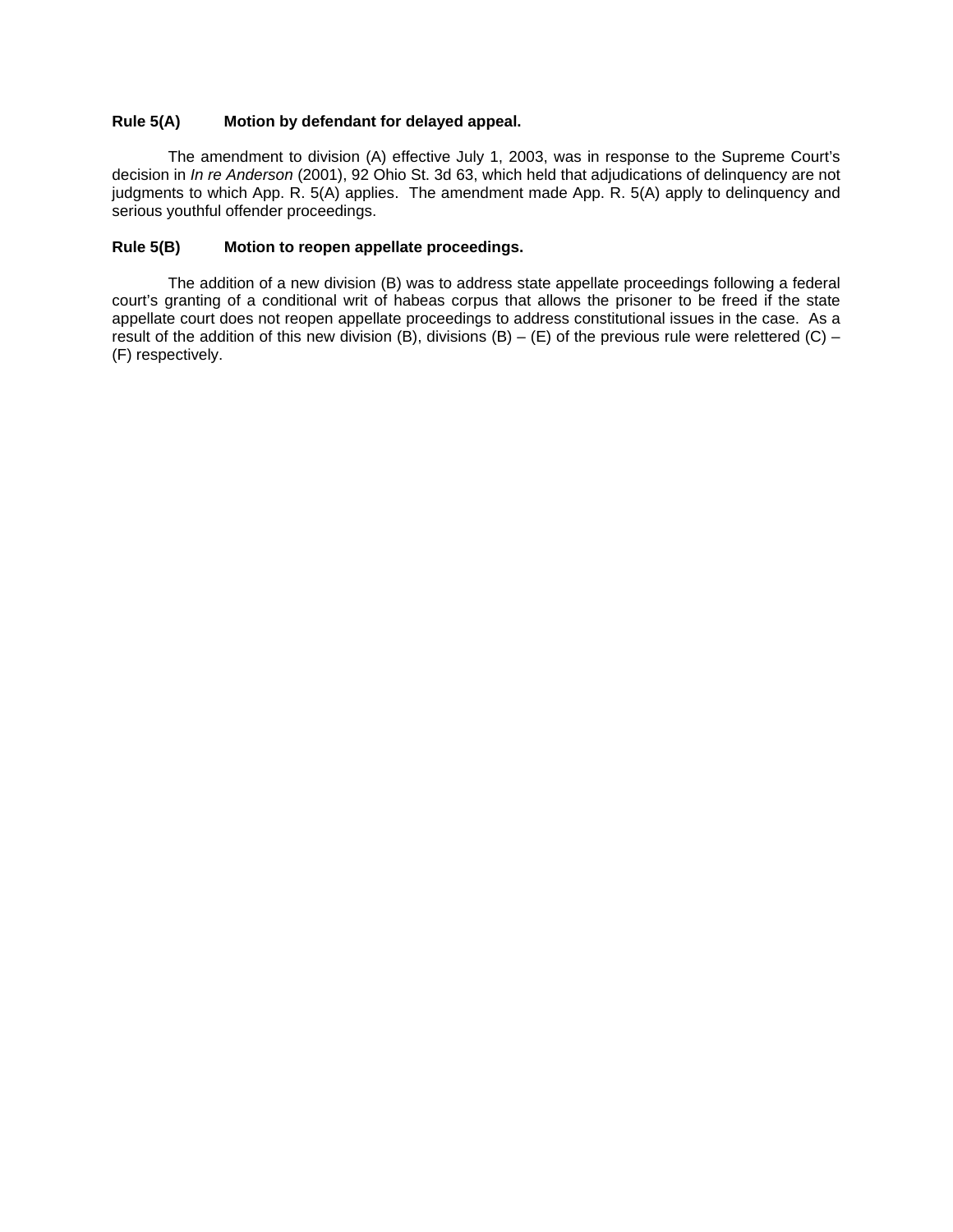**Rule 5(A) Motion by defendant for delayed appeal.**

The amendment to division (A) effective July 1, 2003, was in response to the Supreme Court's decision in *In re Anderson* (2001), 92 Ohio St. 3d 63, which held that adjudications of delinquency are not judgments to which App. R. 5(A) applies. The amendment made App. R. 5(A) apply to delinquency and serious youthful offender proceedings.

**Rule 5(B) Motion to reopen appellate proceedings.**

The addition of a new division (B) was to address state appellate proceedings following a federal court's granting of a conditional writ of habeas corpus that allows the prisoner to be freed if the state appellate court does not reopen appellate proceedings to address constitutional issues in the case. As a result of the addition of this new division (B), divisions (B) – (E) of the previous rule were relettered (C) – (F) respectively.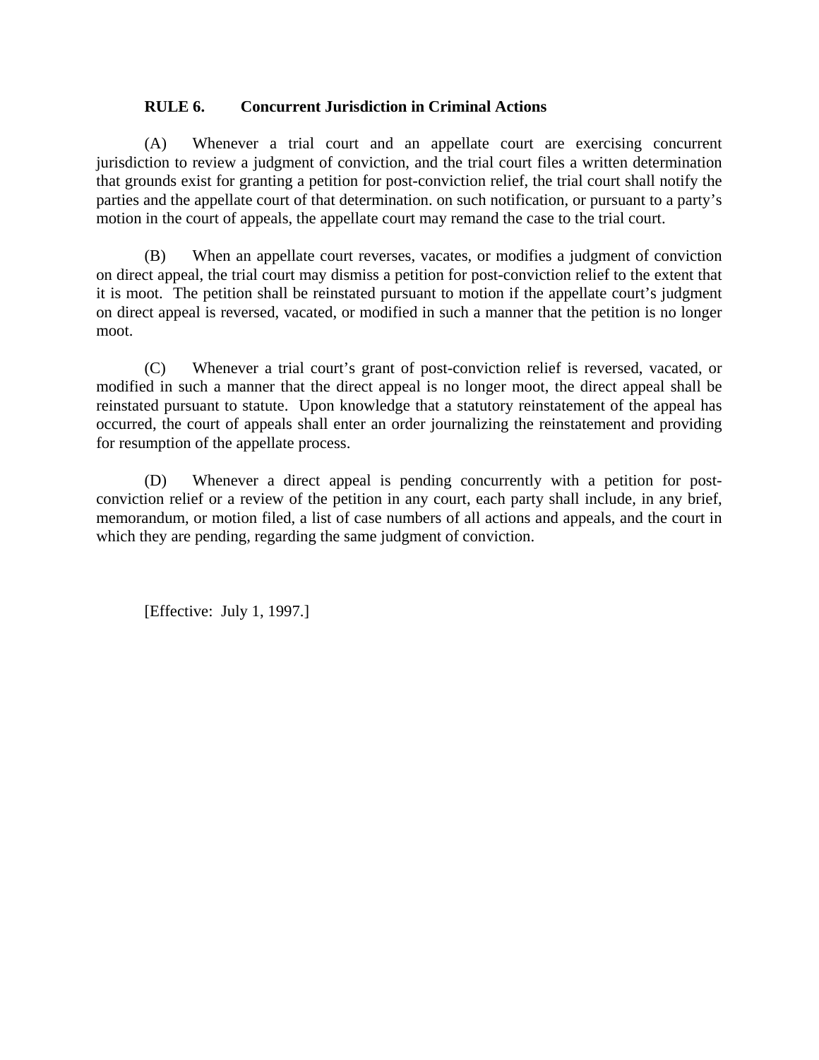**RULE 6. Concurrent Jurisdiction in Criminal Actions**

(A) Whenever a trial court and an appellate court are exercising concurrent jurisdiction to review a judgment of conviction, and the trial court files a written determination that grounds exist for granting a petition for post-conviction relief, the trial court shall notify the parties and the appellate court of that determination. on such notification, or pursuant to a party's motion in the court of appeals, the appellate court may remand the case to the trial court.

(B) When an appellate court reverses, vacates, or modifies a judgment of conviction on direct appeal, the trial court may dismiss a petition for post-conviction relief to the extent that it is moot. The petition shall be reinstated pursuant to motion if the appellate court's judgment on direct appeal is reversed, vacated, or modified in such a manner that the petition is no longer moot.

(C) Whenever a trial court's grant of post-conviction relief is reversed, vacated, or modified in such a manner that the direct appeal is no longer moot, the direct appeal shall be reinstated pursuant to statute. Upon knowledge that a statutory reinstatement of the appeal has occurred, the court of appeals shall enter an order journalizing the reinstatement and providing for resumption of the appellate process.

(D) Whenever a direct appeal is pending concurrently with a petition for post-conviction relief or a review of the petition in any court, each party shall include, in any brief, memorandum, or motion filed, a list of case numbers of all actions and appeals, and the court in which they are pending, regarding the same judgment of conviction.

[Effective: July 1, 1997.]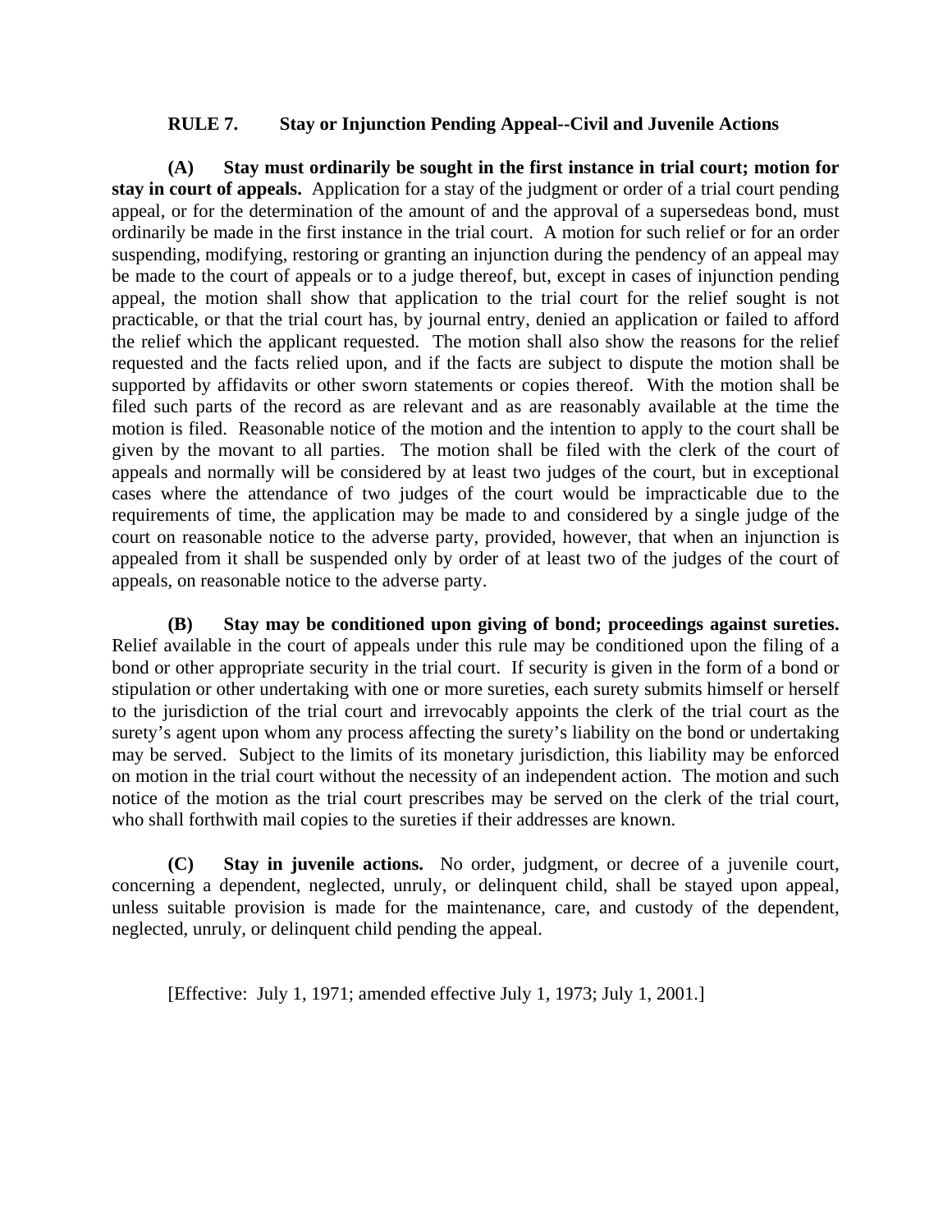## RULE 7. Stay or Injunction Pending Appeal--Civil and Juvenile Actions

**(A) Stay must ordinarily be sought in the first instance in trial court; motion for stay in court of appeals.** Application for a stay of the judgment or order of a trial court pending appeal, or for the determination of the amount of and the approval of a supersedeas bond, must ordinarily be made in the first instance in the trial court. A motion for such relief or for an order suspending, modifying, restoring or granting an injunction during the pendency of an appeal may be made to the court of appeals or to a judge thereof, but, except in cases of injunction pending appeal, the motion shall show that application to the trial court for the relief sought is not practicable, or that the trial court has, by journal entry, denied an application or failed to afford the relief which the applicant requested. The motion shall also show the reasons for the relief requested and the facts relied upon, and if the facts are subject to dispute the motion shall be supported by affidavits or other sworn statements or copies thereof. With the motion shall be filed such parts of the record as are relevant and as are reasonably available at the time the motion is filed. Reasonable notice of the motion and the intention to apply to the court shall be given by the movant to all parties. The motion shall be filed with the clerk of the court of appeals and normally will be considered by at least two judges of the court, but in exceptional cases where the attendance of two judges of the court would be impracticable due to the requirements of time, the application may be made to and considered by a single judge of the court on reasonable notice to the adverse party, provided, however, that when an injunction is appealed from it shall be suspended only by order of at least two of the judges of the court of appeals, on reasonable notice to the adverse party.

**(B) Stay may be conditioned upon giving of bond; proceedings against sureties.** Relief available in the court of appeals under this rule may be conditioned upon the filing of a bond or other appropriate security in the trial court. If security is given in the form of a bond or stipulation or other undertaking with one or more sureties, each surety submits himself or herself to the jurisdiction of the trial court and irrevocably appoints the clerk of the trial court as the surety's agent upon whom any process affecting the surety's liability on the bond or undertaking may be served. Subject to the limits of its monetary jurisdiction, this liability may be enforced on motion in the trial court without the necessity of an independent action. The motion and such notice of the motion as the trial court prescribes may be served on the clerk of the trial court, who shall forthwith mail copies to the sureties if their addresses are known.

**(C) Stay in juvenile actions.** No order, judgment, or decree of a juvenile court, concerning a dependent, neglected, unruly, or delinquent child, shall be stayed upon appeal, unless suitable provision is made for the maintenance, care, and custody of the dependent, neglected, unruly, or delinquent child pending the appeal.

[Effective: July 1, 1971; amended effective July 1, 1973; July 1, 2001.]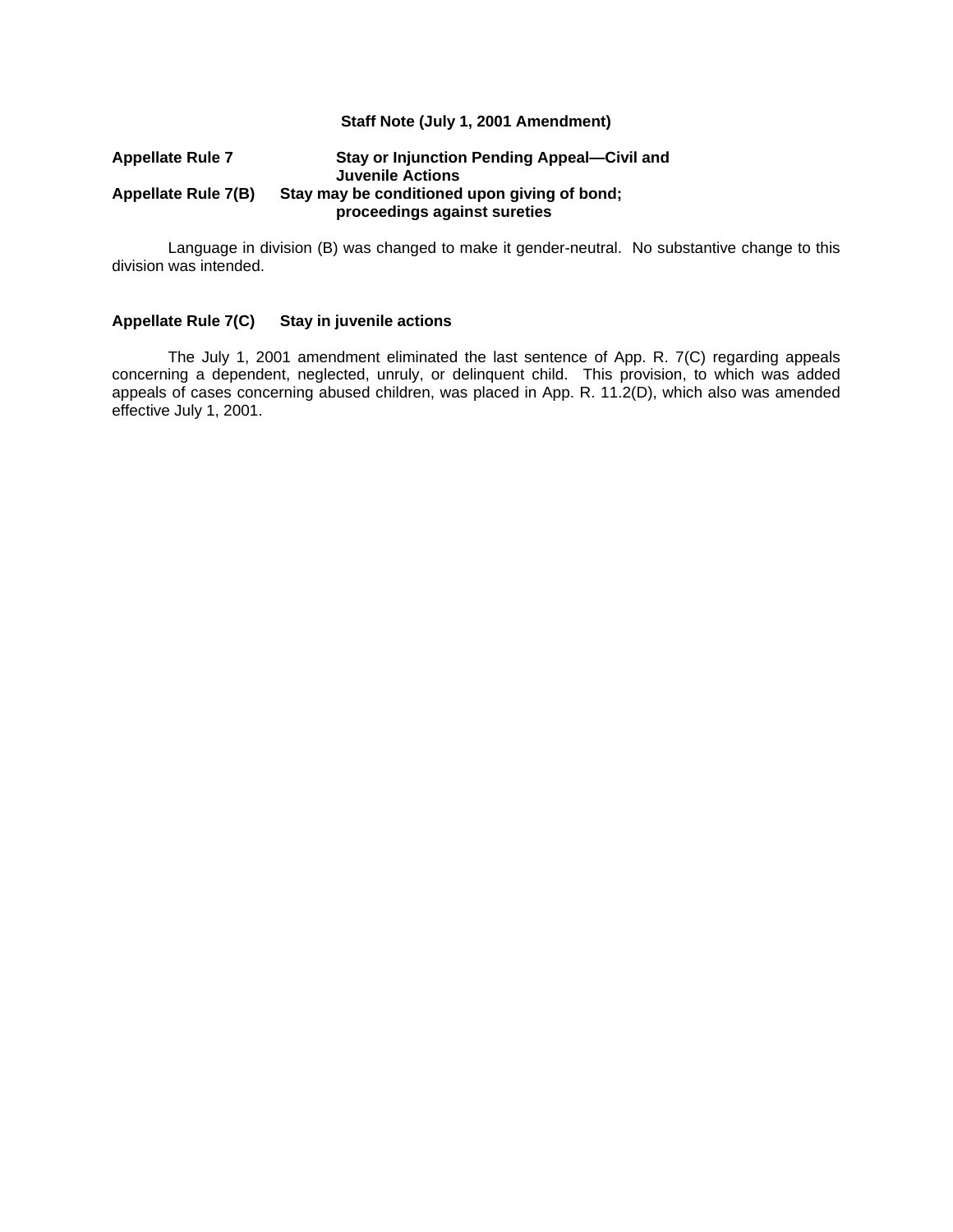## Staff Note (July 1, 2001 Amendment)

**Appellate Rule 7 Stay or Injunction Pending Appeal—Civil and Juvenile Actions**

**Appellate Rule 7(B) Stay may be conditioned upon giving of bond; proceedings against sureties**

Language in division (B) was changed to make it gender-neutral. No substantive change to this division was intended.

**Appellate Rule 7(C) Stay in juvenile actions**

The July 1, 2001 amendment eliminated the last sentence of App. R. 7(C) regarding appeals concerning a dependent, neglected, unruly, or delinquent child. This provision, to which was added appeals of cases concerning abused children, was placed in App. R. 11.2(D), which also was amended effective July 1, 2001.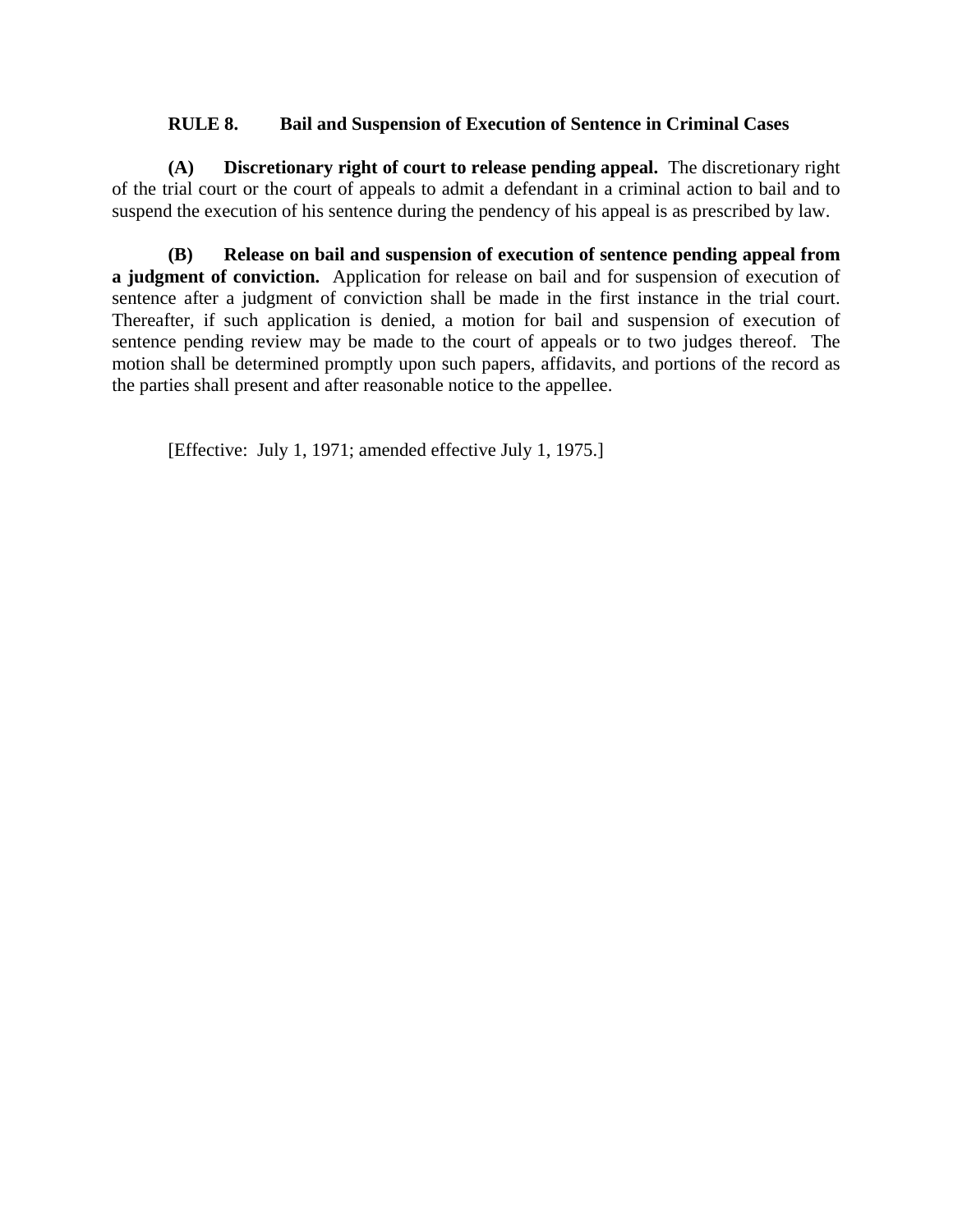## RULE 8. Bail and Suspension of Execution of Sentence in Criminal Cases

**(A) Discretionary right of court to release pending appeal.** The discretionary right of the trial court or the court of appeals to admit a defendant in a criminal action to bail and to suspend the execution of his sentence during the pendency of his appeal is as prescribed by law.

**(B) Release on bail and suspension of execution of sentence pending appeal from a judgment of conviction.** Application for release on bail and for suspension of execution of sentence after a judgment of conviction shall be made in the first instance in the trial court. Thereafter, if such application is denied, a motion for bail and suspension of execution of sentence pending review may be made to the court of appeals or to two judges thereof. The motion shall be determined promptly upon such papers, affidavits, and portions of the record as the parties shall present and after reasonable notice to the appellee.

[Effective: July 1, 1971; amended effective July 1, 1975.]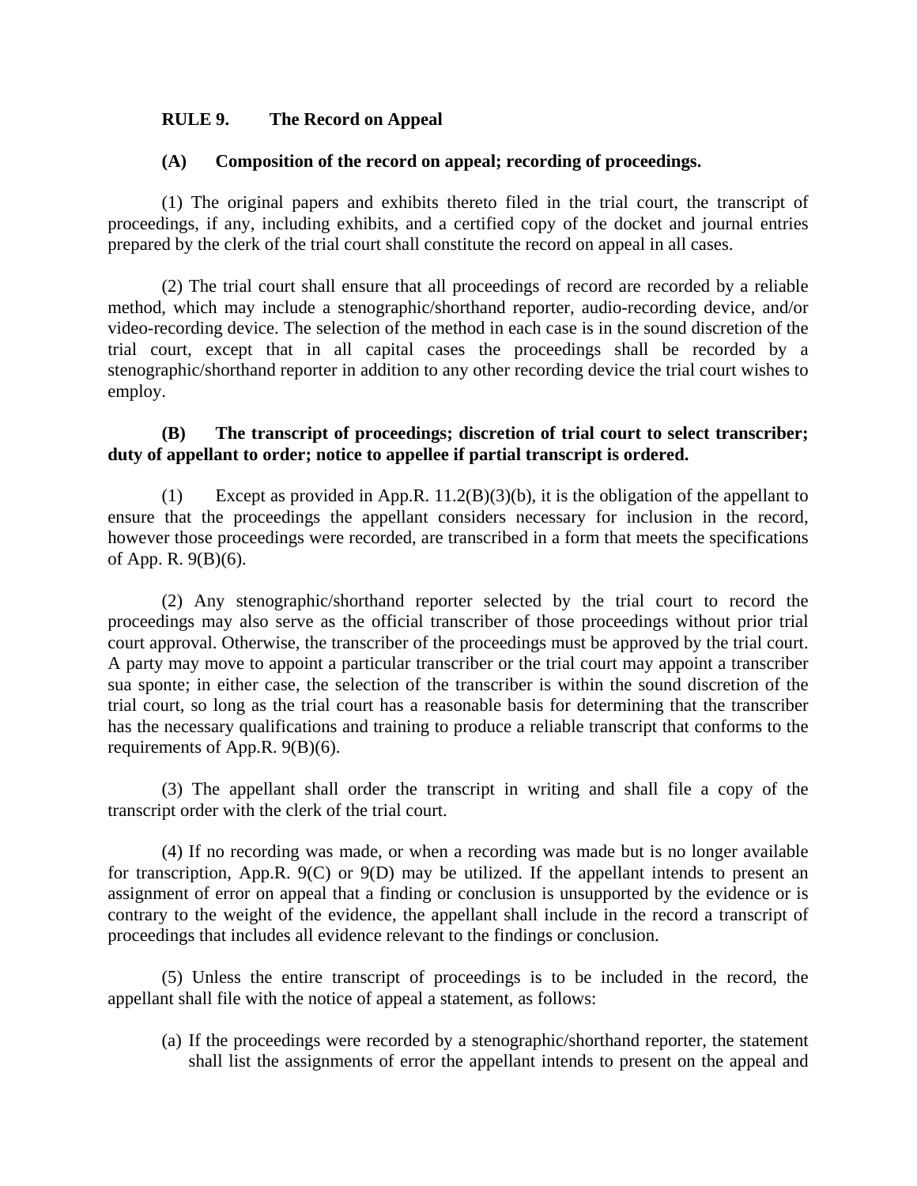**RULE 9. The Record on Appeal**

**(A) Composition of the record on appeal; recording of proceedings.**

(1) The original papers and exhibits thereto filed in the trial court, the transcript of proceedings, if any, including exhibits, and a certified copy of the docket and journal entries prepared by the clerk of the trial court shall constitute the record on appeal in all cases.

(2) The trial court shall ensure that all proceedings of record are recorded by a reliable method, which may include a stenographic/shorthand reporter, audio-recording device, and/or video-recording device. The selection of the method in each case is in the sound discretion of the trial court, except that in all capital cases the proceedings shall be recorded by a stenographic/shorthand reporter in addition to any other recording device the trial court wishes to employ.

**(B) The transcript of proceedings; discretion of trial court to select transcriber; duty of appellant to order; notice to appellee if partial transcript is ordered.**

(1) Except as provided in App.R. 11.2(B)(3)(b), it is the obligation of the appellant to ensure that the proceedings the appellant considers necessary for inclusion in the record, however those proceedings were recorded, are transcribed in a form that meets the specifications of App. R. 9(B)(6).

(2) Any stenographic/shorthand reporter selected by the trial court to record the proceedings may also serve as the official transcriber of those proceedings without prior trial court approval. Otherwise, the transcriber of the proceedings must be approved by the trial court. A party may move to appoint a particular transcriber or the trial court may appoint a transcriber sua sponte; in either case, the selection of the transcriber is within the sound discretion of the trial court, so long as the trial court has a reasonable basis for determining that the transcriber has the necessary qualifications and training to produce a reliable transcript that conforms to the requirements of App.R. 9(B)(6).

(3) The appellant shall order the transcript in writing and shall file a copy of the transcript order with the clerk of the trial court.

(4) If no recording was made, or when a recording was made but is no longer available for transcription, App.R. 9(C) or 9(D) may be utilized. If the appellant intends to present an assignment of error on appeal that a finding or conclusion is unsupported by the evidence or is contrary to the weight of the evidence, the appellant shall include in the record a transcript of proceedings that includes all evidence relevant to the findings or conclusion.

(5) Unless the entire transcript of proceedings is to be included in the record, the appellant shall file with the notice of appeal a statement, as follows:

(a) If the proceedings were recorded by a stenographic/shorthand reporter, the statement shall list the assignments of error the appellant intends to present on the appeal and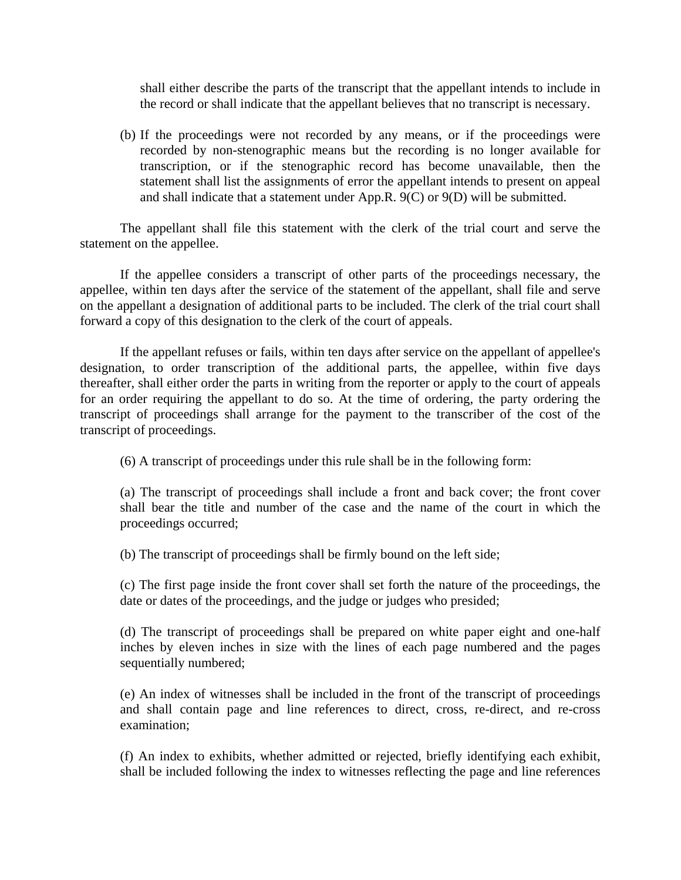shall either describe the parts of the transcript that the appellant intends to include in the record or shall indicate that the appellant believes that no transcript is necessary.

(b) If the proceedings were not recorded by any means, or if the proceedings were recorded by non-stenographic means but the recording is no longer available for transcription, or if the stenographic record has become unavailable, then the statement shall list the assignments of error the appellant intends to present on appeal and shall indicate that a statement under App.R. 9(C) or 9(D) will be submitted.

The appellant shall file this statement with the clerk of the trial court and serve the statement on the appellee.

If the appellee considers a transcript of other parts of the proceedings necessary, the appellee, within ten days after the service of the statement of the appellant, shall file and serve on the appellant a designation of additional parts to be included. The clerk of the trial court shall forward a copy of this designation to the clerk of the court of appeals.

If the appellant refuses or fails, within ten days after service on the appellant of appellee's designation, to order transcription of the additional parts, the appellee, within five days thereafter, shall either order the parts in writing from the reporter or apply to the court of appeals for an order requiring the appellant to do so. At the time of ordering, the party ordering the transcript of proceedings shall arrange for the payment to the transcriber of the cost of the transcript of proceedings.

(6) A transcript of proceedings under this rule shall be in the following form:

(a) The transcript of proceedings shall include a front and back cover; the front cover shall bear the title and number of the case and the name of the court in which the proceedings occurred;

(b) The transcript of proceedings shall be firmly bound on the left side;

(c) The first page inside the front cover shall set forth the nature of the proceedings, the date or dates of the proceedings, and the judge or judges who presided;

(d) The transcript of proceedings shall be prepared on white paper eight and one-half inches by eleven inches in size with the lines of each page numbered and the pages sequentially numbered;

(e) An index of witnesses shall be included in the front of the transcript of proceedings and shall contain page and line references to direct, cross, re-direct, and re-cross examination;

(f) An index to exhibits, whether admitted or rejected, briefly identifying each exhibit, shall be included following the index to witnesses reflecting the page and line references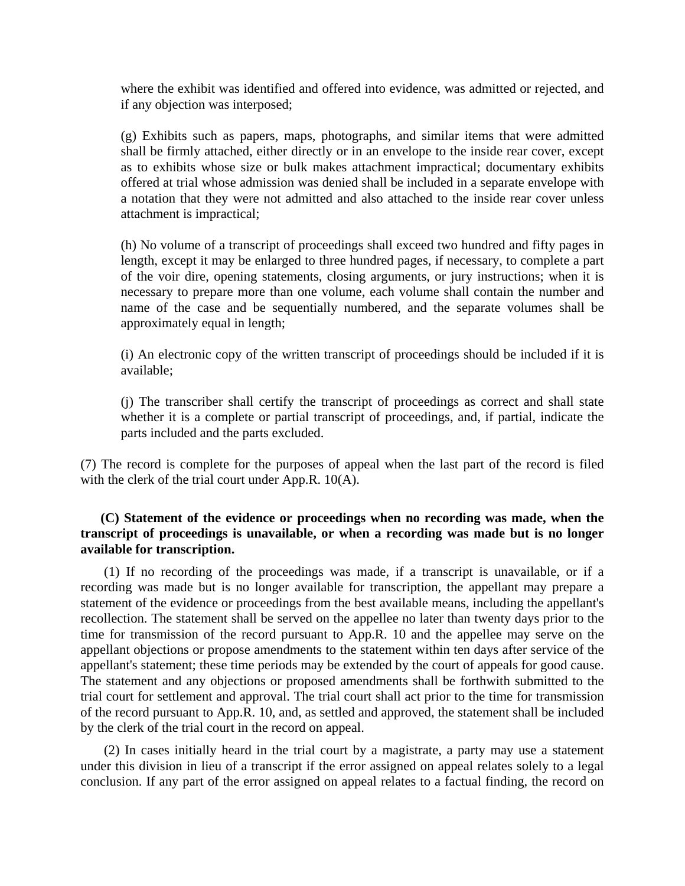where the exhibit was identified and offered into evidence, was admitted or rejected, and if any objection was interposed;

(g) Exhibits such as papers, maps, photographs, and similar items that were admitted shall be firmly attached, either directly or in an envelope to the inside rear cover, except as to exhibits whose size or bulk makes attachment impractical; documentary exhibits offered at trial whose admission was denied shall be included in a separate envelope with a notation that they were not admitted and also attached to the inside rear cover unless attachment is impractical;

(h) No volume of a transcript of proceedings shall exceed two hundred and fifty pages in length, except it may be enlarged to three hundred pages, if necessary, to complete a part of the voir dire, opening statements, closing arguments, or jury instructions; when it is necessary to prepare more than one volume, each volume shall contain the number and name of the case and be sequentially numbered, and the separate volumes shall be approximately equal in length;

(i) An electronic copy of the written transcript of proceedings should be included if it is available;

(j) The transcriber shall certify the transcript of proceedings as correct and shall state whether it is a complete or partial transcript of proceedings, and, if partial, indicate the parts included and the parts excluded.

(7) The record is complete for the purposes of appeal when the last part of the record is filed with the clerk of the trial court under App.R. 10(A).

**(C) Statement of the evidence or proceedings when no recording was made, when the transcript of proceedings is unavailable, or when a recording was made but is no longer available for transcription.**

(1) If no recording of the proceedings was made, if a transcript is unavailable, or if a recording was made but is no longer available for transcription, the appellant may prepare a statement of the evidence or proceedings from the best available means, including the appellant's recollection. The statement shall be served on the appellee no later than twenty days prior to the time for transmission of the record pursuant to App.R. 10 and the appellee may serve on the appellant objections or propose amendments to the statement within ten days after service of the appellant's statement; these time periods may be extended by the court of appeals for good cause. The statement and any objections or proposed amendments shall be forthwith submitted to the trial court for settlement and approval. The trial court shall act prior to the time for transmission of the record pursuant to App.R. 10, and, as settled and approved, the statement shall be included by the clerk of the trial court in the record on appeal.

(2) In cases initially heard in the trial court by a magistrate, a party may use a statement under this division in lieu of a transcript if the error assigned on appeal relates solely to a legal conclusion. If any part of the error assigned on appeal relates to a factual finding, the record on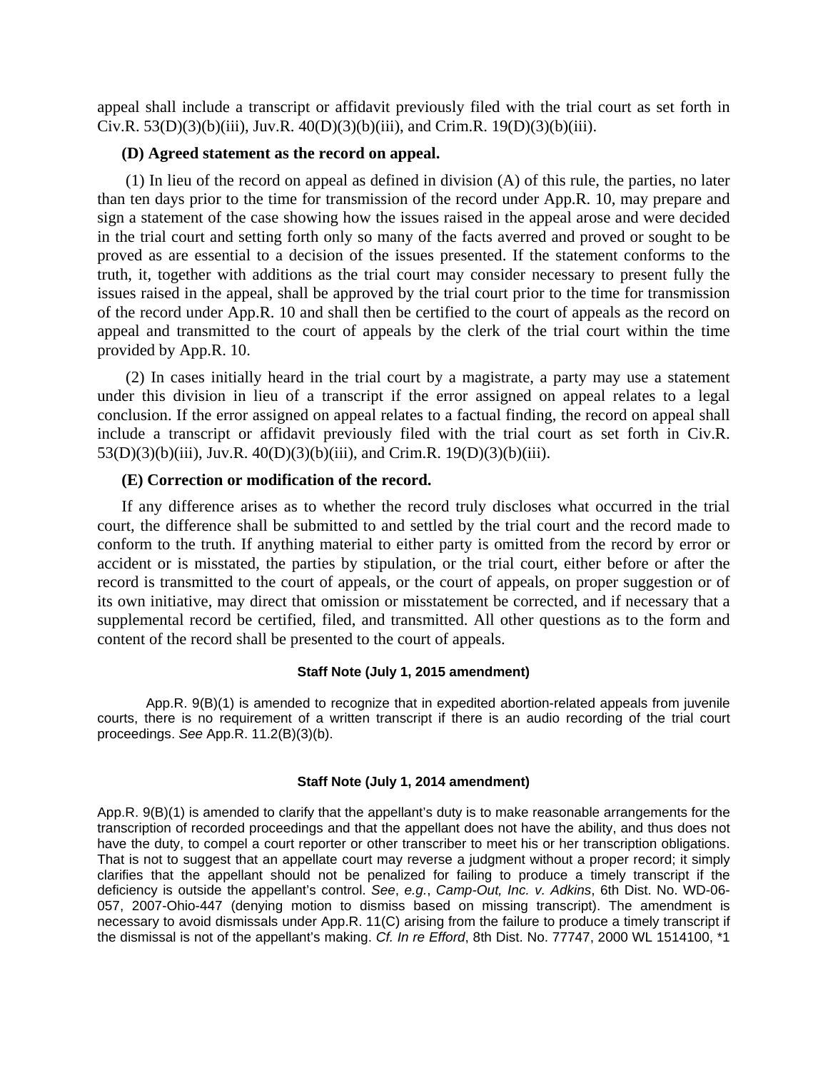appeal shall include a transcript or affidavit previously filed with the trial court as set forth in Civ.R. 53(D)(3)(b)(iii), Juv.R. 40(D)(3)(b)(iii), and Crim.R. 19(D)(3)(b)(iii).

**(D) Agreed statement as the record on appeal.**

(1) In lieu of the record on appeal as defined in division (A) of this rule, the parties, no later than ten days prior to the time for transmission of the record under App.R. 10, may prepare and sign a statement of the case showing how the issues raised in the appeal arose and were decided in the trial court and setting forth only so many of the facts averred and proved or sought to be proved as are essential to a decision of the issues presented. If the statement conforms to the truth, it, together with additions as the trial court may consider necessary to present fully the issues raised in the appeal, shall be approved by the trial court prior to the time for transmission of the record under App.R. 10 and shall then be certified to the court of appeals as the record on appeal and transmitted to the court of appeals by the clerk of the trial court within the time provided by App.R. 10.

(2) In cases initially heard in the trial court by a magistrate, a party may use a statement under this division in lieu of a transcript if the error assigned on appeal relates to a legal conclusion. If the error assigned on appeal relates to a factual finding, the record on appeal shall include a transcript or affidavit previously filed with the trial court as set forth in Civ.R. 53(D)(3)(b)(iii), Juv.R. 40(D)(3)(b)(iii), and Crim.R. 19(D)(3)(b)(iii).

**(E) Correction or modification of the record.**

If any difference arises as to whether the record truly discloses what occurred in the trial court, the difference shall be submitted to and settled by the trial court and the record made to conform to the truth. If anything material to either party is omitted from the record by error or accident or is misstated, the parties by stipulation, or the trial court, either before or after the record is transmitted to the court of appeals, or the court of appeals, on proper suggestion or of its own initiative, may direct that omission or misstatement be corrected, and if necessary that a supplemental record be certified, filed, and transmitted. All other questions as to the form and content of the record shall be presented to the court of appeals.

**Staff Note (July 1, 2015 amendment)**

App.R. 9(B)(1) is amended to recognize that in expedited abortion-related appeals from juvenile courts, there is no requirement of a written transcript if there is an audio recording of the trial court proceedings. *See* App.R. 11.2(B)(3)(b).

**Staff Note (July 1, 2014 amendment)**

App.R. 9(B)(1) is amended to clarify that the appellant's duty is to make reasonable arrangements for the transcription of recorded proceedings and that the appellant does not have the ability, and thus does not have the duty, to compel a court reporter or other transcriber to meet his or her transcription obligations. That is not to suggest that an appellate court may reverse a judgment without a proper record; it simply clarifies that the appellant should not be penalized for failing to produce a timely transcript if the deficiency is outside the appellant's control. *See*, *e.g.*, *Camp-Out, Inc. v. Adkins*, 6th Dist. No. WD-06-057, 2007-Ohio-447 (denying motion to dismiss based on missing transcript). The amendment is necessary to avoid dismissals under App.R. 11(C) arising from the failure to produce a timely transcript if the dismissal is not of the appellant's making. *Cf. In re Efford*, 8th Dist. No. 77747, 2000 WL 1514100, *1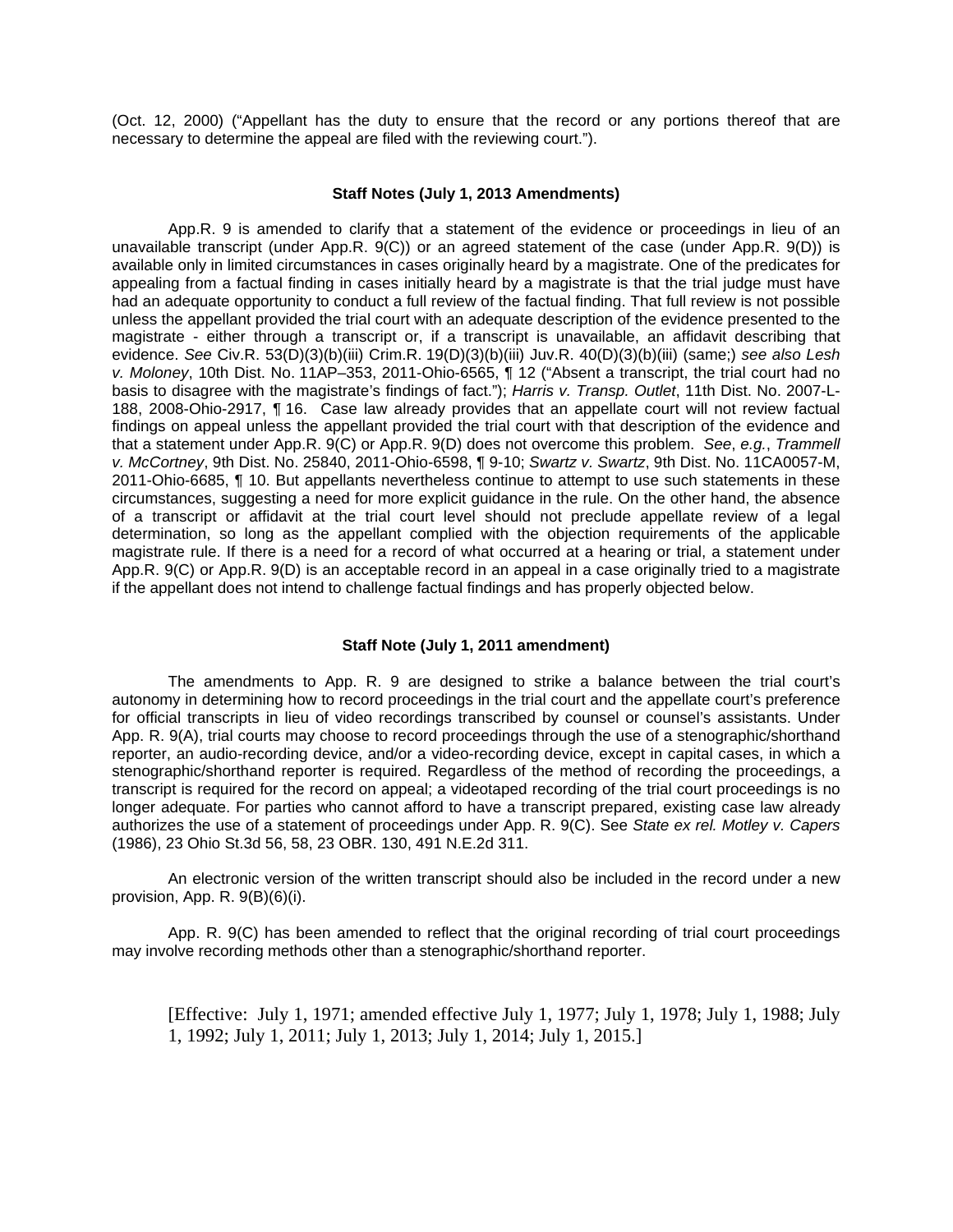(Oct. 12, 2000) ("Appellant has the duty to ensure that the record or any portions thereof that are necessary to determine the appeal are filed with the reviewing court.").

**Staff Notes (July 1, 2013 Amendments)**

App.R. 9 is amended to clarify that a statement of the evidence or proceedings in lieu of an unavailable transcript (under App.R. 9(C)) or an agreed statement of the case (under App.R. 9(D)) is available only in limited circumstances in cases originally heard by a magistrate. One of the predicates for appealing from a factual finding in cases initially heard by a magistrate is that the trial judge must have had an adequate opportunity to conduct a full review of the factual finding. That full review is not possible unless the appellant provided the trial court with an adequate description of the evidence presented to the magistrate - either through a transcript or, if a transcript is unavailable, an affidavit describing that evidence. *See* Civ.R. 53(D)(3)(b)(iii) Crim.R. 19(D)(3)(b)(iii) Juv.R. 40(D)(3)(b)(iii) (same;) *see also Lesh v. Moloney*, 10th Dist. No. 11AP–353, 2011-Ohio-6565, ¶ 12 ("Absent a transcript, the trial court had no basis to disagree with the magistrate's findings of fact."); *Harris v. Transp. Outlet*, 11th Dist. No. 2007-L-188, 2008-Ohio-2917, ¶ 16. Case law already provides that an appellate court will not review factual findings on appeal unless the appellant provided the trial court with that description of the evidence and that a statement under App.R. 9(C) or App.R. 9(D) does not overcome this problem. *See*, *e.g.*, *Trammell v. McCortney*, 9th Dist. No. 25840, 2011-Ohio-6598, ¶ 9-10; *Swartz v. Swartz*, 9th Dist. No. 11CA0057-M, 2011-Ohio-6685, ¶ 10. But appellants nevertheless continue to attempt to use such statements in these circumstances, suggesting a need for more explicit guidance in the rule. On the other hand, the absence of a transcript or affidavit at the trial court level should not preclude appellate review of a legal determination, so long as the appellant complied with the objection requirements of the applicable magistrate rule. If there is a need for a record of what occurred at a hearing or trial, a statement under App.R. 9(C) or App.R. 9(D) is an acceptable record in an appeal in a case originally tried to a magistrate if the appellant does not intend to challenge factual findings and has properly objected below.

**Staff Note (July 1, 2011 amendment)**

The amendments to App. R. 9 are designed to strike a balance between the trial court's autonomy in determining how to record proceedings in the trial court and the appellate court's preference for official transcripts in lieu of video recordings transcribed by counsel or counsel's assistants. Under App. R. 9(A), trial courts may choose to record proceedings through the use of a stenographic/shorthand reporter, an audio-recording device, and/or a video-recording device, except in capital cases, in which a stenographic/shorthand reporter is required. Regardless of the method of recording the proceedings, a transcript is required for the record on appeal; a videotaped recording of the trial court proceedings is no longer adequate. For parties who cannot afford to have a transcript prepared, existing case law already authorizes the use of a statement of proceedings under App. R. 9(C). See *State ex rel. Motley v. Capers* (1986), 23 Ohio St.3d 56, 58, 23 OBR. 130, 491 N.E.2d 311.

An electronic version of the written transcript should also be included in the record under a new provision, App. R. 9(B)(6)(i).

App. R. 9(C) has been amended to reflect that the original recording of trial court proceedings may involve recording methods other than a stenographic/shorthand reporter.

[Effective: July 1, 1971; amended effective July 1, 1977; July 1, 1978; July 1, 1988; July 1, 1992; July 1, 2011; July 1, 2013; July 1, 2014; July 1, 2015.]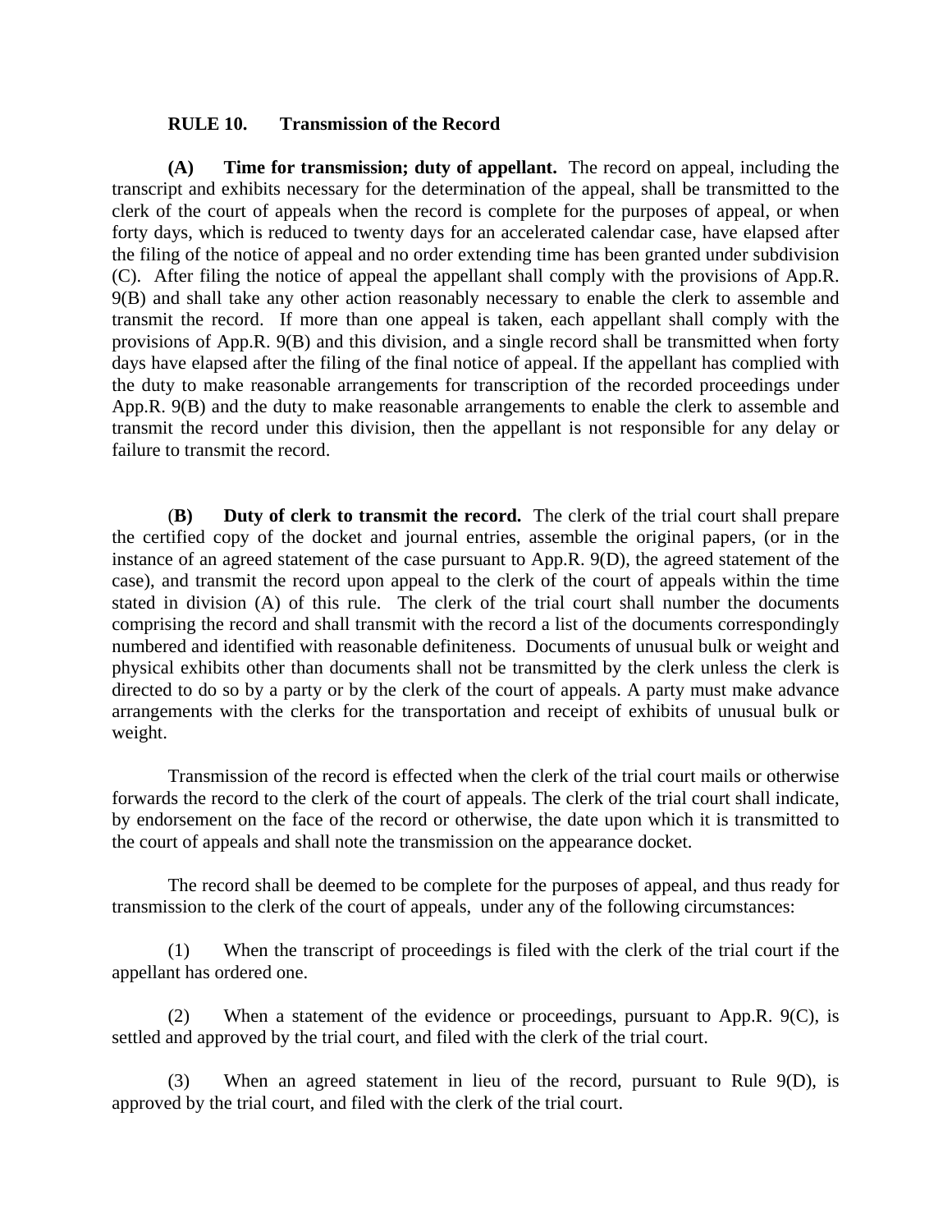### RULE 10. Transmission of the Record

**(A) Time for transmission; duty of appellant.** The record on appeal, including the transcript and exhibits necessary for the determination of the appeal, shall be transmitted to the clerk of the court of appeals when the record is complete for the purposes of appeal, or when forty days, which is reduced to twenty days for an accelerated calendar case, have elapsed after the filing of the notice of appeal and no order extending time has been granted under subdivision (C). After filing the notice of appeal the appellant shall comply with the provisions of App.R. 9(B) and shall take any other action reasonably necessary to enable the clerk to assemble and transmit the record. If more than one appeal is taken, each appellant shall comply with the provisions of App.R. 9(B) and this division, and a single record shall be transmitted when forty days have elapsed after the filing of the final notice of appeal. If the appellant has complied with the duty to make reasonable arrangements for transcription of the recorded proceedings under App.R. 9(B) and the duty to make reasonable arrangements to enable the clerk to assemble and transmit the record under this division, then the appellant is not responsible for any delay or failure to transmit the record.

(**B) Duty of clerk to transmit the record.** The clerk of the trial court shall prepare the certified copy of the docket and journal entries, assemble the original papers, (or in the instance of an agreed statement of the case pursuant to App.R. 9(D), the agreed statement of the case), and transmit the record upon appeal to the clerk of the court of appeals within the time stated in division (A) of this rule. The clerk of the trial court shall number the documents comprising the record and shall transmit with the record a list of the documents correspondingly numbered and identified with reasonable definiteness. Documents of unusual bulk or weight and physical exhibits other than documents shall not be transmitted by the clerk unless the clerk is directed to do so by a party or by the clerk of the court of appeals. A party must make advance arrangements with the clerks for the transportation and receipt of exhibits of unusual bulk or weight.

Transmission of the record is effected when the clerk of the trial court mails or otherwise forwards the record to the clerk of the court of appeals. The clerk of the trial court shall indicate, by endorsement on the face of the record or otherwise, the date upon which it is transmitted to the court of appeals and shall note the transmission on the appearance docket.

The record shall be deemed to be complete for the purposes of appeal, and thus ready for transmission to the clerk of the court of appeals, under any of the following circumstances:

(1) When the transcript of proceedings is filed with the clerk of the trial court if the appellant has ordered one.

(2) When a statement of the evidence or proceedings, pursuant to App.R. 9(C), is settled and approved by the trial court, and filed with the clerk of the trial court.

(3) When an agreed statement in lieu of the record, pursuant to Rule 9(D), is approved by the trial court, and filed with the clerk of the trial court.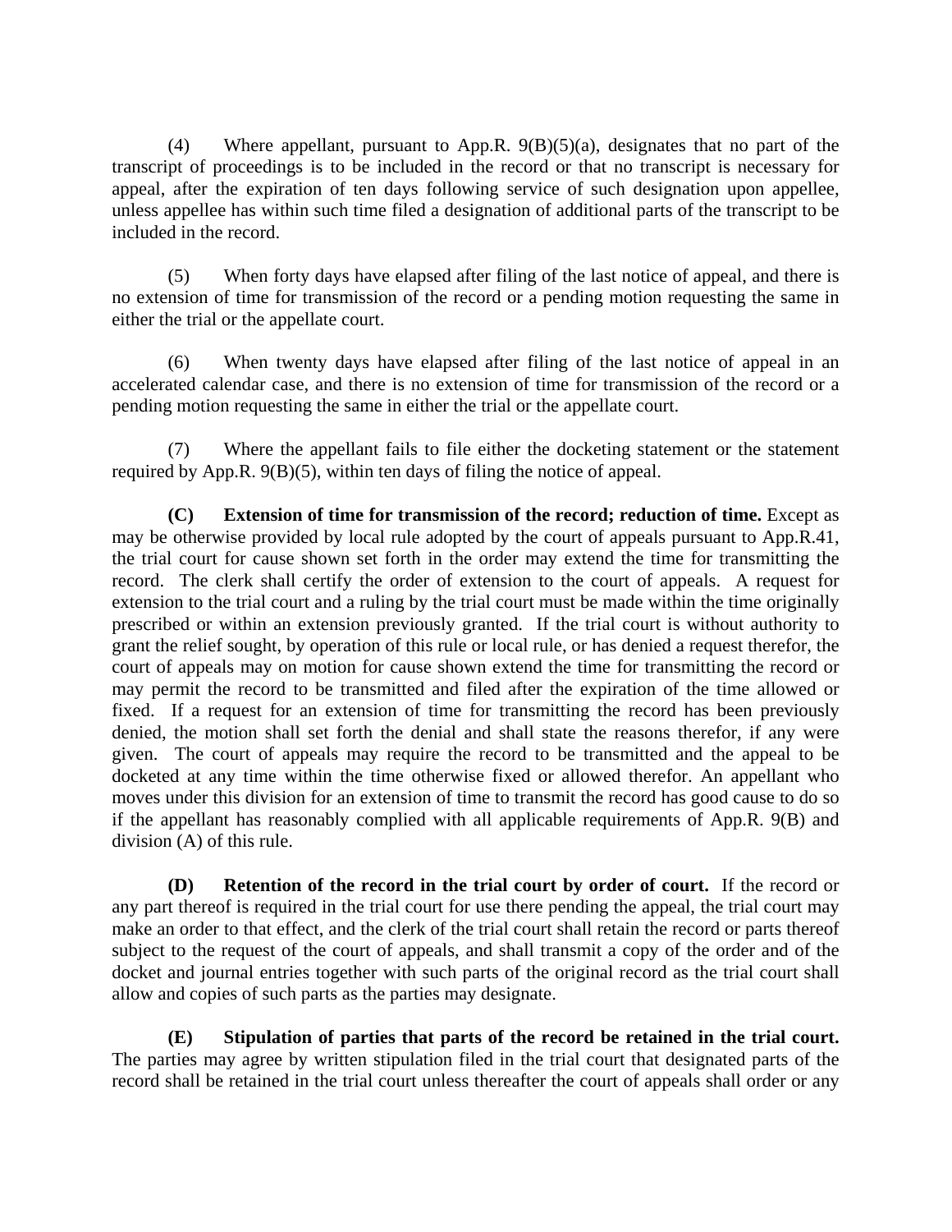(4) Where appellant, pursuant to App.R. 9(B)(5)(a), designates that no part of the transcript of proceedings is to be included in the record or that no transcript is necessary for appeal, after the expiration of ten days following service of such designation upon appellee, unless appellee has within such time filed a designation of additional parts of the transcript to be included in the record.

(5) When forty days have elapsed after filing of the last notice of appeal, and there is no extension of time for transmission of the record or a pending motion requesting the same in either the trial or the appellate court.

(6) When twenty days have elapsed after filing of the last notice of appeal in an accelerated calendar case, and there is no extension of time for transmission of the record or a pending motion requesting the same in either the trial or the appellate court.

(7) Where the appellant fails to file either the docketing statement or the statement required by App.R. 9(B)(5), within ten days of filing the notice of appeal.

**(C) Extension of time for transmission of the record; reduction of time.** Except as may be otherwise provided by local rule adopted by the court of appeals pursuant to App.R.41, the trial court for cause shown set forth in the order may extend the time for transmitting the record. The clerk shall certify the order of extension to the court of appeals. A request for extension to the trial court and a ruling by the trial court must be made within the time originally prescribed or within an extension previously granted. If the trial court is without authority to grant the relief sought, by operation of this rule or local rule, or has denied a request therefor, the court of appeals may on motion for cause shown extend the time for transmitting the record or may permit the record to be transmitted and filed after the expiration of the time allowed or fixed. If a request for an extension of time for transmitting the record has been previously denied, the motion shall set forth the denial and shall state the reasons therefor, if any were given. The court of appeals may require the record to be transmitted and the appeal to be docketed at any time within the time otherwise fixed or allowed therefor. An appellant who moves under this division for an extension of time to transmit the record has good cause to do so if the appellant has reasonably complied with all applicable requirements of App.R. 9(B) and division (A) of this rule.

**(D) Retention of the record in the trial court by order of court.** If the record or any part thereof is required in the trial court for use there pending the appeal, the trial court may make an order to that effect, and the clerk of the trial court shall retain the record or parts thereof subject to the request of the court of appeals, and shall transmit a copy of the order and of the docket and journal entries together with such parts of the original record as the trial court shall allow and copies of such parts as the parties may designate.

**(E) Stipulation of parties that parts of the record be retained in the trial court.** The parties may agree by written stipulation filed in the trial court that designated parts of the record shall be retained in the trial court unless thereafter the court of appeals shall order or any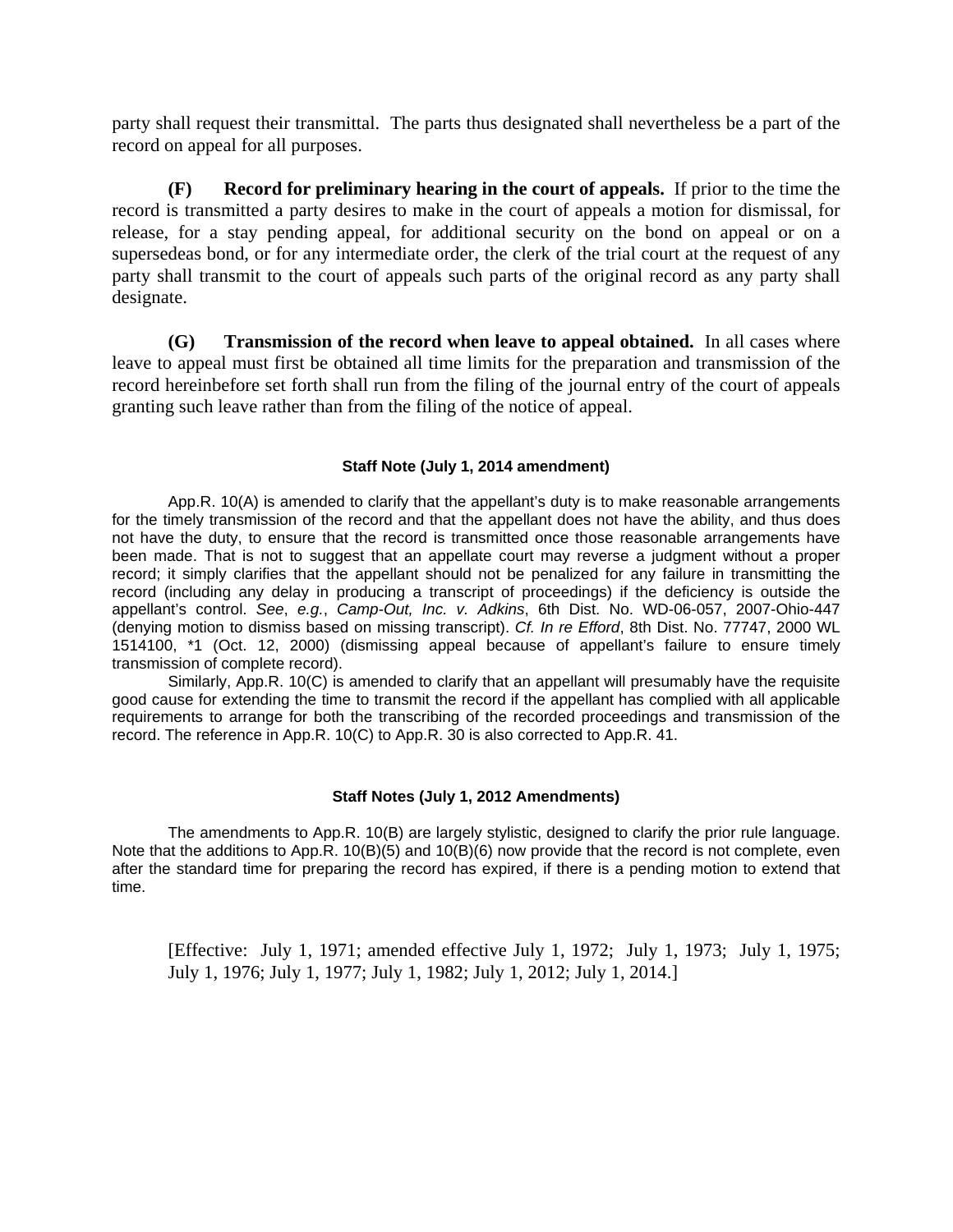party shall request their transmittal. The parts thus designated shall nevertheless be a part of the record on appeal for all purposes.

**(F) Record for preliminary hearing in the court of appeals.** If prior to the time the record is transmitted a party desires to make in the court of appeals a motion for dismissal, for release, for a stay pending appeal, for additional security on the bond on appeal or on a supersedeas bond, or for any intermediate order, the clerk of the trial court at the request of any party shall transmit to the court of appeals such parts of the original record as any party shall designate.

**(G) Transmission of the record when leave to appeal obtained.** In all cases where leave to appeal must first be obtained all time limits for the preparation and transmission of the record hereinbefore set forth shall run from the filing of the journal entry of the court of appeals granting such leave rather than from the filing of the notice of appeal.

#### Staff Note (July 1, 2014 amendment)

App.R. 10(A) is amended to clarify that the appellant's duty is to make reasonable arrangements for the timely transmission of the record and that the appellant does not have the ability, and thus does not have the duty, to ensure that the record is transmitted once those reasonable arrangements have been made. That is not to suggest that an appellate court may reverse a judgment without a proper record; it simply clarifies that the appellant should not be penalized for any failure in transmitting the record (including any delay in producing a transcript of proceedings) if the deficiency is outside the appellant's control. *See*, *e.g.*, *Camp-Out, Inc. v. Adkins*, 6th Dist. No. WD-06-057, 2007-Ohio-447 (denying motion to dismiss based on missing transcript). *Cf. In re Efford*, 8th Dist. No. 77747, 2000 WL 1514100, *1 (Oct. 12, 2000) (dismissing appeal because of appellant's failure to ensure timely transmission of complete record).

Similarly, App.R. 10(C) is amended to clarify that an appellant will presumably have the requisite good cause for extending the time to transmit the record if the appellant has complied with all applicable requirements to arrange for both the transcribing of the recorded proceedings and transmission of the record. The reference in App.R. 10(C) to App.R. 30 is also corrected to App.R. 41.

#### Staff Notes (July 1, 2012 Amendments)

The amendments to App.R. 10(B) are largely stylistic, designed to clarify the prior rule language. Note that the additions to App.R. 10(B)(5) and 10(B)(6) now provide that the record is not complete, even after the standard time for preparing the record has expired, if there is a pending motion to extend that time.

[Effective: July 1, 1971; amended effective July 1, 1972; July 1, 1973; July 1, 1975; July 1, 1976; July 1, 1977; July 1, 1982; July 1, 2012; July 1, 2014.]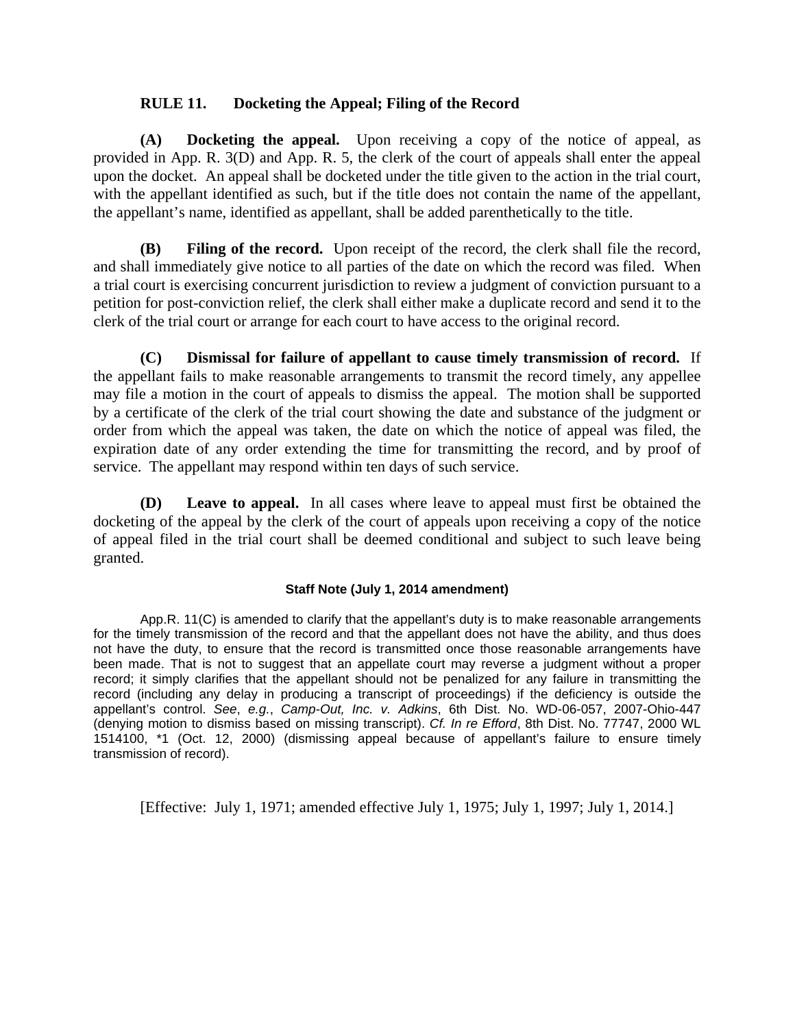## RULE 11. Docketing the Appeal; Filing of the Record

**(A) Docketing the appeal.** Upon receiving a copy of the notice of appeal, as provided in App. R. 3(D) and App. R. 5, the clerk of the court of appeals shall enter the appeal upon the docket. An appeal shall be docketed under the title given to the action in the trial court, with the appellant identified as such, but if the title does not contain the name of the appellant, the appellant's name, identified as appellant, shall be added parenthetically to the title.

**(B) Filing of the record.** Upon receipt of the record, the clerk shall file the record, and shall immediately give notice to all parties of the date on which the record was filed. When a trial court is exercising concurrent jurisdiction to review a judgment of conviction pursuant to a petition for post-conviction relief, the clerk shall either make a duplicate record and send it to the clerk of the trial court or arrange for each court to have access to the original record.

**(C) Dismissal for failure of appellant to cause timely transmission of record.** If the appellant fails to make reasonable arrangements to transmit the record timely, any appellee may file a motion in the court of appeals to dismiss the appeal. The motion shall be supported by a certificate of the clerk of the trial court showing the date and substance of the judgment or order from which the appeal was taken, the date on which the notice of appeal was filed, the expiration date of any order extending the time for transmitting the record, and by proof of service. The appellant may respond within ten days of such service.

**(D) Leave to appeal.** In all cases where leave to appeal must first be obtained the docketing of the appeal by the clerk of the court of appeals upon receiving a copy of the notice of appeal filed in the trial court shall be deemed conditional and subject to such leave being granted.

#### Staff Note (July 1, 2014 amendment)

App.R. 11(C) is amended to clarify that the appellant's duty is to make reasonable arrangements for the timely transmission of the record and that the appellant does not have the ability, and thus does not have the duty, to ensure that the record is transmitted once those reasonable arrangements have been made. That is not to suggest that an appellate court may reverse a judgment without a proper record; it simply clarifies that the appellant should not be penalized for any failure in transmitting the record (including any delay in producing a transcript of proceedings) if the deficiency is outside the appellant's control. *See*, *e.g.*, *Camp-Out, Inc. v. Adkins*, 6th Dist. No. WD-06-057, 2007-Ohio-447 (denying motion to dismiss based on missing transcript). *Cf. In re Efford*, 8th Dist. No. 77747, 2000 WL 1514100, *1 (Oct. 12, 2000) (dismissing appeal because of appellant's failure to ensure timely transmission of record).

[Effective: July 1, 1971; amended effective July 1, 1975; July 1, 1997; July 1, 2014.]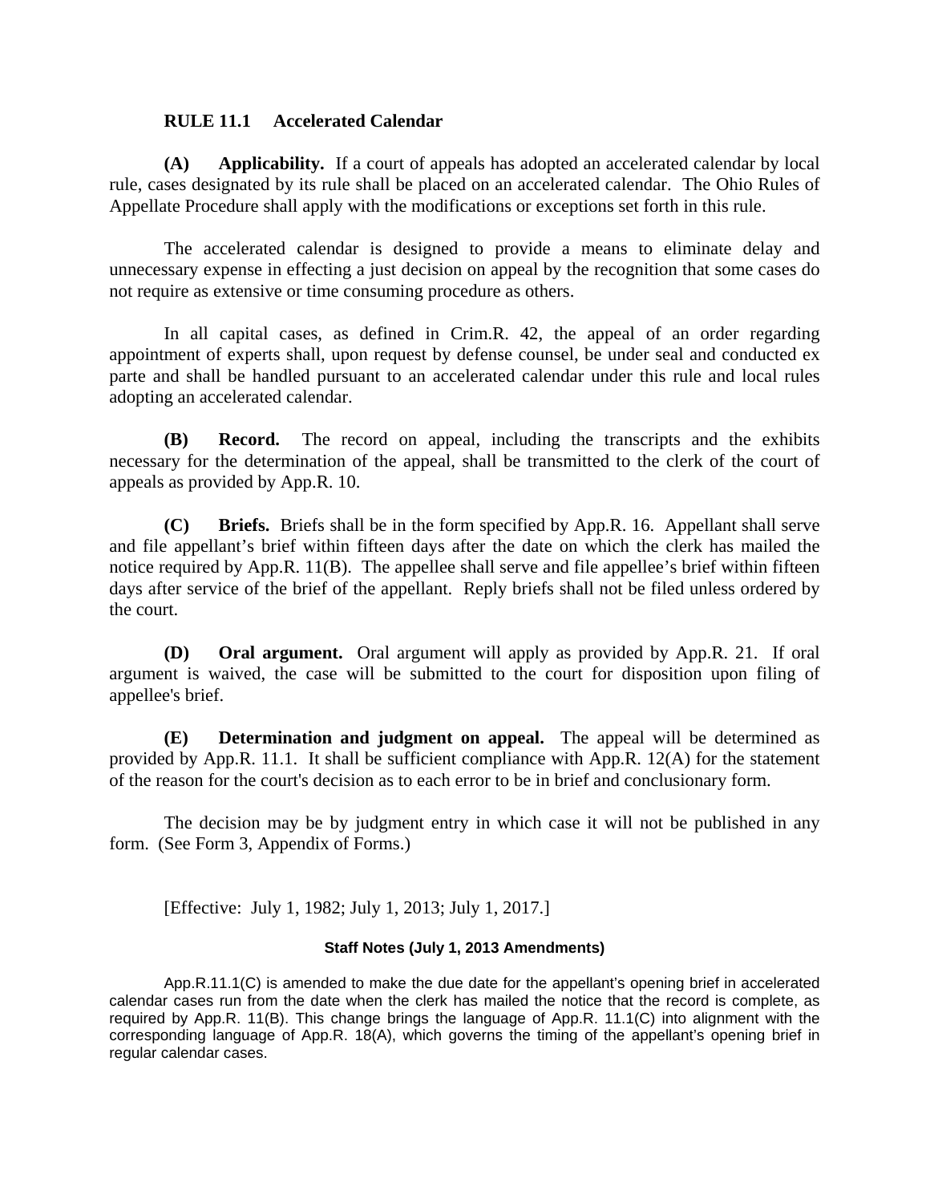## RULE 11.1 Accelerated Calendar

**(A) Applicability.** If a court of appeals has adopted an accelerated calendar by local rule, cases designated by its rule shall be placed on an accelerated calendar. The Ohio Rules of Appellate Procedure shall apply with the modifications or exceptions set forth in this rule.

The accelerated calendar is designed to provide a means to eliminate delay and unnecessary expense in effecting a just decision on appeal by the recognition that some cases do not require as extensive or time consuming procedure as others.

In all capital cases, as defined in Crim.R. 42, the appeal of an order regarding appointment of experts shall, upon request by defense counsel, be under seal and conducted ex parte and shall be handled pursuant to an accelerated calendar under this rule and local rules adopting an accelerated calendar.

**(B) Record.** The record on appeal, including the transcripts and the exhibits necessary for the determination of the appeal, shall be transmitted to the clerk of the court of appeals as provided by App.R. 10.

**(C) Briefs.** Briefs shall be in the form specified by App.R. 16. Appellant shall serve and file appellant's brief within fifteen days after the date on which the clerk has mailed the notice required by App.R. 11(B). The appellee shall serve and file appellee's brief within fifteen days after service of the brief of the appellant. Reply briefs shall not be filed unless ordered by the court.

**(D) Oral argument.** Oral argument will apply as provided by App.R. 21. If oral argument is waived, the case will be submitted to the court for disposition upon filing of appellee's brief.

**(E) Determination and judgment on appeal.** The appeal will be determined as provided by App.R. 11.1. It shall be sufficient compliance with App.R. 12(A) for the statement of the reason for the court's decision as to each error to be in brief and conclusionary form.

The decision may be by judgment entry in which case it will not be published in any form. (See Form 3, Appendix of Forms.)

[Effective: July 1, 1982; July 1, 2013; July 1, 2017.]

**Staff Notes (July 1, 2013 Amendments)**

App.R.11.1(C) is amended to make the due date for the appellant's opening brief in accelerated calendar cases run from the date when the clerk has mailed the notice that the record is complete, as required by App.R. 11(B). This change brings the language of App.R. 11.1(C) into alignment with the corresponding language of App.R. 18(A), which governs the timing of the appellant's opening brief in regular calendar cases.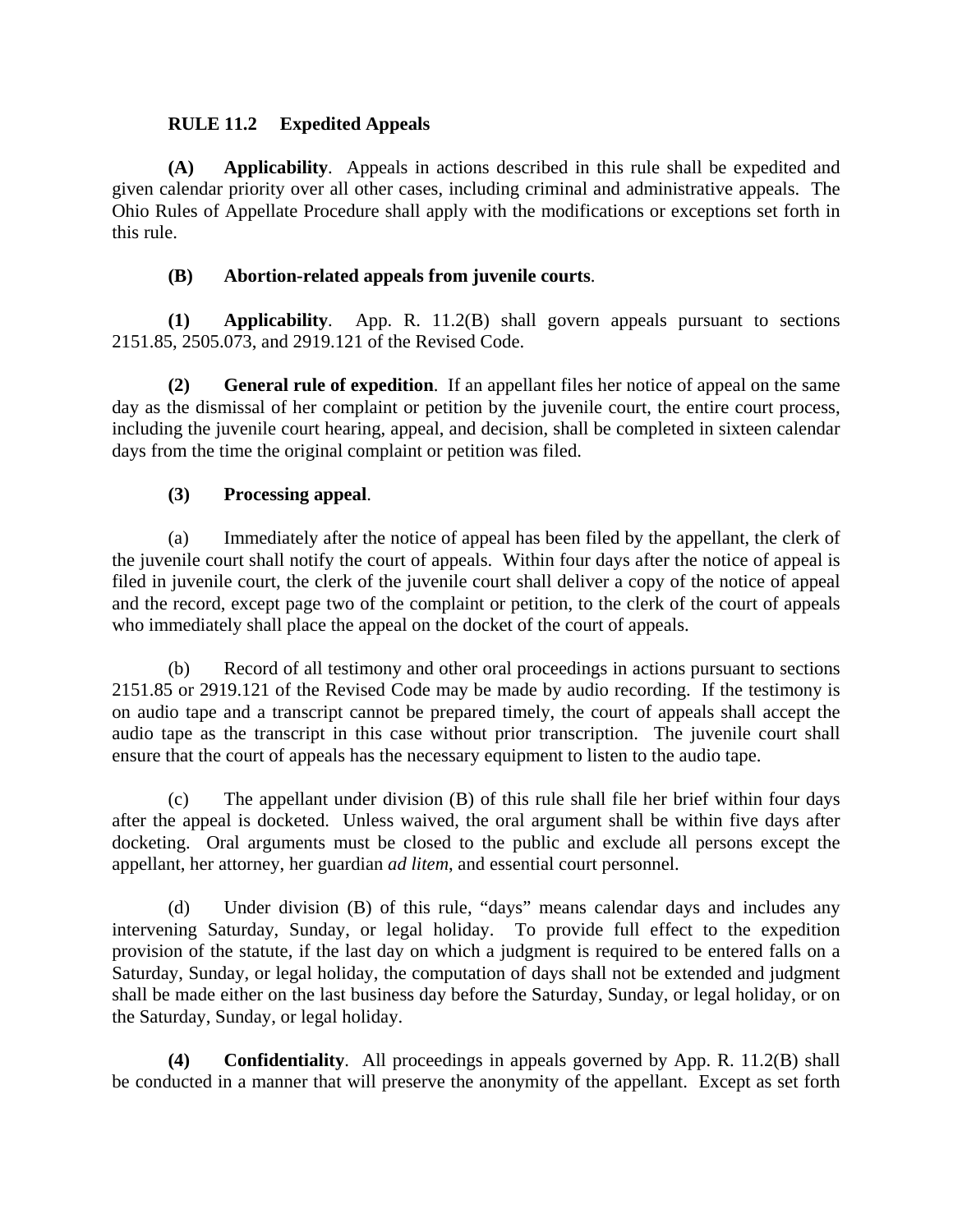## RULE 11.2 Expedited Appeals

**(A) Applicability**. Appeals in actions described in this rule shall be expedited and given calendar priority over all other cases, including criminal and administrative appeals. The Ohio Rules of Appellate Procedure shall apply with the modifications or exceptions set forth in this rule.

**(B) Abortion-related appeals from juvenile courts**.

**(1) Applicability**. App. R. 11.2(B) shall govern appeals pursuant to sections 2151.85, 2505.073, and 2919.121 of the Revised Code.

**(2) General rule of expedition**. If an appellant files her notice of appeal on the same day as the dismissal of her complaint or petition by the juvenile court, the entire court process, including the juvenile court hearing, appeal, and decision, shall be completed in sixteen calendar days from the time the original complaint or petition was filed.

**(3) Processing appeal**.

(a) Immediately after the notice of appeal has been filed by the appellant, the clerk of the juvenile court shall notify the court of appeals. Within four days after the notice of appeal is filed in juvenile court, the clerk of the juvenile court shall deliver a copy of the notice of appeal and the record, except page two of the complaint or petition, to the clerk of the court of appeals who immediately shall place the appeal on the docket of the court of appeals.

(b) Record of all testimony and other oral proceedings in actions pursuant to sections 2151.85 or 2919.121 of the Revised Code may be made by audio recording. If the testimony is on audio tape and a transcript cannot be prepared timely, the court of appeals shall accept the audio tape as the transcript in this case without prior transcription. The juvenile court shall ensure that the court of appeals has the necessary equipment to listen to the audio tape.

(c) The appellant under division (B) of this rule shall file her brief within four days after the appeal is docketed. Unless waived, the oral argument shall be within five days after docketing. Oral arguments must be closed to the public and exclude all persons except the appellant, her attorney, her guardian *ad litem*, and essential court personnel.

(d) Under division (B) of this rule, "days" means calendar days and includes any intervening Saturday, Sunday, or legal holiday. To provide full effect to the expedition provision of the statute, if the last day on which a judgment is required to be entered falls on a Saturday, Sunday, or legal holiday, the computation of days shall not be extended and judgment shall be made either on the last business day before the Saturday, Sunday, or legal holiday, or on the Saturday, Sunday, or legal holiday.

**(4) Confidentiality**. All proceedings in appeals governed by App. R. 11.2(B) shall be conducted in a manner that will preserve the anonymity of the appellant. Except as set forth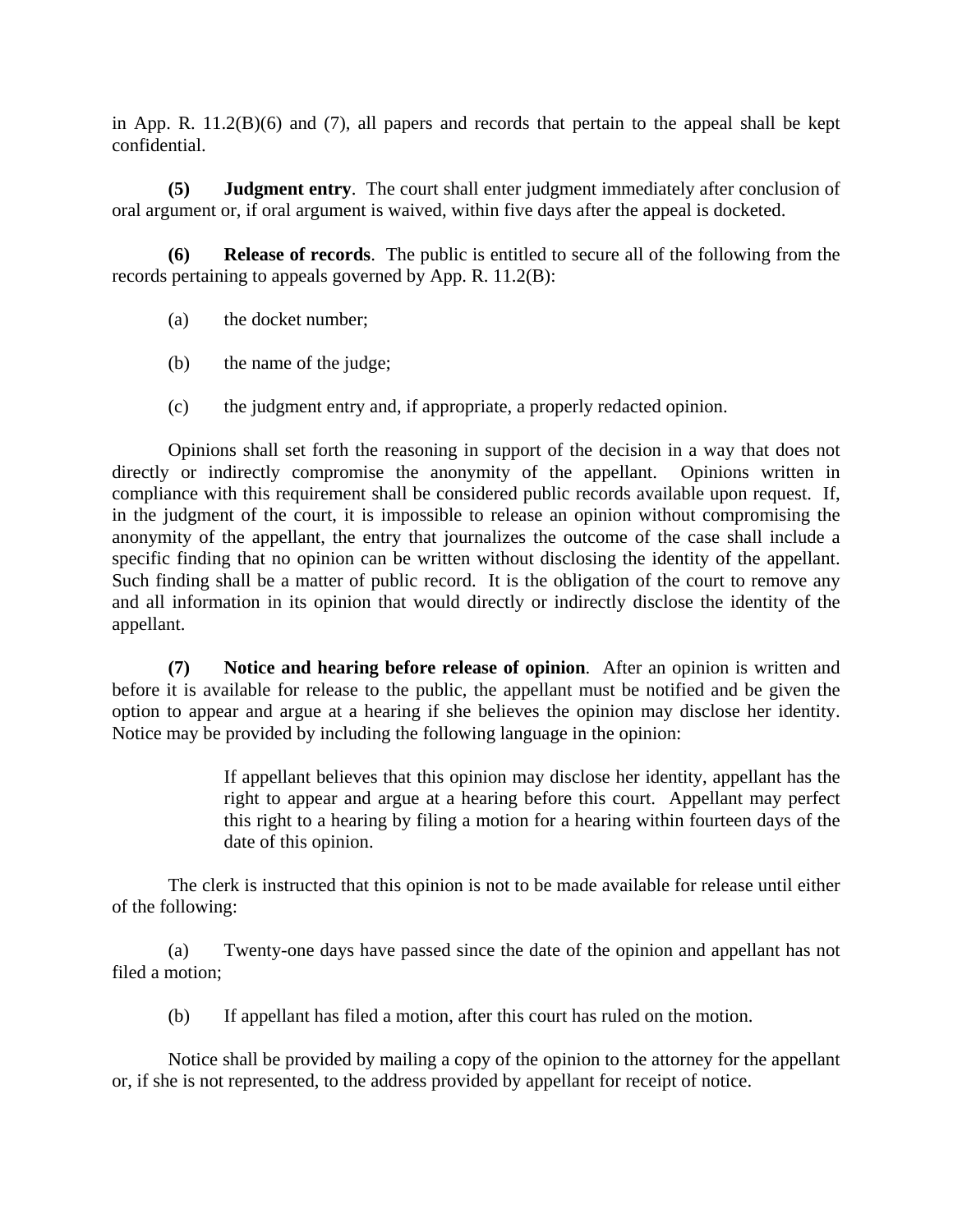in App. R. 11.2(B)(6) and (7), all papers and records that pertain to the appeal shall be kept confidential.

**(5) Judgment entry**. The court shall enter judgment immediately after conclusion of oral argument or, if oral argument is waived, within five days after the appeal is docketed.

**(6) Release of records**. The public is entitled to secure all of the following from the records pertaining to appeals governed by App. R. 11.2(B):

(a) the docket number;

(b) the name of the judge;

(c) the judgment entry and, if appropriate, a properly redacted opinion.

Opinions shall set forth the reasoning in support of the decision in a way that does not directly or indirectly compromise the anonymity of the appellant. Opinions written in compliance with this requirement shall be considered public records available upon request. If, in the judgment of the court, it is impossible to release an opinion without compromising the anonymity of the appellant, the entry that journalizes the outcome of the case shall include a specific finding that no opinion can be written without disclosing the identity of the appellant. Such finding shall be a matter of public record. It is the obligation of the court to remove any and all information in its opinion that would directly or indirectly disclose the identity of the appellant.

**(7) Notice and hearing before release of opinion**. After an opinion is written and before it is available for release to the public, the appellant must be notified and be given the option to appear and argue at a hearing if she believes the opinion may disclose her identity. Notice may be provided by including the following language in the opinion:

> If appellant believes that this opinion may disclose her identity, appellant has the right to appear and argue at a hearing before this court. Appellant may perfect this right to a hearing by filing a motion for a hearing within fourteen days of the date of this opinion.

The clerk is instructed that this opinion is not to be made available for release until either of the following:

(a) Twenty-one days have passed since the date of the opinion and appellant has not filed a motion;

(b) If appellant has filed a motion, after this court has ruled on the motion.

Notice shall be provided by mailing a copy of the opinion to the attorney for the appellant or, if she is not represented, to the address provided by appellant for receipt of notice.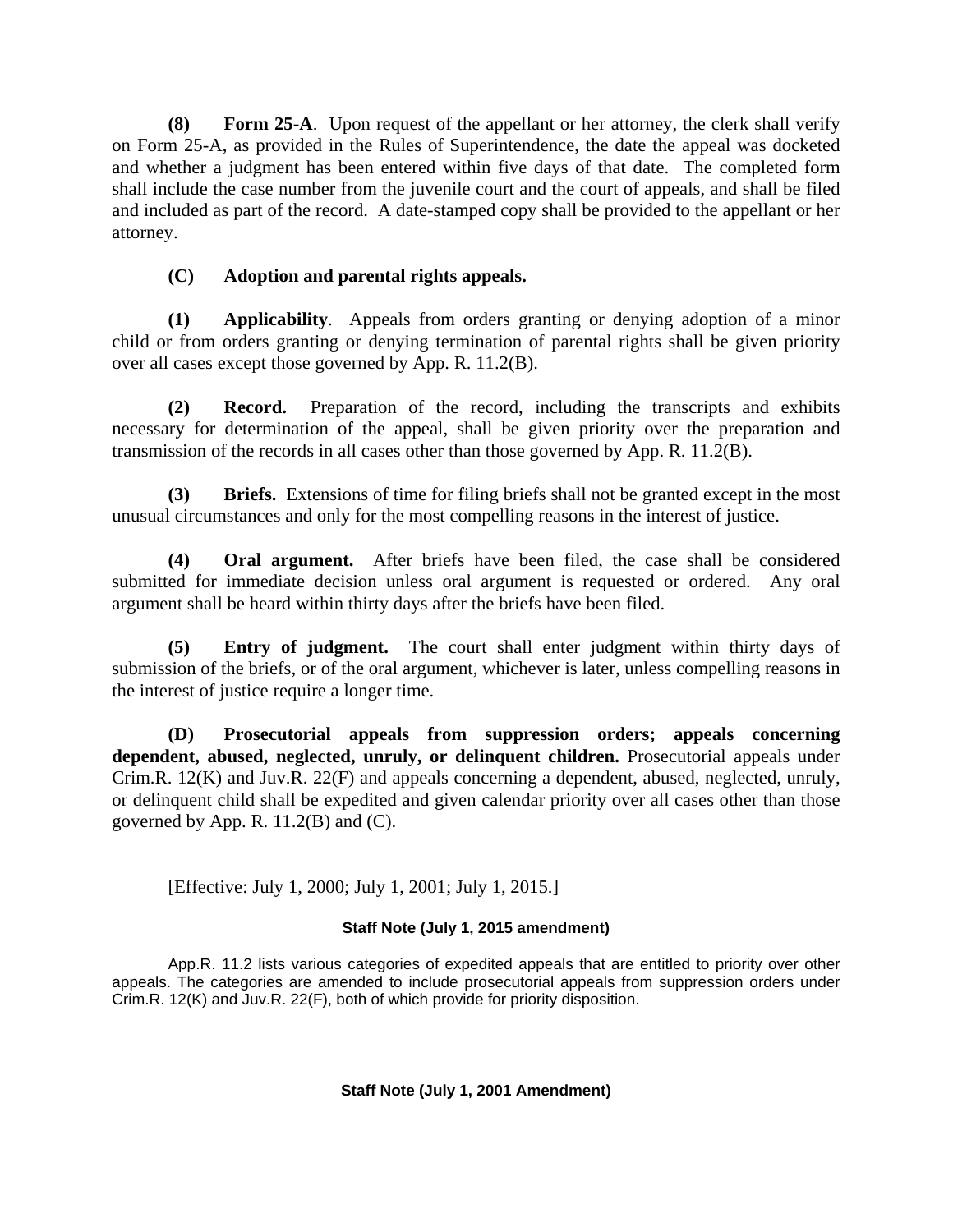**(8) Form 25-A**. Upon request of the appellant or her attorney, the clerk shall verify on Form 25-A, as provided in the Rules of Superintendence, the date the appeal was docketed and whether a judgment has been entered within five days of that date. The completed form shall include the case number from the juvenile court and the court of appeals, and shall be filed and included as part of the record. A date-stamped copy shall be provided to the appellant or her attorney.

**(C) Adoption and parental rights appeals.**

**(1) Applicability**. Appeals from orders granting or denying adoption of a minor child or from orders granting or denying termination of parental rights shall be given priority over all cases except those governed by App. R. 11.2(B).

**(2) Record.** Preparation of the record, including the transcripts and exhibits necessary for determination of the appeal, shall be given priority over the preparation and transmission of the records in all cases other than those governed by App. R. 11.2(B).

**(3) Briefs.** Extensions of time for filing briefs shall not be granted except in the most unusual circumstances and only for the most compelling reasons in the interest of justice.

**(4) Oral argument.** After briefs have been filed, the case shall be considered submitted for immediate decision unless oral argument is requested or ordered. Any oral argument shall be heard within thirty days after the briefs have been filed.

**(5) Entry of judgment.** The court shall enter judgment within thirty days of submission of the briefs, or of the oral argument, whichever is later, unless compelling reasons in the interest of justice require a longer time.

**(D) Prosecutorial appeals from suppression orders; appeals concerning dependent, abused, neglected, unruly, or delinquent children.** Prosecutorial appeals under Crim.R. 12(K) and Juv.R. 22(F) and appeals concerning a dependent, abused, neglected, unruly, or delinquent child shall be expedited and given calendar priority over all cases other than those governed by App. R. 11.2(B) and (C).

[Effective: July 1, 2000; July 1, 2001; July 1, 2015.]

**Staff Note (July 1, 2015 amendment)**

App.R. 11.2 lists various categories of expedited appeals that are entitled to priority over other appeals. The categories are amended to include prosecutorial appeals from suppression orders under Crim.R. 12(K) and Juv.R. 22(F), both of which provide for priority disposition.

**Staff Note (July 1, 2001 Amendment)**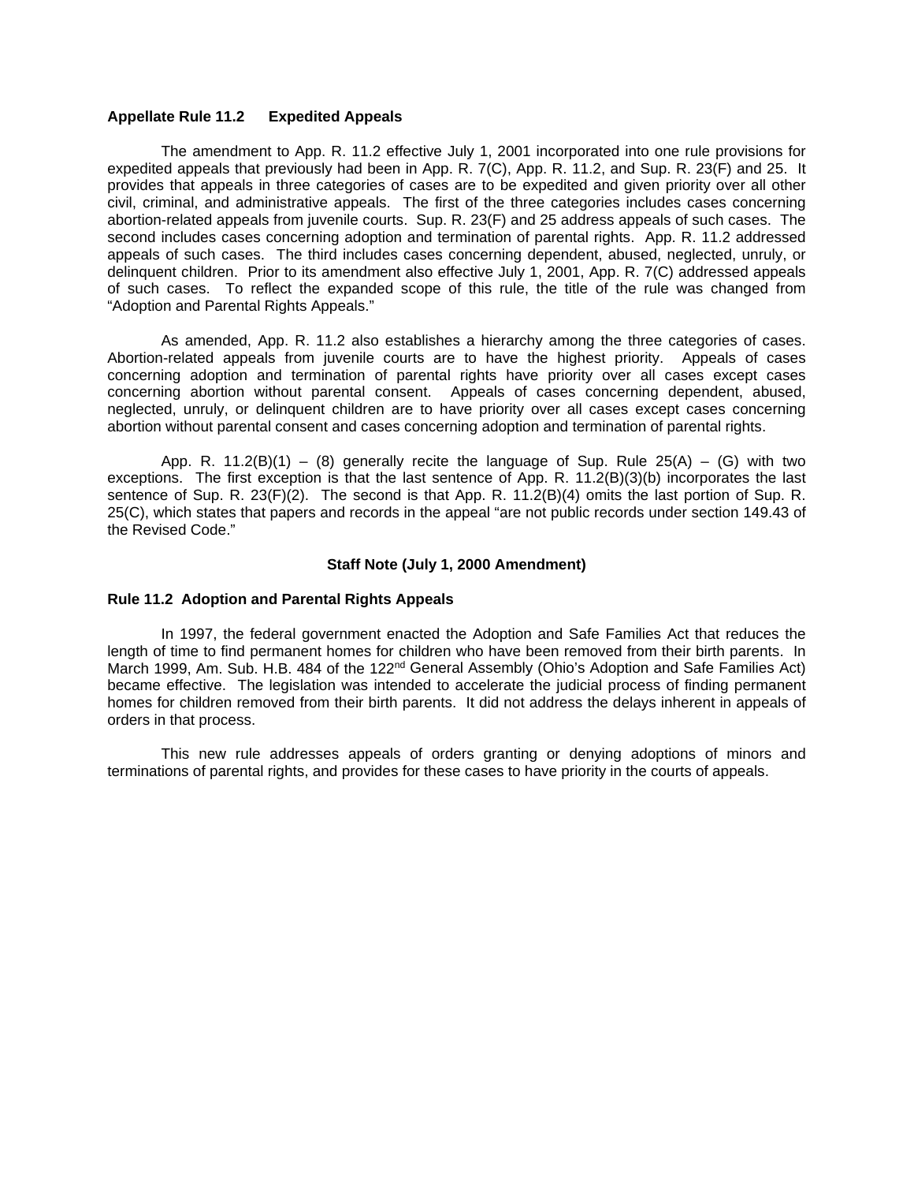**Appellate Rule 11.2 Expedited Appeals**

The amendment to App. R. 11.2 effective July 1, 2001 incorporated into one rule provisions for expedited appeals that previously had been in App. R. 7(C), App. R. 11.2, and Sup. R. 23(F) and 25. It provides that appeals in three categories of cases are to be expedited and given priority over all other civil, criminal, and administrative appeals. The first of the three categories includes cases concerning abortion-related appeals from juvenile courts. Sup. R. 23(F) and 25 address appeals of such cases. The second includes cases concerning adoption and termination of parental rights. App. R. 11.2 addressed appeals of such cases. The third includes cases concerning dependent, abused, neglected, unruly, or delinquent children. Prior to its amendment also effective July 1, 2001, App. R. 7(C) addressed appeals of such cases. To reflect the expanded scope of this rule, the title of the rule was changed from "Adoption and Parental Rights Appeals."

As amended, App. R. 11.2 also establishes a hierarchy among the three categories of cases. Abortion-related appeals from juvenile courts are to have the highest priority. Appeals of cases concerning adoption and termination of parental rights have priority over all cases except cases concerning abortion without parental consent. Appeals of cases concerning dependent, abused, neglected, unruly, or delinquent children are to have priority over all cases except cases concerning abortion without parental consent and cases concerning adoption and termination of parental rights.

App. R. 11.2(B)(1) – (8) generally recite the language of Sup. Rule 25(A) – (G) with two exceptions. The first exception is that the last sentence of App. R. 11.2(B)(3)(b) incorporates the last sentence of Sup. R. 23(F)(2). The second is that App. R. 11.2(B)(4) omits the last portion of Sup. R. 25(C), which states that papers and records in the appeal "are not public records under section 149.43 of the Revised Code."

**Staff Note (July 1, 2000 Amendment)**

**Rule 11.2 Adoption and Parental Rights Appeals**

In 1997, the federal government enacted the Adoption and Safe Families Act that reduces the length of time to find permanent homes for children who have been removed from their birth parents. In March 1999, Am. Sub. H.B. 484 of the 122nd General Assembly (Ohio's Adoption and Safe Families Act) became effective. The legislation was intended to accelerate the judicial process of finding permanent homes for children removed from their birth parents. It did not address the delays inherent in appeals of orders in that process.

This new rule addresses appeals of orders granting or denying adoptions of minors and terminations of parental rights, and provides for these cases to have priority in the courts of appeals.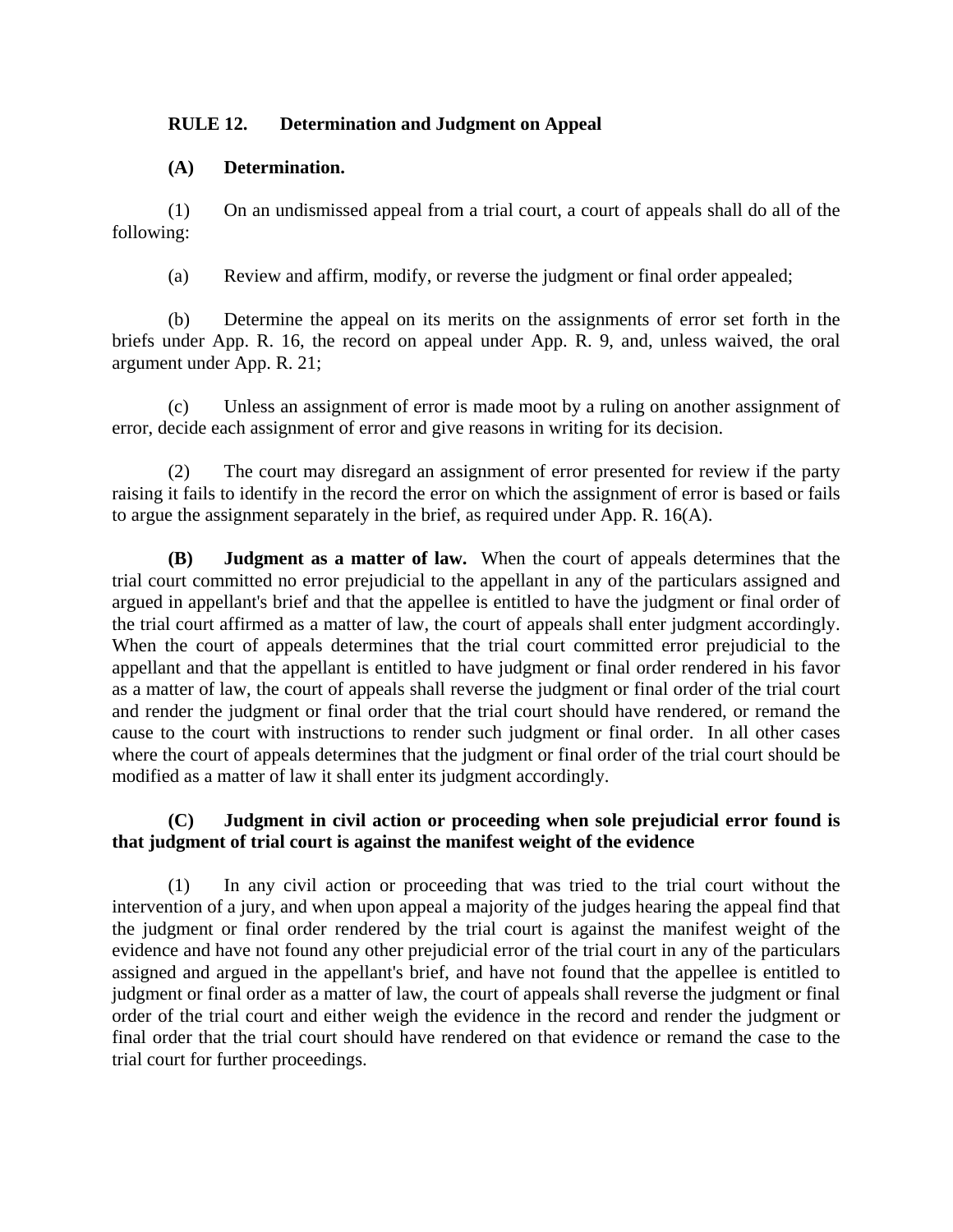## RULE 12. Determination and Judgment on Appeal

### (A) Determination.

(1) On an undismissed appeal from a trial court, a court of appeals shall do all of the following:

(a) Review and affirm, modify, or reverse the judgment or final order appealed;

(b) Determine the appeal on its merits on the assignments of error set forth in the briefs under App. R. 16, the record on appeal under App. R. 9, and, unless waived, the oral argument under App. R. 21;

(c) Unless an assignment of error is made moot by a ruling on another assignment of error, decide each assignment of error and give reasons in writing for its decision.

(2) The court may disregard an assignment of error presented for review if the party raising it fails to identify in the record the error on which the assignment of error is based or fails to argue the assignment separately in the brief, as required under App. R. 16(A).

**(B) Judgment as a matter of law.** When the court of appeals determines that the trial court committed no error prejudicial to the appellant in any of the particulars assigned and argued in appellant's brief and that the appellee is entitled to have the judgment or final order of the trial court affirmed as a matter of law, the court of appeals shall enter judgment accordingly. When the court of appeals determines that the trial court committed error prejudicial to the appellant and that the appellant is entitled to have judgment or final order rendered in his favor as a matter of law, the court of appeals shall reverse the judgment or final order of the trial court and render the judgment or final order that the trial court should have rendered, or remand the cause to the court with instructions to render such judgment or final order. In all other cases where the court of appeals determines that the judgment or final order of the trial court should be modified as a matter of law it shall enter its judgment accordingly.

### (C) Judgment in civil action or proceeding when sole prejudicial error found is that judgment of trial court is against the manifest weight of the evidence

(1) In any civil action or proceeding that was tried to the trial court without the intervention of a jury, and when upon appeal a majority of the judges hearing the appeal find that the judgment or final order rendered by the trial court is against the manifest weight of the evidence and have not found any other prejudicial error of the trial court in any of the particulars assigned and argued in the appellant's brief, and have not found that the appellee is entitled to judgment or final order as a matter of law, the court of appeals shall reverse the judgment or final order of the trial court and either weigh the evidence in the record and render the judgment or final order that the trial court should have rendered on that evidence or remand the case to the trial court for further proceedings.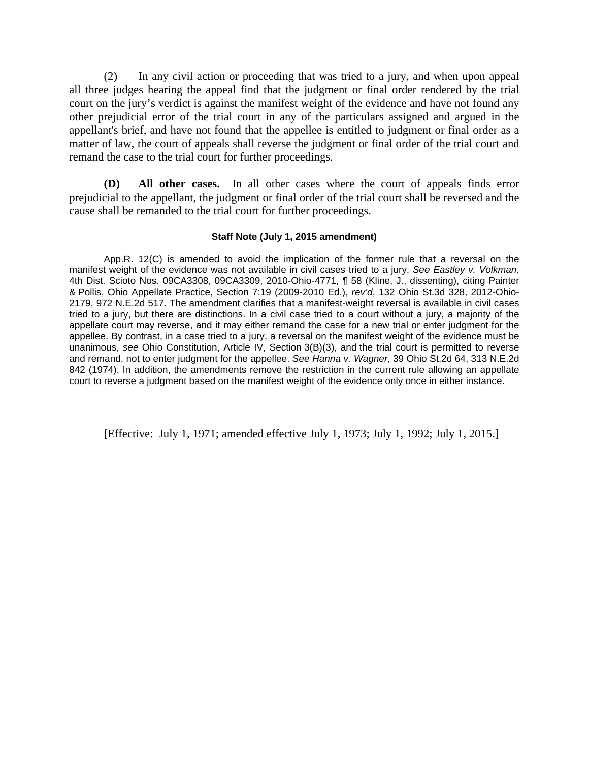(2) In any civil action or proceeding that was tried to a jury, and when upon appeal all three judges hearing the appeal find that the judgment or final order rendered by the trial court on the jury's verdict is against the manifest weight of the evidence and have not found any other prejudicial error of the trial court in any of the particulars assigned and argued in the appellant's brief, and have not found that the appellee is entitled to judgment or final order as a matter of law, the court of appeals shall reverse the judgment or final order of the trial court and remand the case to the trial court for further proceedings.

**(D) All other cases.** In all other cases where the court of appeals finds error prejudicial to the appellant, the judgment or final order of the trial court shall be reversed and the cause shall be remanded to the trial court for further proceedings.

**Staff Note (July 1, 2015 amendment)**

App.R. 12(C) is amended to avoid the implication of the former rule that a reversal on the manifest weight of the evidence was not available in civil cases tried to a jury. *See Eastley v. Volkman*, 4th Dist. Scioto Nos. 09CA3308, 09CA3309, 2010-Ohio-4771, ¶ 58 (Kline, J., dissenting), citing Painter & Pollis, Ohio Appellate Practice, Section 7:19 (2009-2010 Ed.), *rev'd*, 132 Ohio St.3d 328, 2012-Ohio-2179, 972 N.E.2d 517. The amendment clarifies that a manifest-weight reversal is available in civil cases tried to a jury, but there are distinctions. In a civil case tried to a court without a jury, a majority of the appellate court may reverse, and it may either remand the case for a new trial or enter judgment for the appellee. By contrast, in a case tried to a jury, a reversal on the manifest weight of the evidence must be unanimous, *see* Ohio Constitution, Article IV, Section 3(B)(3), and the trial court is permitted to reverse and remand, not to enter judgment for the appellee. *See Hanna v. Wagner*, 39 Ohio St.2d 64, 313 N.E.2d 842 (1974). In addition, the amendments remove the restriction in the current rule allowing an appellate court to reverse a judgment based on the manifest weight of the evidence only once in either instance.

[Effective: July 1, 1971; amended effective July 1, 1973; July 1, 1992; July 1, 2015.]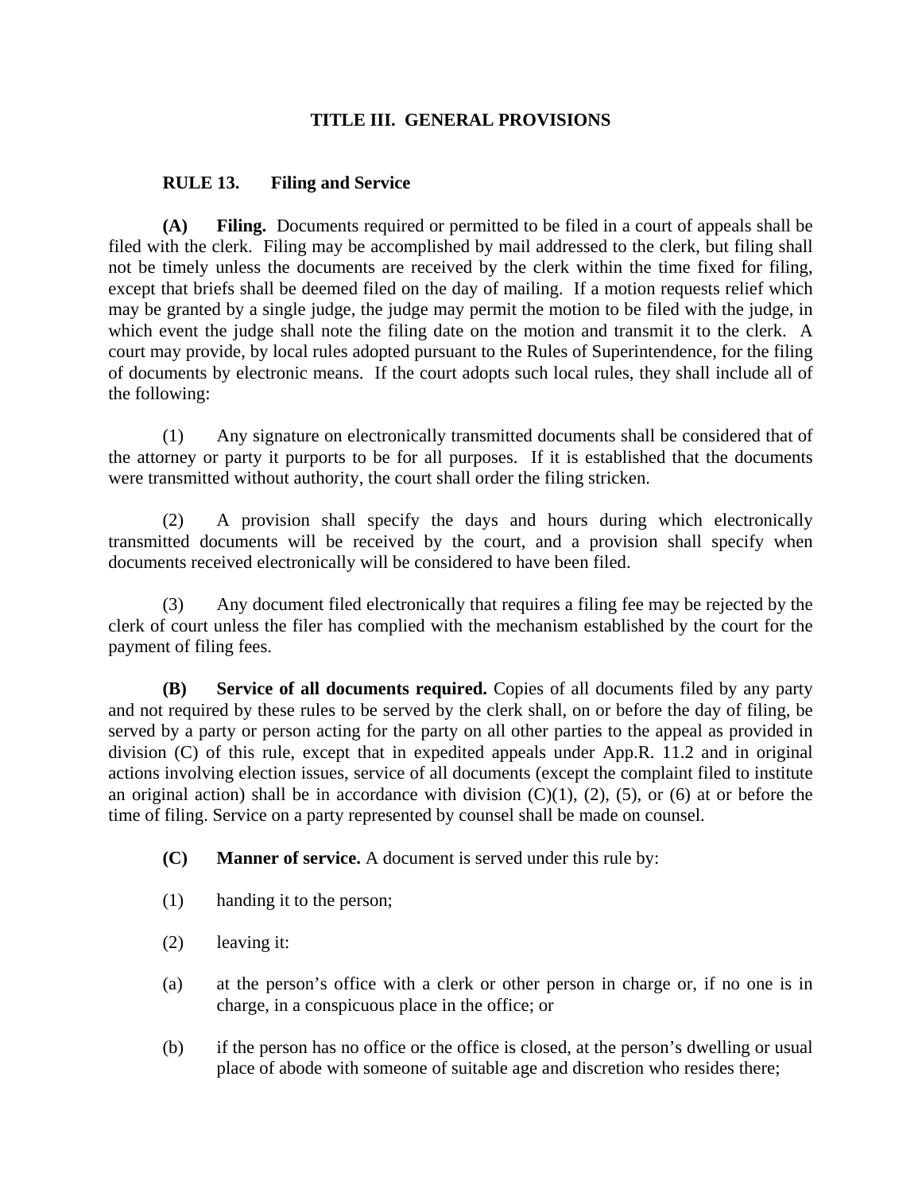## TITLE III. GENERAL PROVISIONS

### RULE 13. Filing and Service

**(A) Filing.** Documents required or permitted to be filed in a court of appeals shall be filed with the clerk. Filing may be accomplished by mail addressed to the clerk, but filing shall not be timely unless the documents are received by the clerk within the time fixed for filing, except that briefs shall be deemed filed on the day of mailing. If a motion requests relief which may be granted by a single judge, the judge may permit the motion to be filed with the judge, in which event the judge shall note the filing date on the motion and transmit it to the clerk. A court may provide, by local rules adopted pursuant to the Rules of Superintendence, for the filing of documents by electronic means. If the court adopts such local rules, they shall include all of the following:

(1) Any signature on electronically transmitted documents shall be considered that of the attorney or party it purports to be for all purposes. If it is established that the documents were transmitted without authority, the court shall order the filing stricken.

(2) A provision shall specify the days and hours during which electronically transmitted documents will be received by the court, and a provision shall specify when documents received electronically will be considered to have been filed.

(3) Any document filed electronically that requires a filing fee may be rejected by the clerk of court unless the filer has complied with the mechanism established by the court for the payment of filing fees.

**(B) Service of all documents required.** Copies of all documents filed by any party and not required by these rules to be served by the clerk shall, on or before the day of filing, be served by a party or person acting for the party on all other parties to the appeal as provided in division (C) of this rule, except that in expedited appeals under App.R. 11.2 and in original actions involving election issues, service of all documents (except the complaint filed to institute an original action) shall be in accordance with division (C)(1), (2), (5), or (6) at or before the time of filing. Service on a party represented by counsel shall be made on counsel.

**(C) Manner of service.** A document is served under this rule by:

(1) handing it to the person;

(2) leaving it:

(a) at the person's office with a clerk or other person in charge or, if no one is in charge, in a conspicuous place in the office; or

(b) if the person has no office or the office is closed, at the person's dwelling or usual place of abode with someone of suitable age and discretion who resides there;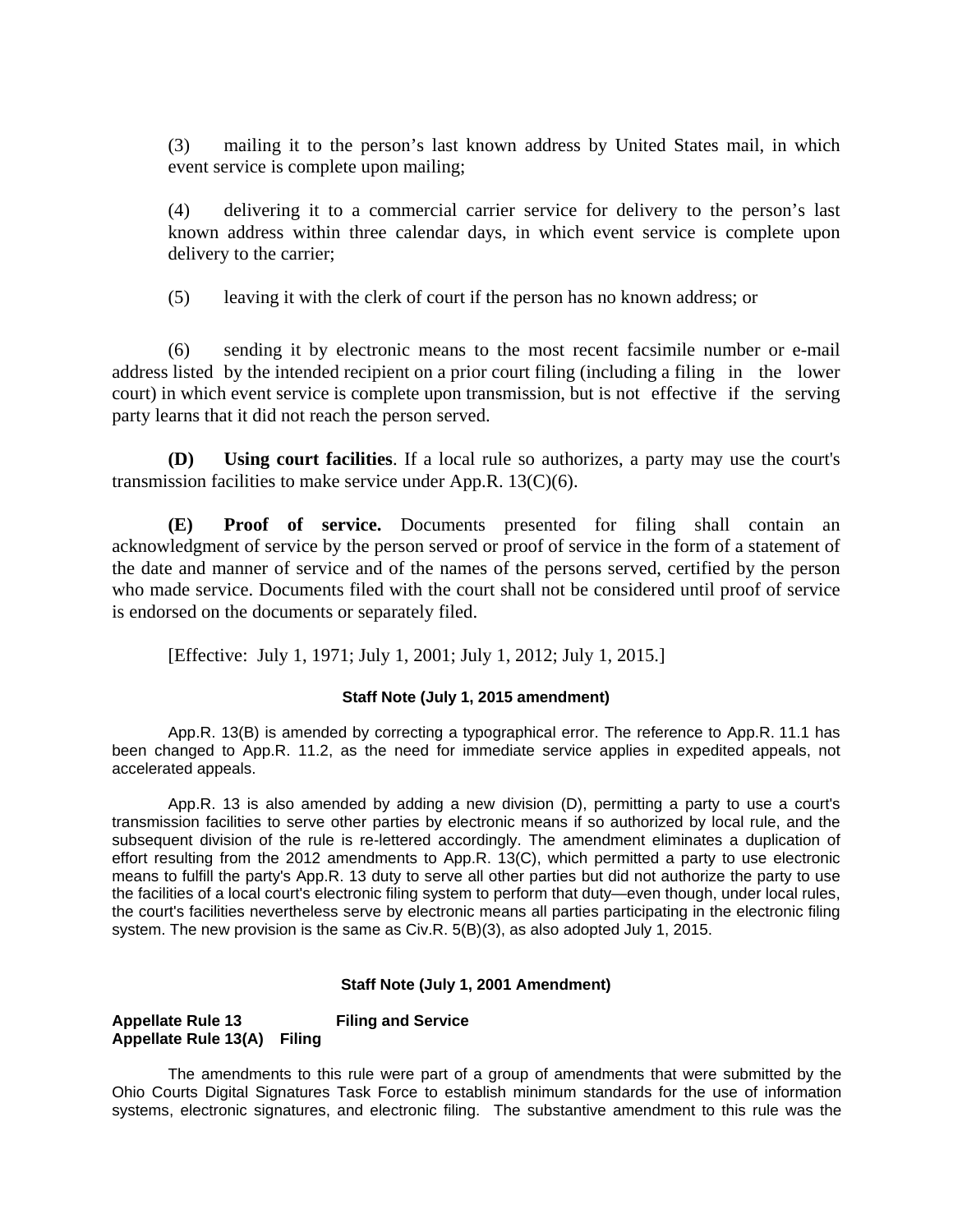(3) mailing it to the person's last known address by United States mail, in which event service is complete upon mailing;

(4) delivering it to a commercial carrier service for delivery to the person's last known address within three calendar days, in which event service is complete upon delivery to the carrier;

(5) leaving it with the clerk of court if the person has no known address; or

(6) sending it by electronic means to the most recent facsimile number or e-mail address listed by the intended recipient on a prior court filing (including a filing in the lower court) in which event service is complete upon transmission, but is not effective if the serving party learns that it did not reach the person served.

**(D) Using court facilities**. If a local rule so authorizes, a party may use the court's transmission facilities to make service under App.R. 13(C)(6).

**(E) Proof of service.** Documents presented for filing shall contain an acknowledgment of service by the person served or proof of service in the form of a statement of the date and manner of service and of the names of the persons served, certified by the person who made service. Documents filed with the court shall not be considered until proof of service is endorsed on the documents or separately filed.

[Effective: July 1, 1971; July 1, 2001; July 1, 2012; July 1, 2015.]

### Staff Note (July 1, 2015 amendment)

App.R. 13(B) is amended by correcting a typographical error. The reference to App.R. 11.1 has been changed to App.R. 11.2, as the need for immediate service applies in expedited appeals, not accelerated appeals.

App.R. 13 is also amended by adding a new division (D), permitting a party to use a court's transmission facilities to serve other parties by electronic means if so authorized by local rule, and the subsequent division of the rule is re-lettered accordingly. The amendment eliminates a duplication of effort resulting from the 2012 amendments to App.R. 13(C), which permitted a party to use electronic means to fulfill the party's App.R. 13 duty to serve all other parties but did not authorize the party to use the facilities of a local court's electronic filing system to perform that duty—even though, under local rules, the court's facilities nevertheless serve by electronic means all parties participating in the electronic filing system. The new provision is the same as Civ.R. 5(B)(3), as also adopted July 1, 2015.

### Staff Note (July 1, 2001 Amendment)

**Appellate Rule 13 Filing and Service**
**Appellate Rule 13(A) Filing**

The amendments to this rule were part of a group of amendments that were submitted by the Ohio Courts Digital Signatures Task Force to establish minimum standards for the use of information systems, electronic signatures, and electronic filing. The substantive amendment to this rule was the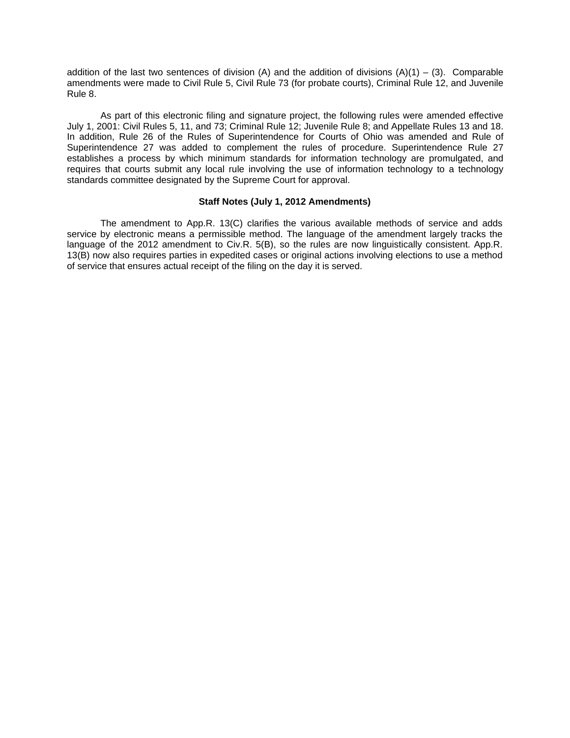addition of the last two sentences of division (A) and the addition of divisions (A)(1) – (3). Comparable amendments were made to Civil Rule 5, Civil Rule 73 (for probate courts), Criminal Rule 12, and Juvenile Rule 8.

As part of this electronic filing and signature project, the following rules were amended effective July 1, 2001: Civil Rules 5, 11, and 73; Criminal Rule 12; Juvenile Rule 8; and Appellate Rules 13 and 18. In addition, Rule 26 of the Rules of Superintendence for Courts of Ohio was amended and Rule of Superintendence 27 was added to complement the rules of procedure. Superintendence Rule 27 establishes a process by which minimum standards for information technology are promulgated, and requires that courts submit any local rule involving the use of information technology to a technology standards committee designated by the Supreme Court for approval.

**Staff Notes (July 1, 2012 Amendments)**

The amendment to App.R. 13(C) clarifies the various available methods of service and adds service by electronic means a permissible method. The language of the amendment largely tracks the language of the 2012 amendment to Civ.R. 5(B), so the rules are now linguistically consistent. App.R. 13(B) now also requires parties in expedited cases or original actions involving elections to use a method of service that ensures actual receipt of the filing on the day it is served.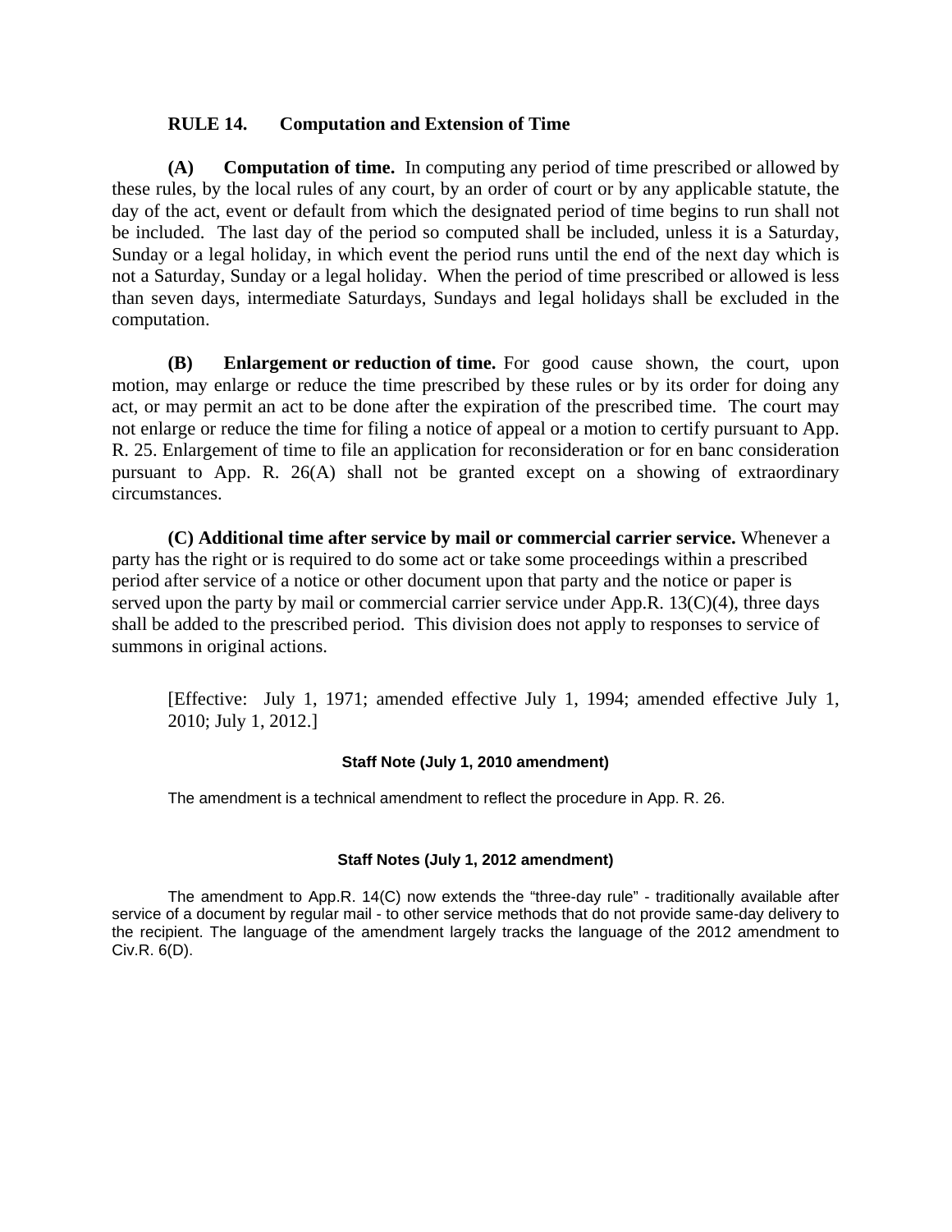## RULE 14. Computation and Extension of Time

**(A) Computation of time.** In computing any period of time prescribed or allowed by these rules, by the local rules of any court, by an order of court or by any applicable statute, the day of the act, event or default from which the designated period of time begins to run shall not be included. The last day of the period so computed shall be included, unless it is a Saturday, Sunday or a legal holiday, in which event the period runs until the end of the next day which is not a Saturday, Sunday or a legal holiday. When the period of time prescribed or allowed is less than seven days, intermediate Saturdays, Sundays and legal holidays shall be excluded in the computation.

**(B) Enlargement or reduction of time.** For good cause shown, the court, upon motion, may enlarge or reduce the time prescribed by these rules or by its order for doing any act, or may permit an act to be done after the expiration of the prescribed time. The court may not enlarge or reduce the time for filing a notice of appeal or a motion to certify pursuant to App. R. 25. Enlargement of time to file an application for reconsideration or for en banc consideration pursuant to App. R. 26(A) shall not be granted except on a showing of extraordinary circumstances.

**(C) Additional time after service by mail or commercial carrier service.** Whenever a party has the right or is required to do some act or take some proceedings within a prescribed period after service of a notice or other document upon that party and the notice or paper is served upon the party by mail or commercial carrier service under App.R. 13(C)(4), three days shall be added to the prescribed period. This division does not apply to responses to service of summons in original actions.

[Effective: July 1, 1971; amended effective July 1, 1994; amended effective July 1, 2010; July 1, 2012.]

#### Staff Note (July 1, 2010 amendment)

The amendment is a technical amendment to reflect the procedure in App. R. 26.

#### Staff Notes (July 1, 2012 amendment)

The amendment to App.R. 14(C) now extends the "three-day rule" - traditionally available after service of a document by regular mail - to other service methods that do not provide same-day delivery to the recipient. The language of the amendment largely tracks the language of the 2012 amendment to Civ.R. 6(D).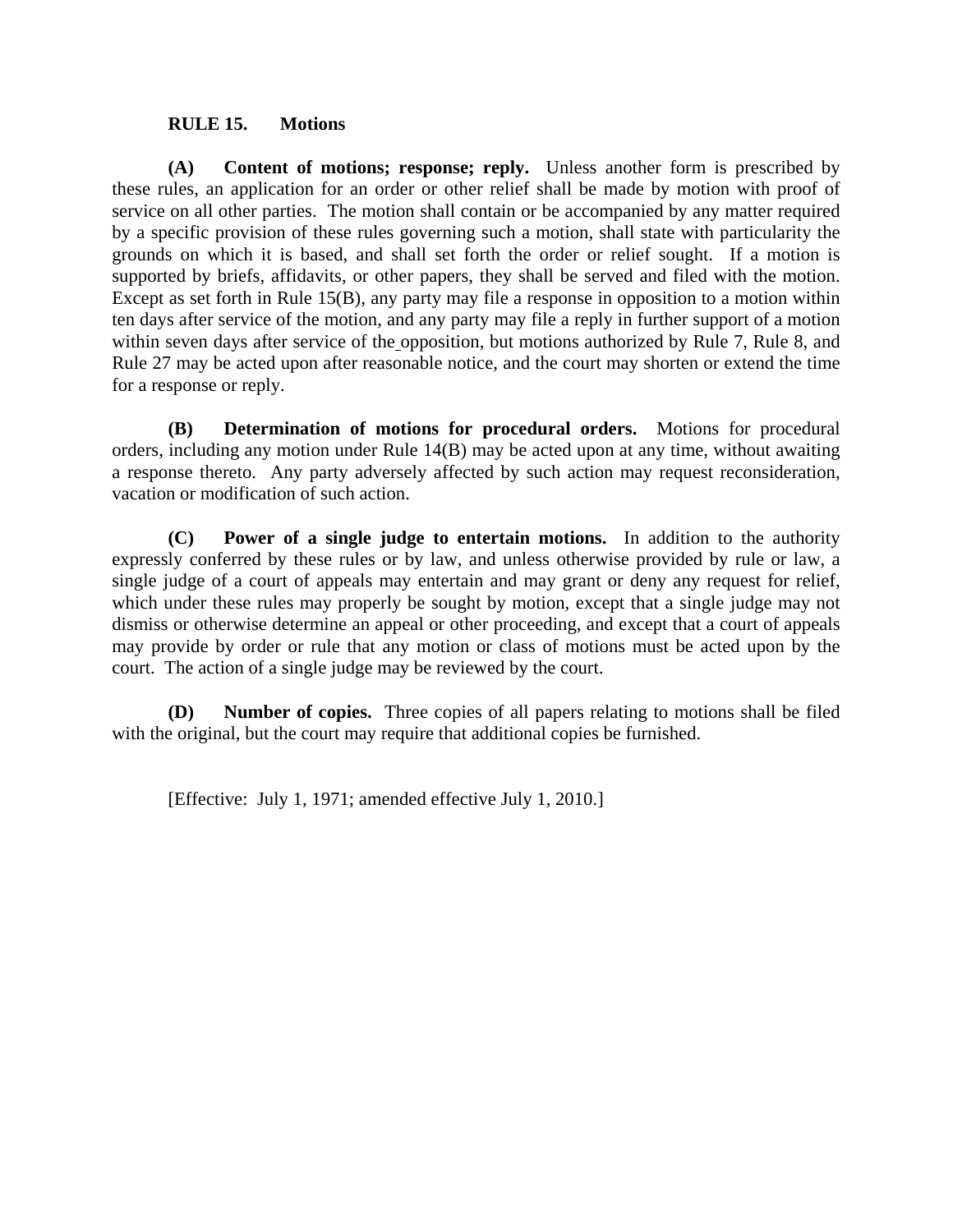## RULE 15. Motions

**(A) Content of motions; response; reply.** Unless another form is prescribed by these rules, an application for an order or other relief shall be made by motion with proof of service on all other parties. The motion shall contain or be accompanied by any matter required by a specific provision of these rules governing such a motion, shall state with particularity the grounds on which it is based, and shall set forth the order or relief sought. If a motion is supported by briefs, affidavits, or other papers, they shall be served and filed with the motion. Except as set forth in Rule 15(B), any party may file a response in opposition to a motion within ten days after service of the motion, and any party may file a reply in further support of a motion within seven days after service of the opposition, but motions authorized by Rule 7, Rule 8, and Rule 27 may be acted upon after reasonable notice, and the court may shorten or extend the time for a response or reply.

**(B) Determination of motions for procedural orders.** Motions for procedural orders, including any motion under Rule 14(B) may be acted upon at any time, without awaiting a response thereto. Any party adversely affected by such action may request reconsideration, vacation or modification of such action.

**(C) Power of a single judge to entertain motions.** In addition to the authority expressly conferred by these rules or by law, and unless otherwise provided by rule or law, a single judge of a court of appeals may entertain and may grant or deny any request for relief, which under these rules may properly be sought by motion, except that a single judge may not dismiss or otherwise determine an appeal or other proceeding, and except that a court of appeals may provide by order or rule that any motion or class of motions must be acted upon by the court. The action of a single judge may be reviewed by the court.

**(D) Number of copies.** Three copies of all papers relating to motions shall be filed with the original, but the court may require that additional copies be furnished.

[Effective: July 1, 1971; amended effective July 1, 2010.]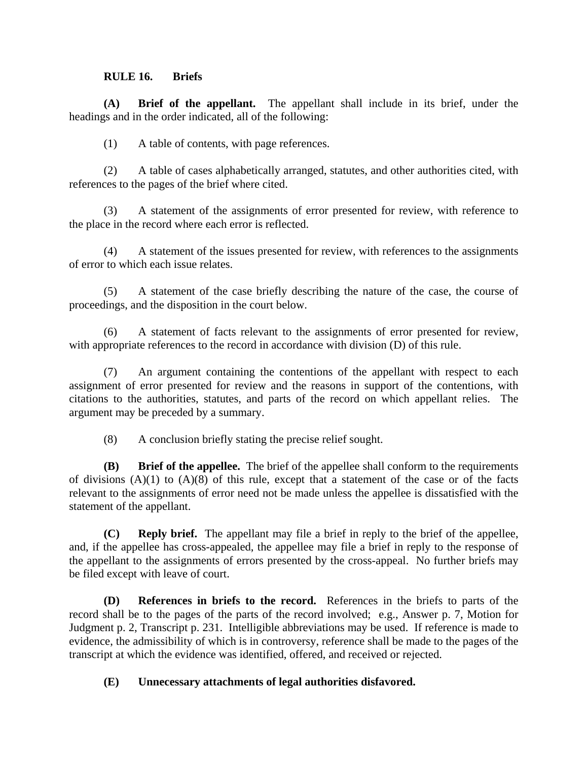### RULE 16. Briefs

**(A) Brief of the appellant.** The appellant shall include in its brief, under the headings and in the order indicated, all of the following:

(1) A table of contents, with page references.

(2) A table of cases alphabetically arranged, statutes, and other authorities cited, with references to the pages of the brief where cited.

(3) A statement of the assignments of error presented for review, with reference to the place in the record where each error is reflected.

(4) A statement of the issues presented for review, with references to the assignments of error to which each issue relates.

(5) A statement of the case briefly describing the nature of the case, the course of proceedings, and the disposition in the court below.

(6) A statement of facts relevant to the assignments of error presented for review, with appropriate references to the record in accordance with division (D) of this rule.

(7) An argument containing the contentions of the appellant with respect to each assignment of error presented for review and the reasons in support of the contentions, with citations to the authorities, statutes, and parts of the record on which appellant relies. The argument may be preceded by a summary.

(8) A conclusion briefly stating the precise relief sought.

**(B) Brief of the appellee.** The brief of the appellee shall conform to the requirements of divisions (A)(1) to (A)(8) of this rule, except that a statement of the case or of the facts relevant to the assignments of error need not be made unless the appellee is dissatisfied with the statement of the appellant.

**(C) Reply brief.** The appellant may file a brief in reply to the brief of the appellee, and, if the appellee has cross-appealed, the appellee may file a brief in reply to the response of the appellant to the assignments of errors presented by the cross-appeal. No further briefs may be filed except with leave of court.

**(D) References in briefs to the record.** References in the briefs to parts of the record shall be to the pages of the parts of the record involved; e.g., Answer p. 7, Motion for Judgment p. 2, Transcript p. 231. Intelligible abbreviations may be used. If reference is made to evidence, the admissibility of which is in controversy, reference shall be made to the pages of the transcript at which the evidence was identified, offered, and received or rejected.

**(E) Unnecessary attachments of legal authorities disfavored.**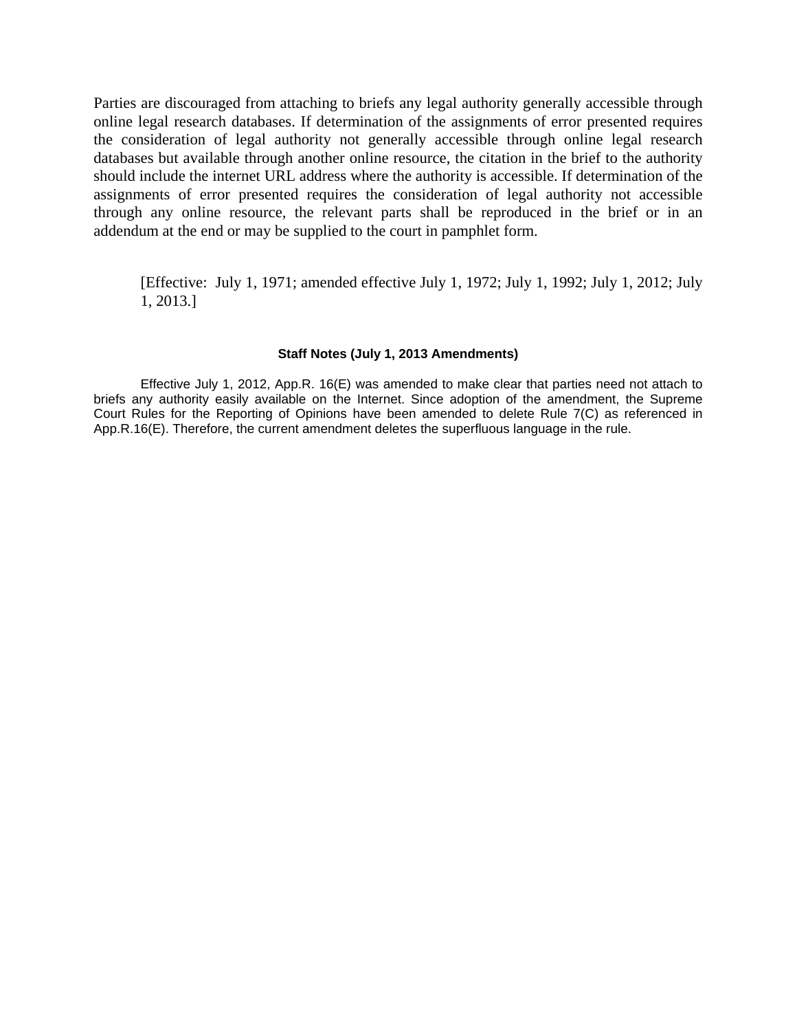Parties are discouraged from attaching to briefs any legal authority generally accessible through online legal research databases. If determination of the assignments of error presented requires the consideration of legal authority not generally accessible through online legal research databases but available through another online resource, the citation in the brief to the authority should include the internet URL address where the authority is accessible. If determination of the assignments of error presented requires the consideration of legal authority not accessible through any online resource, the relevant parts shall be reproduced in the brief or in an addendum at the end or may be supplied to the court in pamphlet form.

[Effective: July 1, 1971; amended effective July 1, 1972; July 1, 1992; July 1, 2012; July 1, 2013.]

**Staff Notes (July 1, 2013 Amendments)**

Effective July 1, 2012, App.R. 16(E) was amended to make clear that parties need not attach to briefs any authority easily available on the Internet. Since adoption of the amendment, the Supreme Court Rules for the Reporting of Opinions have been amended to delete Rule 7(C) as referenced in App.R.16(E). Therefore, the current amendment deletes the superfluous language in the rule.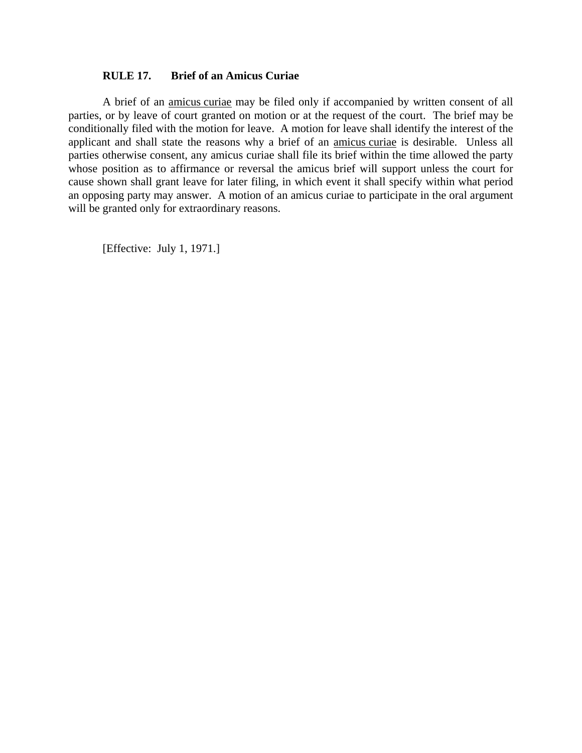## RULE 17. Brief of an Amicus Curiae

A brief of an amicus curiae may be filed only if accompanied by written consent of all parties, or by leave of court granted on motion or at the request of the court. The brief may be conditionally filed with the motion for leave. A motion for leave shall identify the interest of the applicant and shall state the reasons why a brief of an amicus curiae is desirable. Unless all parties otherwise consent, any amicus curiae shall file its brief within the time allowed the party whose position as to affirmance or reversal the amicus brief will support unless the court for cause shown shall grant leave for later filing, in which event it shall specify within what period an opposing party may answer. A motion of an amicus curiae to participate in the oral argument will be granted only for extraordinary reasons.

[Effective: July 1, 1971.]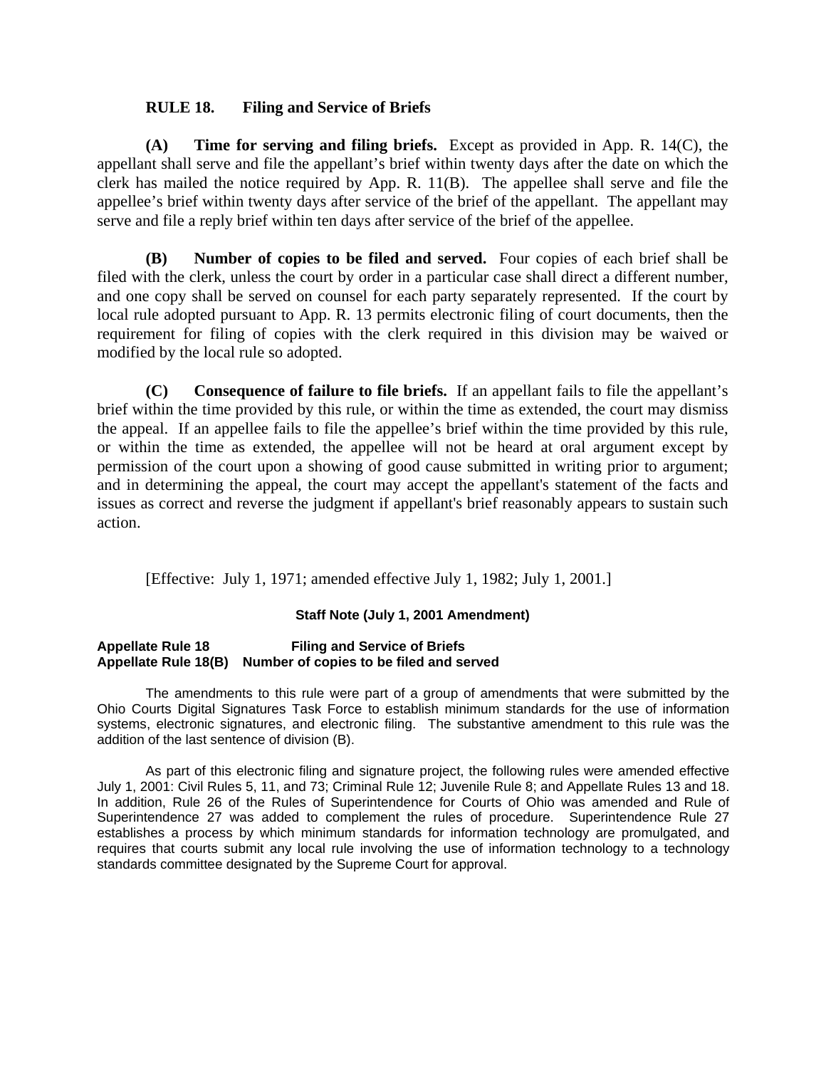## RULE 18. Filing and Service of Briefs

**(A) Time for serving and filing briefs.** Except as provided in App. R. 14(C), the appellant shall serve and file the appellant's brief within twenty days after the date on which the clerk has mailed the notice required by App. R. 11(B). The appellee shall serve and file the appellee's brief within twenty days after service of the brief of the appellant. The appellant may serve and file a reply brief within ten days after service of the brief of the appellee.

**(B) Number of copies to be filed and served.** Four copies of each brief shall be filed with the clerk, unless the court by order in a particular case shall direct a different number, and one copy shall be served on counsel for each party separately represented. If the court by local rule adopted pursuant to App. R. 13 permits electronic filing of court documents, then the requirement for filing of copies with the clerk required in this division may be waived or modified by the local rule so adopted.

**(C) Consequence of failure to file briefs.** If an appellant fails to file the appellant's brief within the time provided by this rule, or within the time as extended, the court may dismiss the appeal. If an appellee fails to file the appellee's brief within the time provided by this rule, or within the time as extended, the appellee will not be heard at oral argument except by permission of the court upon a showing of good cause submitted in writing prior to argument; and in determining the appeal, the court may accept the appellant's statement of the facts and issues as correct and reverse the judgment if appellant's brief reasonably appears to sustain such action.

[Effective: July 1, 1971; amended effective July 1, 1982; July 1, 2001.]

### Staff Note (July 1, 2001 Amendment)

**Appellate Rule 18 Filing and Service of Briefs**
**Appellate Rule 18(B) Number of copies to be filed and served**

The amendments to this rule were part of a group of amendments that were submitted by the Ohio Courts Digital Signatures Task Force to establish minimum standards for the use of information systems, electronic signatures, and electronic filing. The substantive amendment to this rule was the addition of the last sentence of division (B).

As part of this electronic filing and signature project, the following rules were amended effective July 1, 2001: Civil Rules 5, 11, and 73; Criminal Rule 12; Juvenile Rule 8; and Appellate Rules 13 and 18. In addition, Rule 26 of the Rules of Superintendence for Courts of Ohio was amended and Rule of Superintendence 27 was added to complement the rules of procedure. Superintendence Rule 27 establishes a process by which minimum standards for information technology are promulgated, and requires that courts submit any local rule involving the use of information technology to a technology standards committee designated by the Supreme Court for approval.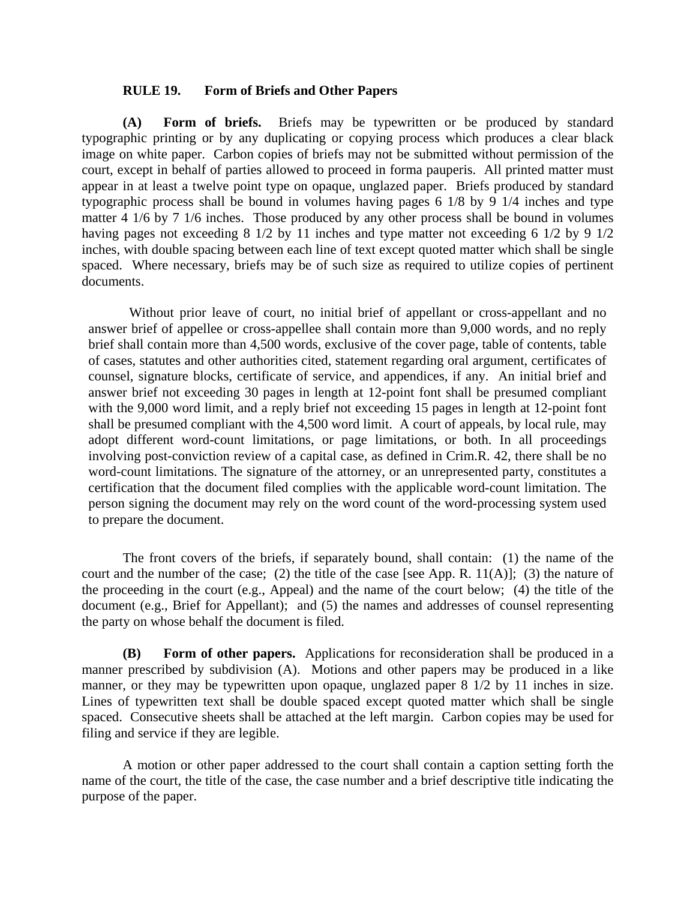**RULE 19. Form of Briefs and Other Papers**

**(A) Form of briefs.** Briefs may be typewritten or be produced by standard typographic printing or by any duplicating or copying process which produces a clear black image on white paper. Carbon copies of briefs may not be submitted without permission of the court, except in behalf of parties allowed to proceed in forma pauperis. All printed matter must appear in at least a twelve point type on opaque, unglazed paper. Briefs produced by standard typographic process shall be bound in volumes having pages 6 1/8 by 9 1/4 inches and type matter 4 1/6 by 7 1/6 inches. Those produced by any other process shall be bound in volumes having pages not exceeding 8 1/2 by 11 inches and type matter not exceeding 6 1/2 by 9 1/2 inches, with double spacing between each line of text except quoted matter which shall be single spaced. Where necessary, briefs may be of such size as required to utilize copies of pertinent documents.

Without prior leave of court, no initial brief of appellant or cross-appellant and no answer brief of appellee or cross-appellee shall contain more than 9,000 words, and no reply brief shall contain more than 4,500 words, exclusive of the cover page, table of contents, table of cases, statutes and other authorities cited, statement regarding oral argument, certificates of counsel, signature blocks, certificate of service, and appendices, if any. An initial brief and answer brief not exceeding 30 pages in length at 12-point font shall be presumed compliant with the 9,000 word limit, and a reply brief not exceeding 15 pages in length at 12-point font shall be presumed compliant with the 4,500 word limit. A court of appeals, by local rule, may adopt different word-count limitations, or page limitations, or both. In all proceedings involving post-conviction review of a capital case, as defined in Crim.R. 42, there shall be no word-count limitations. The signature of the attorney, or an unrepresented party, constitutes a certification that the document filed complies with the applicable word-count limitation. The person signing the document may rely on the word count of the word-processing system used to prepare the document.

The front covers of the briefs, if separately bound, shall contain: (1) the name of the court and the number of the case; (2) the title of the case [see App. R. 11(A)]; (3) the nature of the proceeding in the court (e.g., Appeal) and the name of the court below; (4) the title of the document (e.g., Brief for Appellant); and (5) the names and addresses of counsel representing the party on whose behalf the document is filed.

**(B) Form of other papers.** Applications for reconsideration shall be produced in a manner prescribed by subdivision (A). Motions and other papers may be produced in a like manner, or they may be typewritten upon opaque, unglazed paper 8 1/2 by 11 inches in size. Lines of typewritten text shall be double spaced except quoted matter which shall be single spaced. Consecutive sheets shall be attached at the left margin. Carbon copies may be used for filing and service if they are legible.

A motion or other paper addressed to the court shall contain a caption setting forth the name of the court, the title of the case, the case number and a brief descriptive title indicating the purpose of the paper.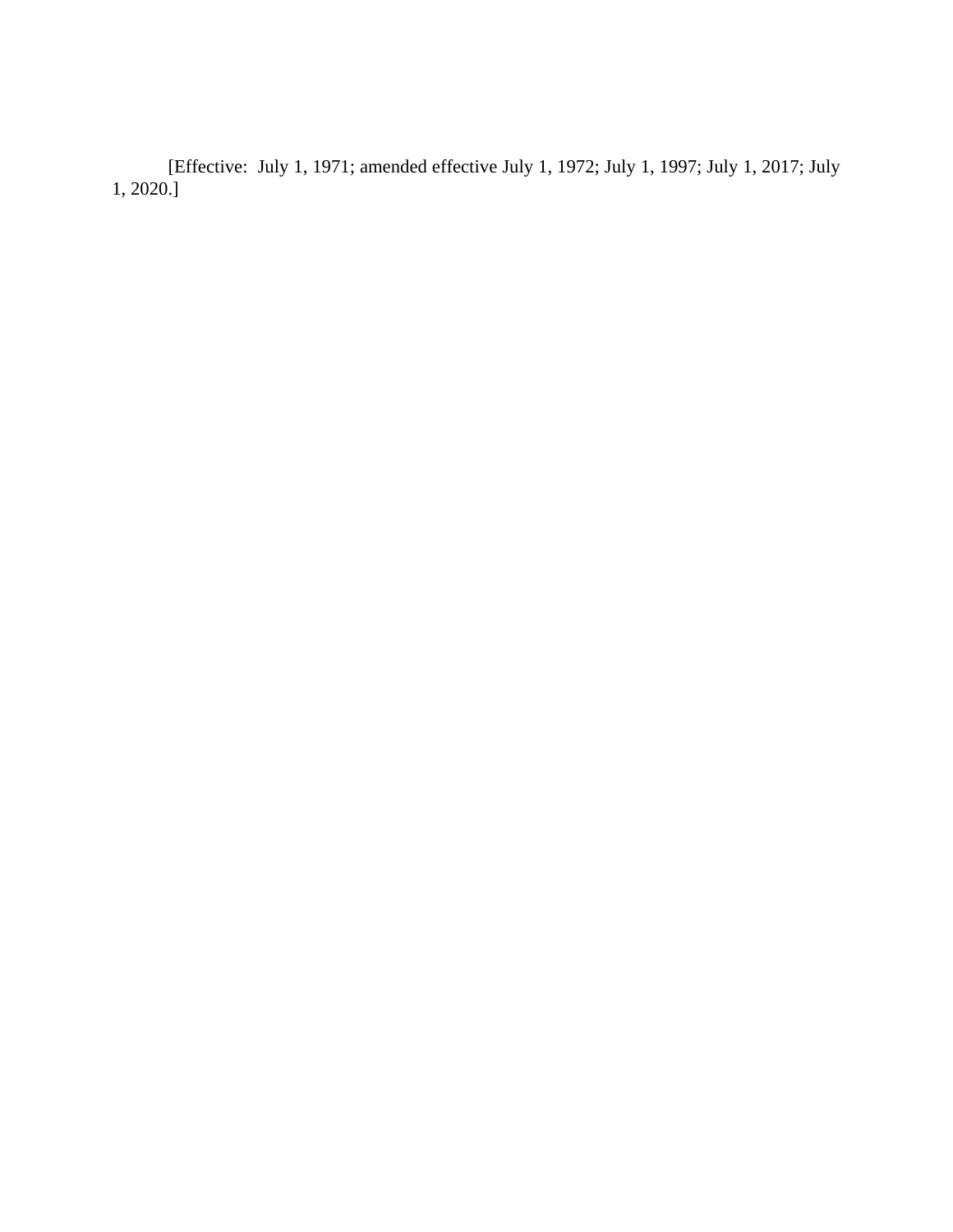[Effective: July 1, 1971; amended effective July 1, 1972; July 1, 1997; July 1, 2017; July 1, 2020.]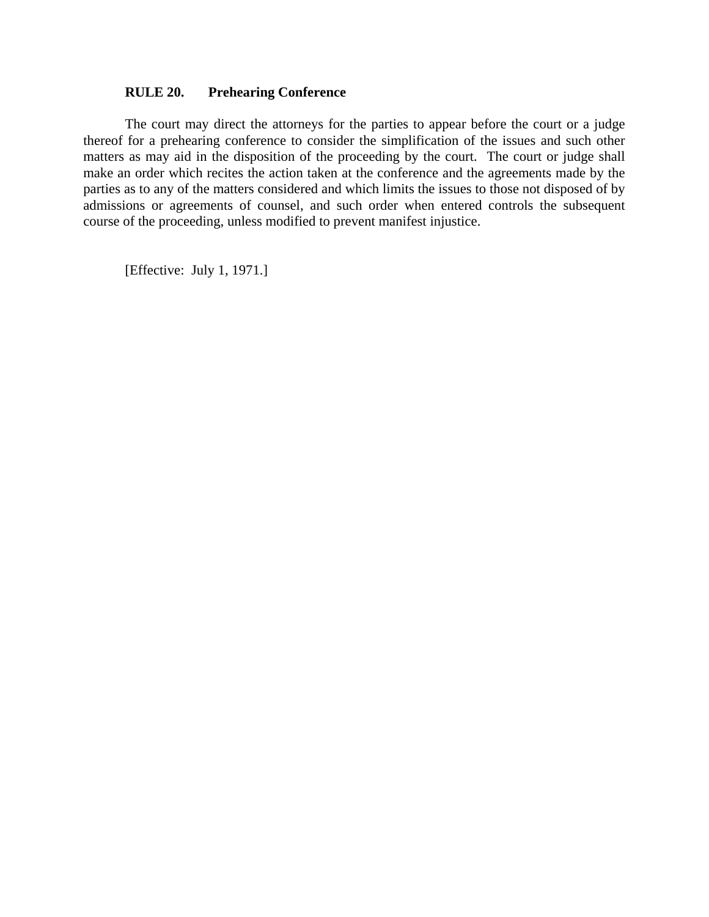## RULE 20. Prehearing Conference

The court may direct the attorneys for the parties to appear before the court or a judge thereof for a prehearing conference to consider the simplification of the issues and such other matters as may aid in the disposition of the proceeding by the court. The court or judge shall make an order which recites the action taken at the conference and the agreements made by the parties as to any of the matters considered and which limits the issues to those not disposed of by admissions or agreements of counsel, and such order when entered controls the subsequent course of the proceeding, unless modified to prevent manifest injustice.

[Effective: July 1, 1971.]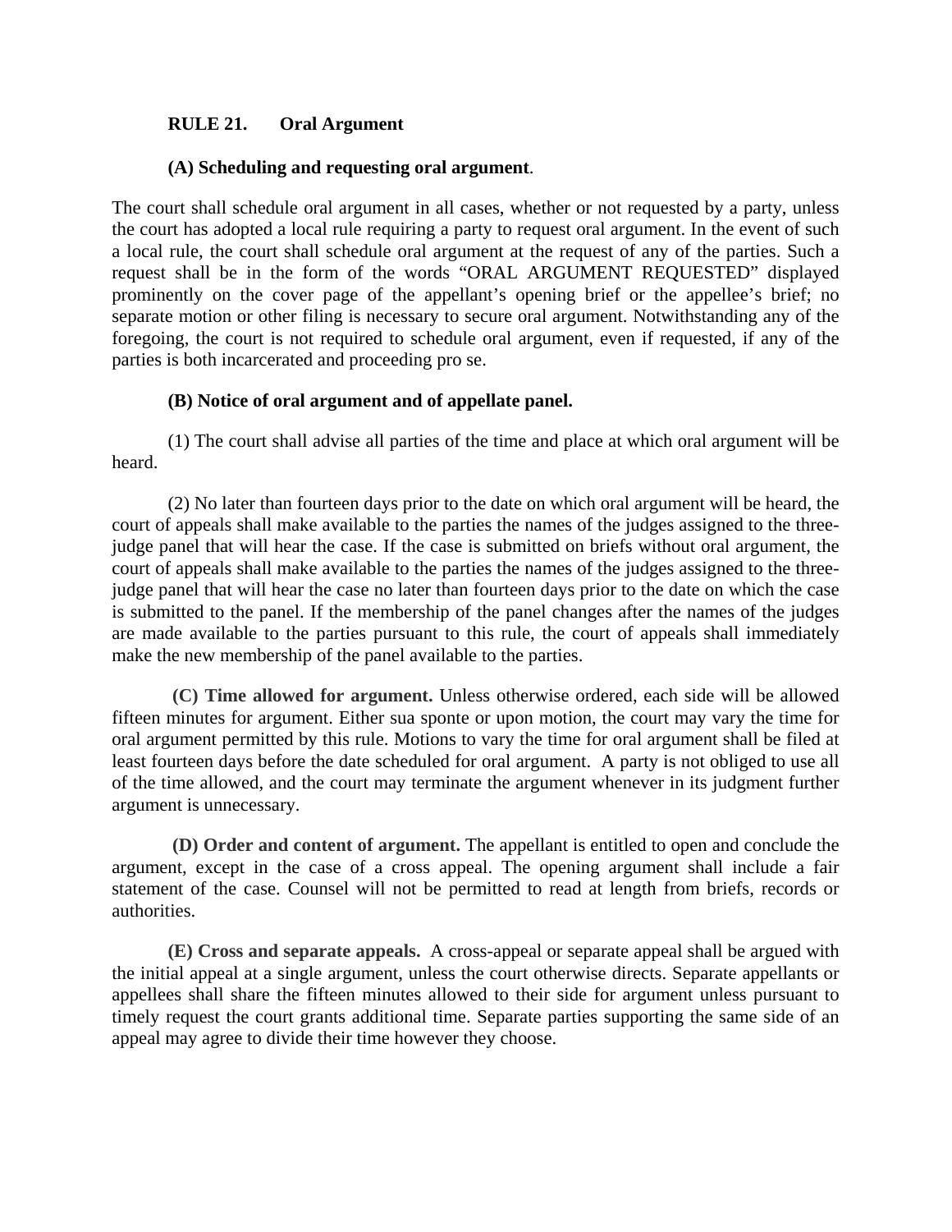## RULE 21. Oral Argument

### (A) Scheduling and requesting oral argument.

The court shall schedule oral argument in all cases, whether or not requested by a party, unless the court has adopted a local rule requiring a party to request oral argument. In the event of such a local rule, the court shall schedule oral argument at the request of any of the parties. Such a request shall be in the form of the words "ORAL ARGUMENT REQUESTED" displayed prominently on the cover page of the appellant's opening brief or the appellee's brief; no separate motion or other filing is necessary to secure oral argument. Notwithstanding any of the foregoing, the court is not required to schedule oral argument, even if requested, if any of the parties is both incarcerated and proceeding pro se.

### (B) Notice of oral argument and of appellate panel.

(1) The court shall advise all parties of the time and place at which oral argument will be heard.

(2) No later than fourteen days prior to the date on which oral argument will be heard, the court of appeals shall make available to the parties the names of the judges assigned to the three-judge panel that will hear the case. If the case is submitted on briefs without oral argument, the court of appeals shall make available to the parties the names of the judges assigned to the three-judge panel that will hear the case no later than fourteen days prior to the date on which the case is submitted to the panel. If the membership of the panel changes after the names of the judges are made available to the parties pursuant to this rule, the court of appeals shall immediately make the new membership of the panel available to the parties.

**(C) Time allowed for argument.** Unless otherwise ordered, each side will be allowed fifteen minutes for argument. Either sua sponte or upon motion, the court may vary the time for oral argument permitted by this rule. Motions to vary the time for oral argument shall be filed at least fourteen days before the date scheduled for oral argument. A party is not obliged to use all of the time allowed, and the court may terminate the argument whenever in its judgment further argument is unnecessary.

**(D) Order and content of argument.** The appellant is entitled to open and conclude the argument, except in the case of a cross appeal. The opening argument shall include a fair statement of the case. Counsel will not be permitted to read at length from briefs, records or authorities.

**(E) Cross and separate appeals.** A cross-appeal or separate appeal shall be argued with the initial appeal at a single argument, unless the court otherwise directs. Separate appellants or appellees shall share the fifteen minutes allowed to their side for argument unless pursuant to timely request the court grants additional time. Separate parties supporting the same side of an appeal may agree to divide their time however they choose.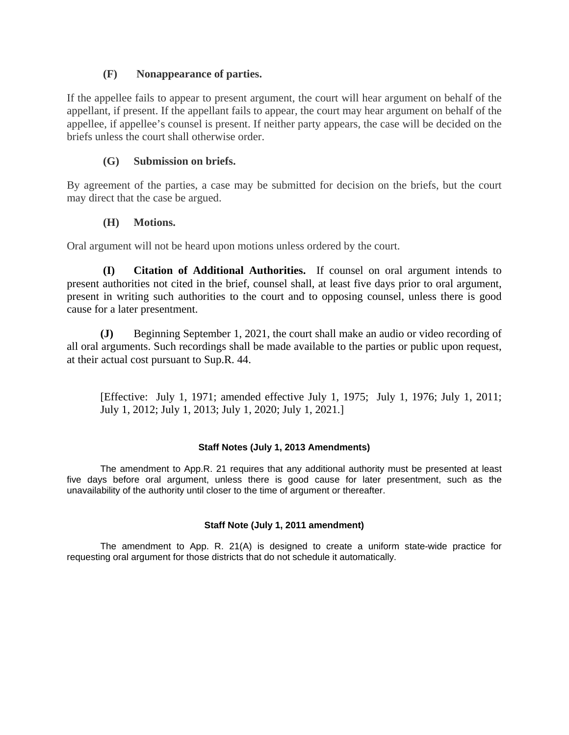**(F) Nonappearance of parties.**

If the appellee fails to appear to present argument, the court will hear argument on behalf of the appellant, if present. If the appellant fails to appear, the court may hear argument on behalf of the appellee, if appellee's counsel is present. If neither party appears, the case will be decided on the briefs unless the court shall otherwise order.

**(G) Submission on briefs.**

By agreement of the parties, a case may be submitted for decision on the briefs, but the court may direct that the case be argued.

**(H) Motions.**

Oral argument will not be heard upon motions unless ordered by the court.

**(I) Citation of Additional Authorities.** If counsel on oral argument intends to present authorities not cited in the brief, counsel shall, at least five days prior to oral argument, present in writing such authorities to the court and to opposing counsel, unless there is good cause for a later presentment.

**(J)** Beginning September 1, 2021, the court shall make an audio or video recording of all oral arguments. Such recordings shall be made available to the parties or public upon request, at their actual cost pursuant to Sup.R. 44.

[Effective: July 1, 1971; amended effective July 1, 1975; July 1, 1976; July 1, 2011; July 1, 2012; July 1, 2013; July 1, 2020; July 1, 2021.]

**Staff Notes (July 1, 2013 Amendments)**

The amendment to App.R. 21 requires that any additional authority must be presented at least five days before oral argument, unless there is good cause for later presentment, such as the unavailability of the authority until closer to the time of argument or thereafter.

**Staff Note (July 1, 2011 amendment)**

The amendment to App. R. 21(A) is designed to create a uniform state-wide practice for requesting oral argument for those districts that do not schedule it automatically.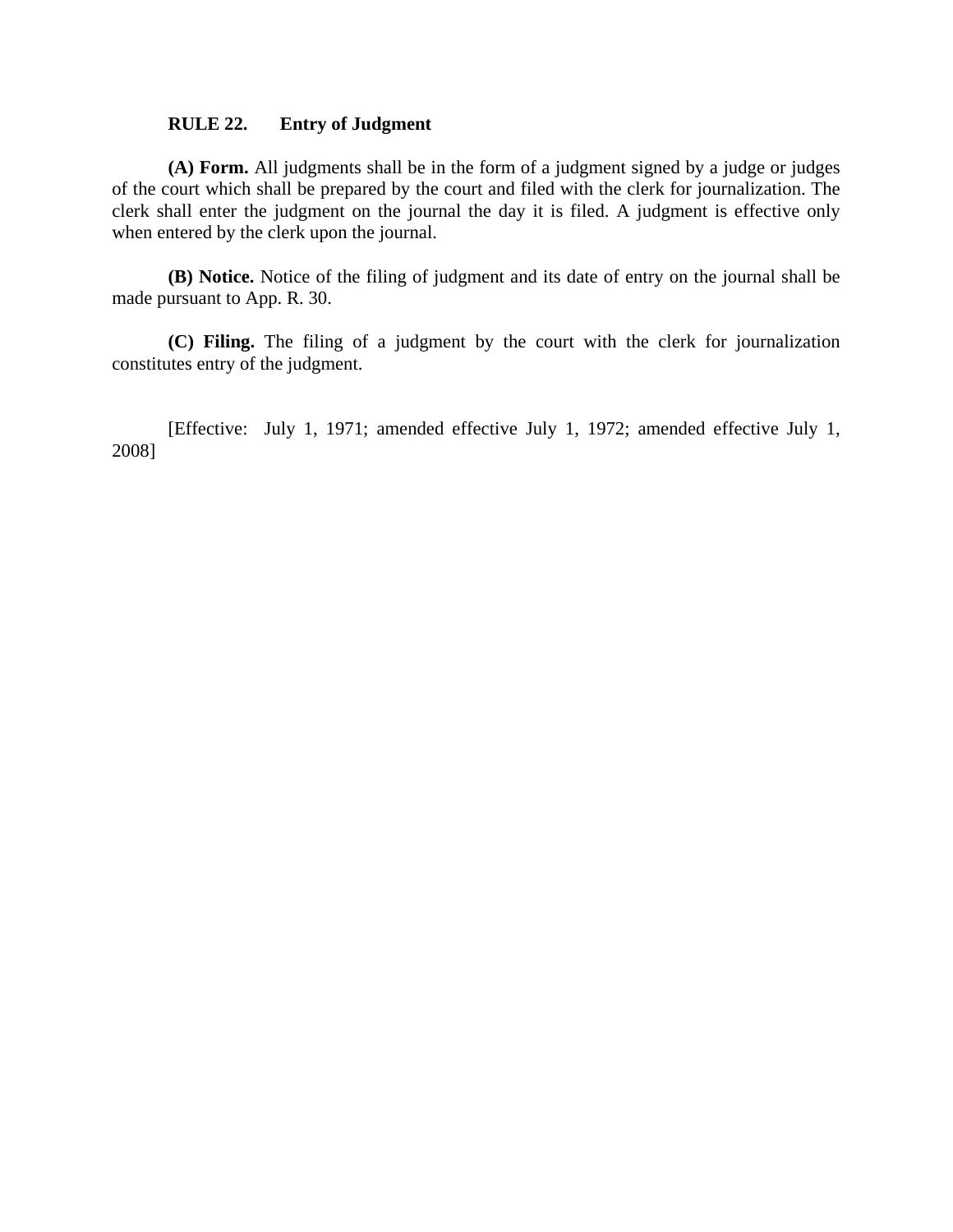**RULE 22. Entry of Judgment**

**(A) Form.** All judgments shall be in the form of a judgment signed by a judge or judges of the court which shall be prepared by the court and filed with the clerk for journalization. The clerk shall enter the judgment on the journal the day it is filed. A judgment is effective only when entered by the clerk upon the journal.

**(B) Notice.** Notice of the filing of judgment and its date of entry on the journal shall be made pursuant to App. R. 30.

**(C) Filing.** The filing of a judgment by the court with the clerk for journalization constitutes entry of the judgment.

[Effective: July 1, 1971; amended effective July 1, 1972; amended effective July 1, 2008]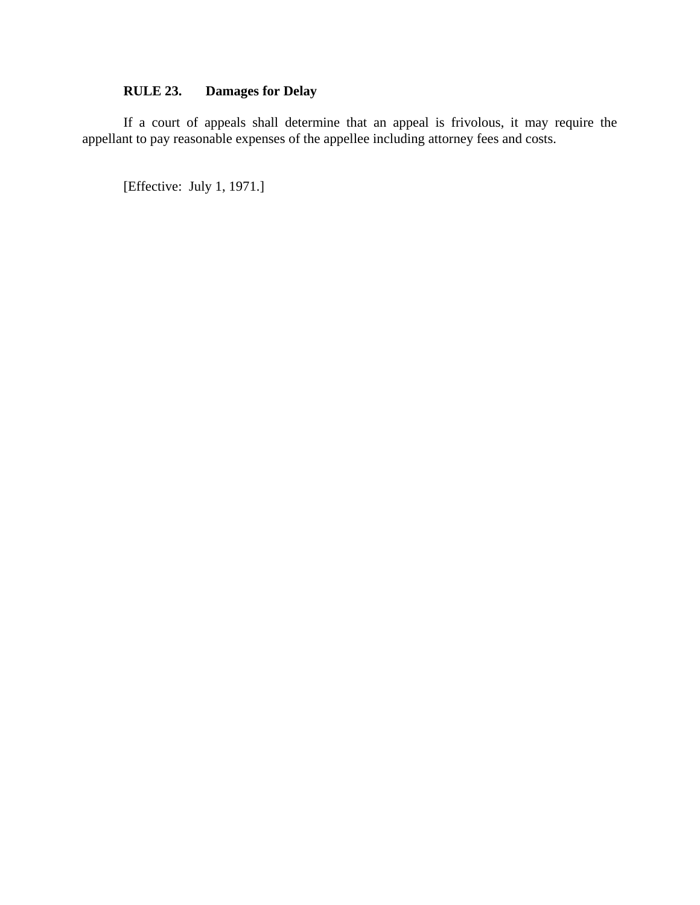## RULE 23. Damages for Delay

If a court of appeals shall determine that an appeal is frivolous, it may require the appellant to pay reasonable expenses of the appellee including attorney fees and costs.

[Effective: July 1, 1971.]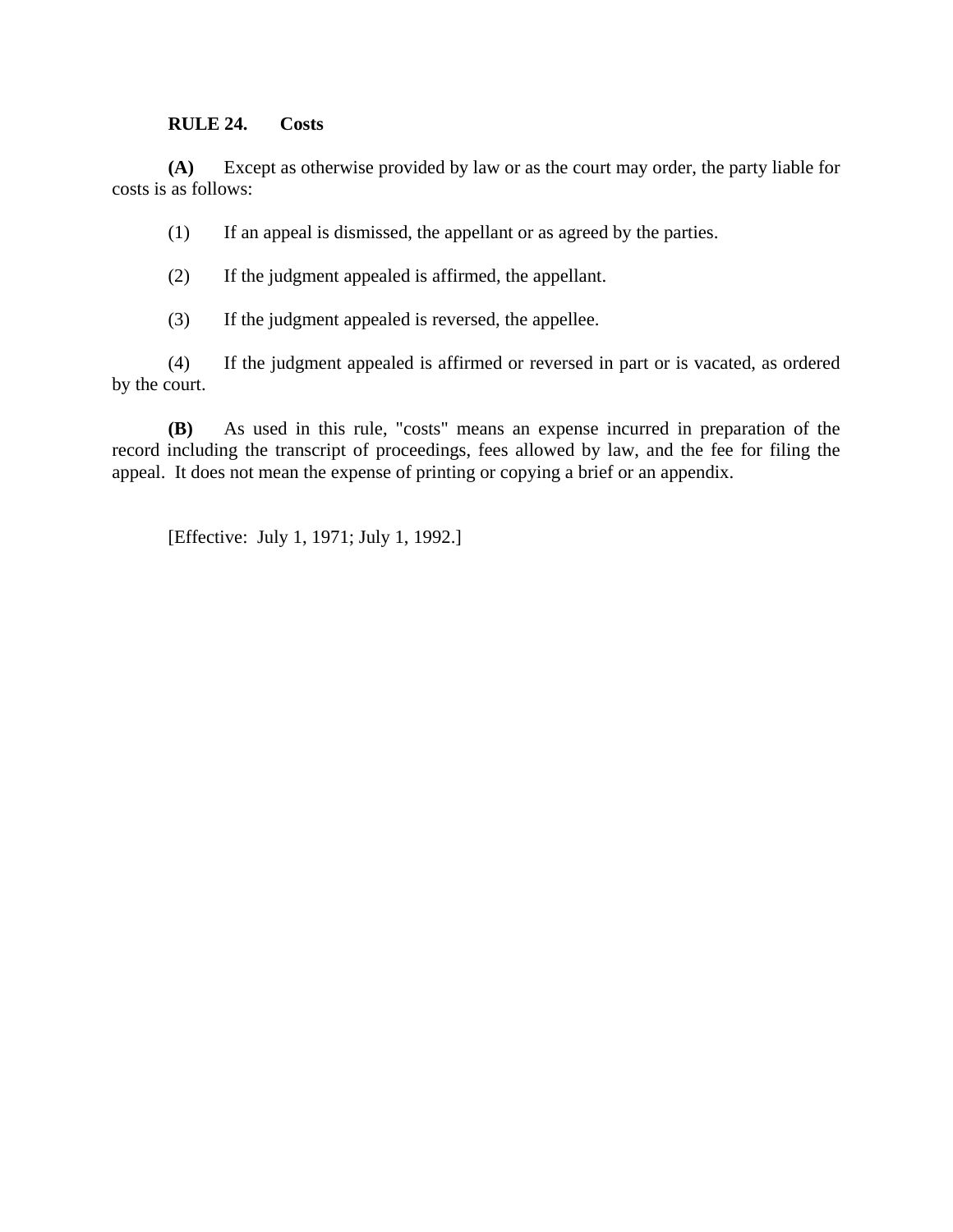**RULE 24. Costs**

**(A)** Except as otherwise provided by law or as the court may order, the party liable for costs is as follows:

(1) If an appeal is dismissed, the appellant or as agreed by the parties.

(2) If the judgment appealed is affirmed, the appellant.

(3) If the judgment appealed is reversed, the appellee.

(4) If the judgment appealed is affirmed or reversed in part or is vacated, as ordered by the court.

**(B)** As used in this rule, "costs" means an expense incurred in preparation of the record including the transcript of proceedings, fees allowed by law, and the fee for filing the appeal. It does not mean the expense of printing or copying a brief or an appendix.

[Effective: July 1, 1971; July 1, 1992.]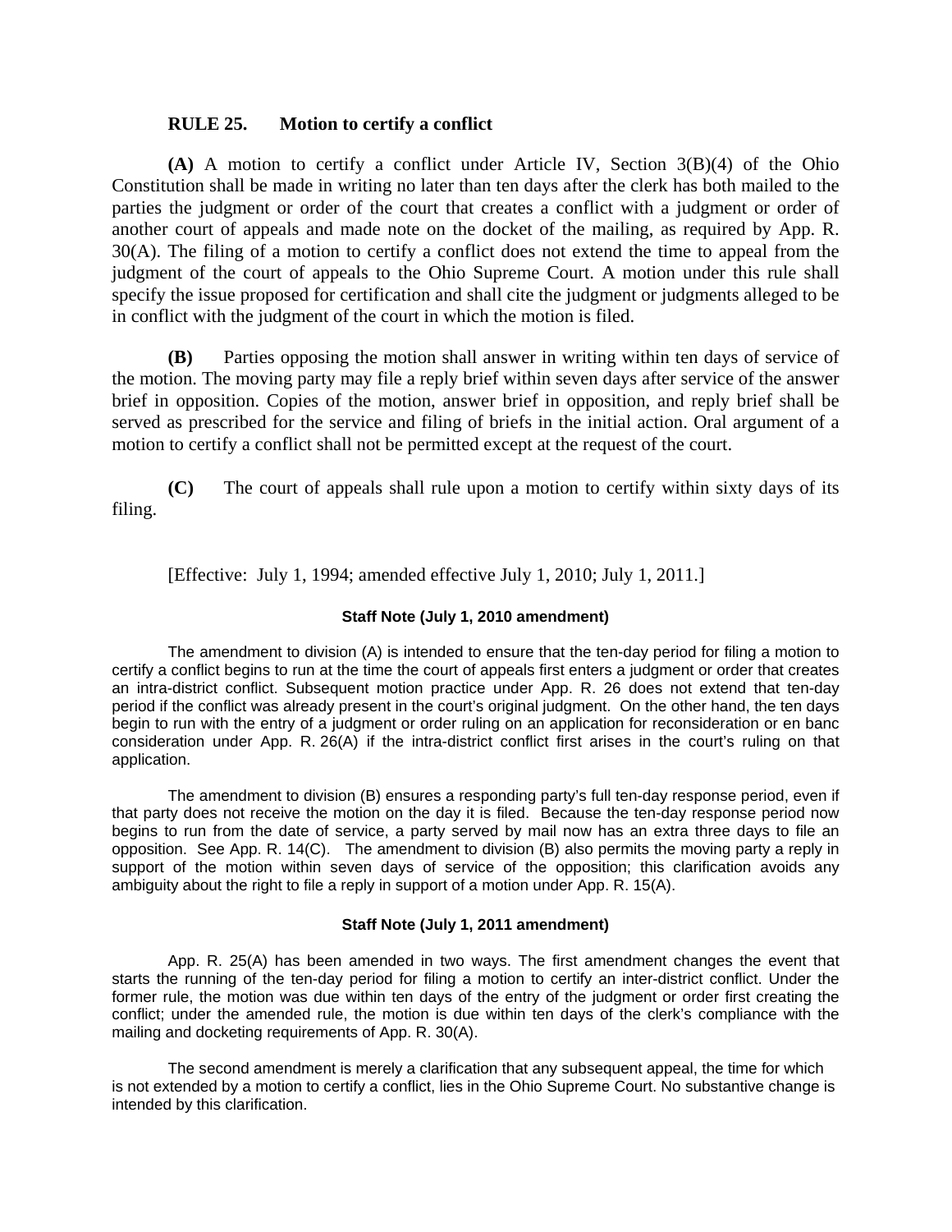### RULE 25. Motion to certify a conflict

**(A)** A motion to certify a conflict under Article IV, Section 3(B)(4) of the Ohio Constitution shall be made in writing no later than ten days after the clerk has both mailed to the parties the judgment or order of the court that creates a conflict with a judgment or order of another court of appeals and made note on the docket of the mailing, as required by App. R. 30(A). The filing of a motion to certify a conflict does not extend the time to appeal from the judgment of the court of appeals to the Ohio Supreme Court. A motion under this rule shall specify the issue proposed for certification and shall cite the judgment or judgments alleged to be in conflict with the judgment of the court in which the motion is filed.

**(B)** Parties opposing the motion shall answer in writing within ten days of service of the motion. The moving party may file a reply brief within seven days after service of the answer brief in opposition. Copies of the motion, answer brief in opposition, and reply brief shall be served as prescribed for the service and filing of briefs in the initial action. Oral argument of a motion to certify a conflict shall not be permitted except at the request of the court.

**(C)** The court of appeals shall rule upon a motion to certify within sixty days of its filing.

[Effective: July 1, 1994; amended effective July 1, 2010; July 1, 2011.]

#### Staff Note (July 1, 2010 amendment)

The amendment to division (A) is intended to ensure that the ten-day period for filing a motion to certify a conflict begins to run at the time the court of appeals first enters a judgment or order that creates an intra-district conflict. Subsequent motion practice under App. R. 26 does not extend that ten-day period if the conflict was already present in the court's original judgment. On the other hand, the ten days begin to run with the entry of a judgment or order ruling on an application for reconsideration or en banc consideration under App. R. 26(A) if the intra-district conflict first arises in the court's ruling on that application.

The amendment to division (B) ensures a responding party's full ten-day response period, even if that party does not receive the motion on the day it is filed. Because the ten-day response period now begins to run from the date of service, a party served by mail now has an extra three days to file an opposition. See App. R. 14(C). The amendment to division (B) also permits the moving party a reply in support of the motion within seven days of service of the opposition; this clarification avoids any ambiguity about the right to file a reply in support of a motion under App. R. 15(A).

#### Staff Note (July 1, 2011 amendment)

App. R. 25(A) has been amended in two ways. The first amendment changes the event that starts the running of the ten-day period for filing a motion to certify an inter-district conflict. Under the former rule, the motion was due within ten days of the entry of the judgment or order first creating the conflict; under the amended rule, the motion is due within ten days of the clerk's compliance with the mailing and docketing requirements of App. R. 30(A).

The second amendment is merely a clarification that any subsequent appeal, the time for which is not extended by a motion to certify a conflict, lies in the Ohio Supreme Court. No substantive change is intended by this clarification.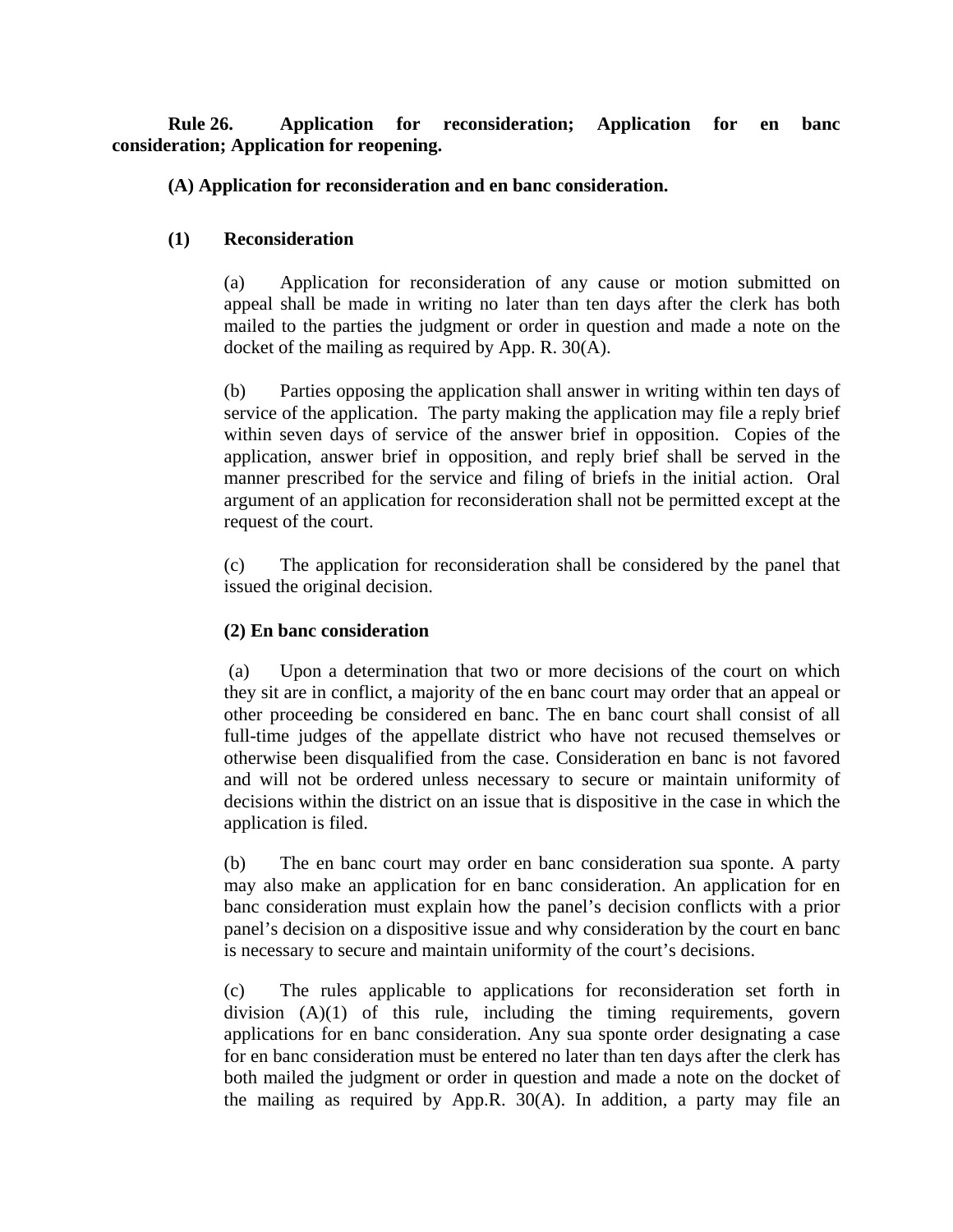**Rule 26. Application for reconsideration; Application for en banc consideration; Application for reopening.**

**(A) Application for reconsideration and en banc consideration.**

**(1) Reconsideration**

(a) Application for reconsideration of any cause or motion submitted on appeal shall be made in writing no later than ten days after the clerk has both mailed to the parties the judgment or order in question and made a note on the docket of the mailing as required by App. R. 30(A).

(b) Parties opposing the application shall answer in writing within ten days of service of the application. The party making the application may file a reply brief within seven days of service of the answer brief in opposition. Copies of the application, answer brief in opposition, and reply brief shall be served in the manner prescribed for the service and filing of briefs in the initial action. Oral argument of an application for reconsideration shall not be permitted except at the request of the court.

(c) The application for reconsideration shall be considered by the panel that issued the original decision.

**(2) En banc consideration**

(a) Upon a determination that two or more decisions of the court on which they sit are in conflict, a majority of the en banc court may order that an appeal or other proceeding be considered en banc. The en banc court shall consist of all full-time judges of the appellate district who have not recused themselves or otherwise been disqualified from the case. Consideration en banc is not favored and will not be ordered unless necessary to secure or maintain uniformity of decisions within the district on an issue that is dispositive in the case in which the application is filed.

(b) The en banc court may order en banc consideration sua sponte. A party may also make an application for en banc consideration. An application for en banc consideration must explain how the panel's decision conflicts with a prior panel's decision on a dispositive issue and why consideration by the court en banc is necessary to secure and maintain uniformity of the court's decisions.

(c) The rules applicable to applications for reconsideration set forth in division (A)(1) of this rule, including the timing requirements, govern applications for en banc consideration. Any sua sponte order designating a case for en banc consideration must be entered no later than ten days after the clerk has both mailed the judgment or order in question and made a note on the docket of the mailing as required by App.R. 30(A). In addition, a party may file an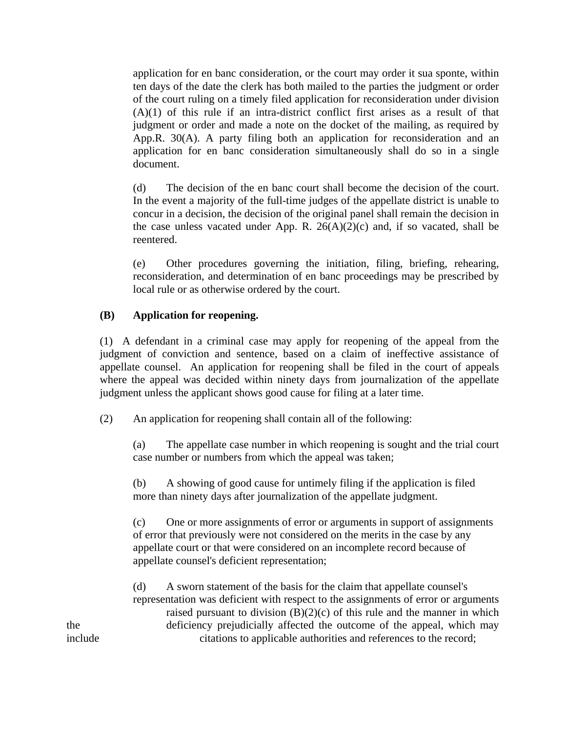application for en banc consideration, or the court may order it sua sponte, within ten days of the date the clerk has both mailed to the parties the judgment or order of the court ruling on a timely filed application for reconsideration under division (A)(1) of this rule if an intra-district conflict first arises as a result of that judgment or order and made a note on the docket of the mailing, as required by App.R. 30(A). A party filing both an application for reconsideration and an application for en banc consideration simultaneously shall do so in a single document.

(d) The decision of the en banc court shall become the decision of the court. In the event a majority of the full-time judges of the appellate district is unable to concur in a decision, the decision of the original panel shall remain the decision in the case unless vacated under App. R. 26(A)(2)(c) and, if so vacated, shall be reentered.

(e) Other procedures governing the initiation, filing, briefing, rehearing, reconsideration, and determination of en banc proceedings may be prescribed by local rule or as otherwise ordered by the court.

**(B) Application for reopening.**

(1) A defendant in a criminal case may apply for reopening of the appeal from the judgment of conviction and sentence, based on a claim of ineffective assistance of appellate counsel. An application for reopening shall be filed in the court of appeals where the appeal was decided within ninety days from journalization of the appellate judgment unless the applicant shows good cause for filing at a later time.

(2) An application for reopening shall contain all of the following:

(a) The appellate case number in which reopening is sought and the trial court case number or numbers from which the appeal was taken;

(b) A showing of good cause for untimely filing if the application is filed more than ninety days after journalization of the appellate judgment.

(c) One or more assignments of error or arguments in support of assignments of error that previously were not considered on the merits in the case by any appellate court or that were considered on an incomplete record because of appellate counsel's deficient representation;

(d) A sworn statement of the basis for the claim that appellate counsel's representation was deficient with respect to the assignments of error or arguments raised pursuant to division (B)(2)(c) of this rule and the manner in which the deficiency prejudicially affected the outcome of the appeal, which may include citations to applicable authorities and references to the record;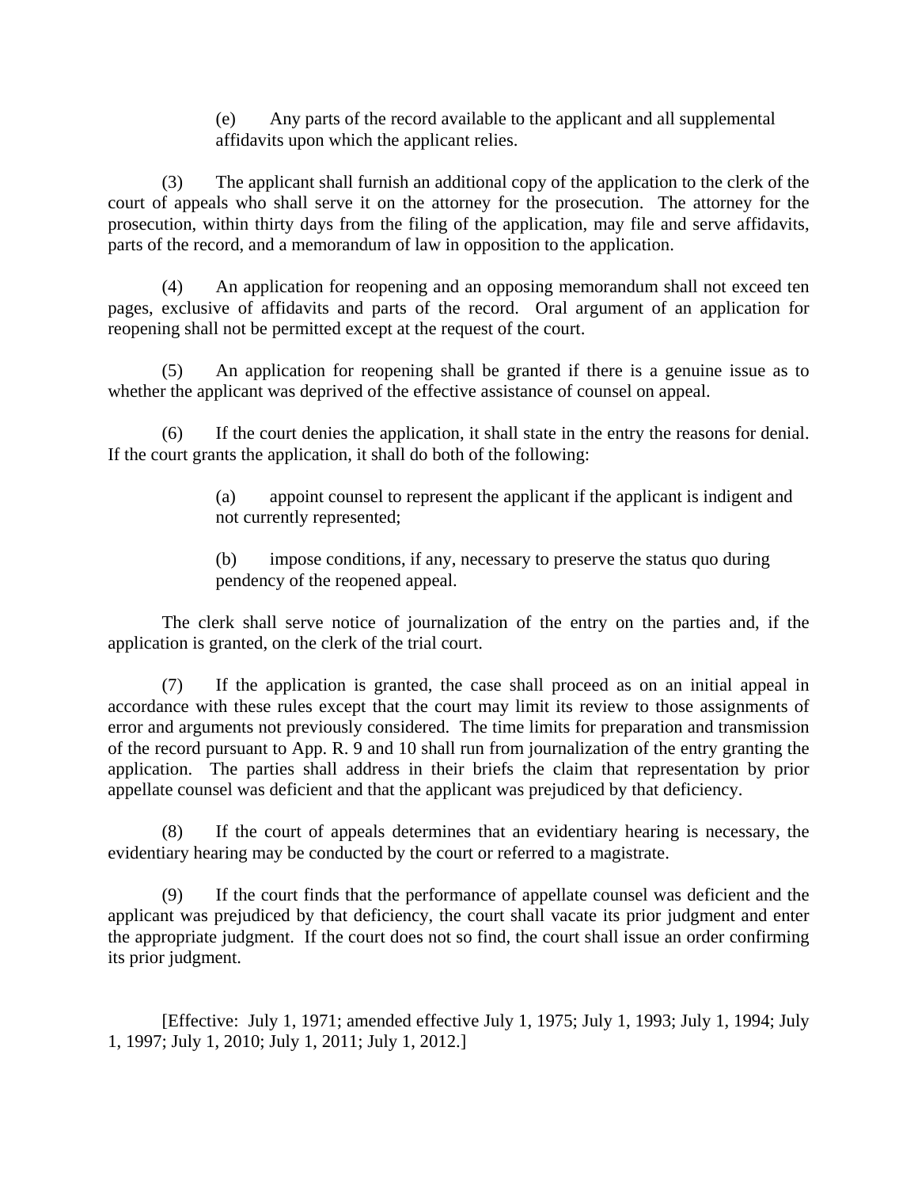(e) Any parts of the record available to the applicant and all supplemental affidavits upon which the applicant relies.

(3) The applicant shall furnish an additional copy of the application to the clerk of the court of appeals who shall serve it on the attorney for the prosecution. The attorney for the prosecution, within thirty days from the filing of the application, may file and serve affidavits, parts of the record, and a memorandum of law in opposition to the application.

(4) An application for reopening and an opposing memorandum shall not exceed ten pages, exclusive of affidavits and parts of the record. Oral argument of an application for reopening shall not be permitted except at the request of the court.

(5) An application for reopening shall be granted if there is a genuine issue as to whether the applicant was deprived of the effective assistance of counsel on appeal.

(6) If the court denies the application, it shall state in the entry the reasons for denial. If the court grants the application, it shall do both of the following:

(a) appoint counsel to represent the applicant if the applicant is indigent and not currently represented;

(b) impose conditions, if any, necessary to preserve the status quo during pendency of the reopened appeal.

The clerk shall serve notice of journalization of the entry on the parties and, if the application is granted, on the clerk of the trial court.

(7) If the application is granted, the case shall proceed as on an initial appeal in accordance with these rules except that the court may limit its review to those assignments of error and arguments not previously considered. The time limits for preparation and transmission of the record pursuant to App. R. 9 and 10 shall run from journalization of the entry granting the application. The parties shall address in their briefs the claim that representation by prior appellate counsel was deficient and that the applicant was prejudiced by that deficiency.

(8) If the court of appeals determines that an evidentiary hearing is necessary, the evidentiary hearing may be conducted by the court or referred to a magistrate.

(9) If the court finds that the performance of appellate counsel was deficient and the applicant was prejudiced by that deficiency, the court shall vacate its prior judgment and enter the appropriate judgment. If the court does not so find, the court shall issue an order confirming its prior judgment.

[Effective: July 1, 1971; amended effective July 1, 1975; July 1, 1993; July 1, 1994; July 1, 1997; July 1, 2010; July 1, 2011; July 1, 2012.]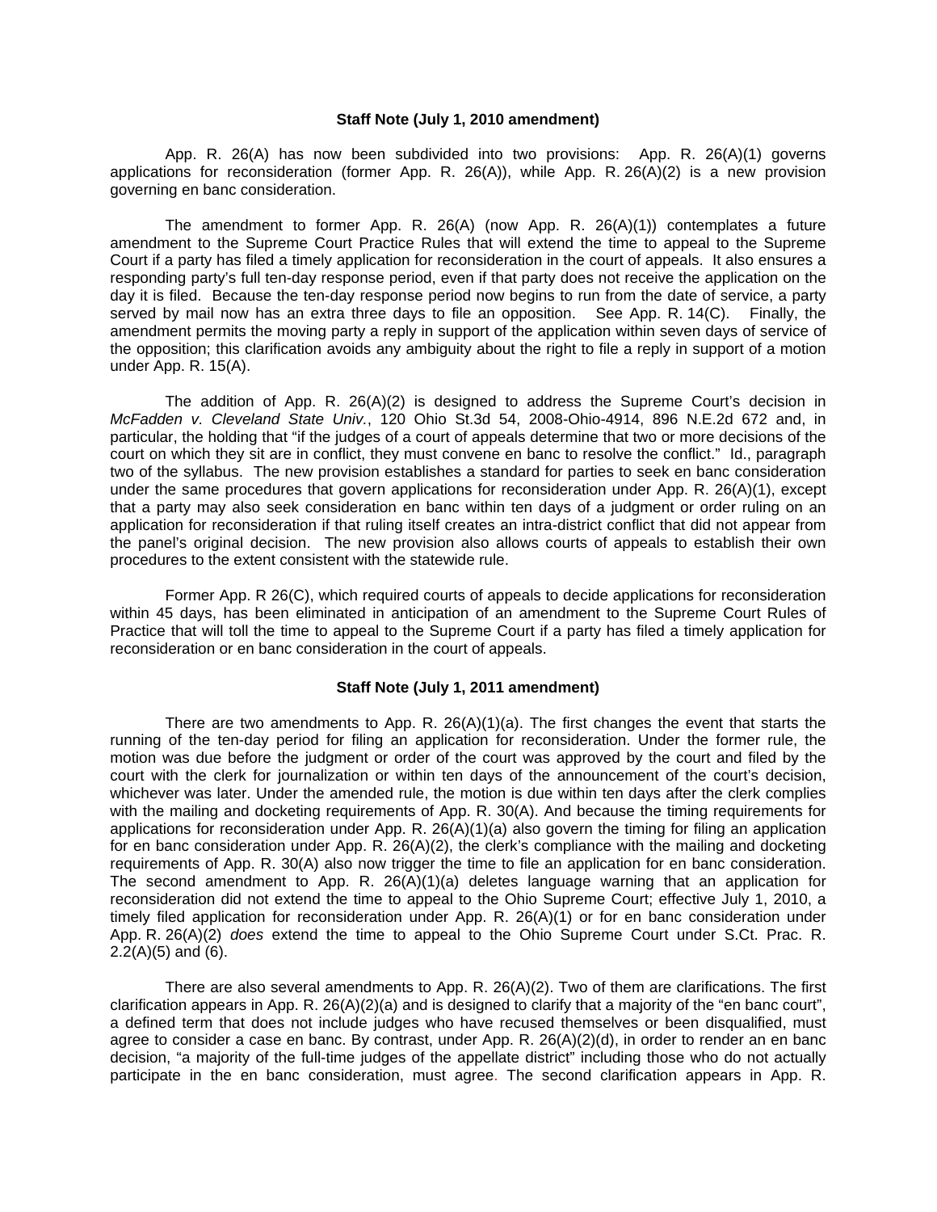**Staff Note (July 1, 2010 amendment)**

App. R. 26(A) has now been subdivided into two provisions: App. R. 26(A)(1) governs applications for reconsideration (former App. R. 26(A)), while App. R. 26(A)(2) is a new provision governing en banc consideration.

The amendment to former App. R. 26(A) (now App. R. 26(A)(1)) contemplates a future amendment to the Supreme Court Practice Rules that will extend the time to appeal to the Supreme Court if a party has filed a timely application for reconsideration in the court of appeals. It also ensures a responding party's full ten-day response period, even if that party does not receive the application on the day it is filed. Because the ten-day response period now begins to run from the date of service, a party served by mail now has an extra three days to file an opposition. See App. R. 14(C). Finally, the amendment permits the moving party a reply in support of the application within seven days of service of the opposition; this clarification avoids any ambiguity about the right to file a reply in support of a motion under App. R. 15(A).

The addition of App. R. 26(A)(2) is designed to address the Supreme Court's decision in *McFadden v. Cleveland State Univ.*, 120 Ohio St.3d 54, 2008-Ohio-4914, 896 N.E.2d 672 and, in particular, the holding that "if the judges of a court of appeals determine that two or more decisions of the court on which they sit are in conflict, they must convene en banc to resolve the conflict." Id., paragraph two of the syllabus. The new provision establishes a standard for parties to seek en banc consideration under the same procedures that govern applications for reconsideration under App. R. 26(A)(1), except that a party may also seek consideration en banc within ten days of a judgment or order ruling on an application for reconsideration if that ruling itself creates an intra-district conflict that did not appear from the panel's original decision. The new provision also allows courts of appeals to establish their own procedures to the extent consistent with the statewide rule.

Former App. R 26(C), which required courts of appeals to decide applications for reconsideration within 45 days, has been eliminated in anticipation of an amendment to the Supreme Court Rules of Practice that will toll the time to appeal to the Supreme Court if a party has filed a timely application for reconsideration or en banc consideration in the court of appeals.

**Staff Note (July 1, 2011 amendment)**

There are two amendments to App. R. 26(A)(1)(a). The first changes the event that starts the running of the ten-day period for filing an application for reconsideration. Under the former rule, the motion was due before the judgment or order of the court was approved by the court and filed by the court with the clerk for journalization or within ten days of the announcement of the court's decision, whichever was later. Under the amended rule, the motion is due within ten days after the clerk complies with the mailing and docketing requirements of App. R. 30(A). And because the timing requirements for applications for reconsideration under App. R. 26(A)(1)(a) also govern the timing for filing an application for en banc consideration under App. R. 26(A)(2), the clerk's compliance with the mailing and docketing requirements of App. R. 30(A) also now trigger the time to file an application for en banc consideration. The second amendment to App. R. 26(A)(1)(a) deletes language warning that an application for reconsideration did not extend the time to appeal to the Ohio Supreme Court; effective July 1, 2010, a timely filed application for reconsideration under App. R. 26(A)(1) or for en banc consideration under App. R. 26(A)(2) *does* extend the time to appeal to the Ohio Supreme Court under S.Ct. Prac. R. 2.2(A)(5) and (6).

There are also several amendments to App. R. 26(A)(2). Two of them are clarifications. The first clarification appears in App. R. 26(A)(2)(a) and is designed to clarify that a majority of the "en banc court", a defined term that does not include judges who have recused themselves or been disqualified, must agree to consider a case en banc. By contrast, under App. R. 26(A)(2)(d), in order to render an en banc decision, "a majority of the full-time judges of the appellate district" including those who do not actually participate in the en banc consideration, must agree. The second clarification appears in App. R.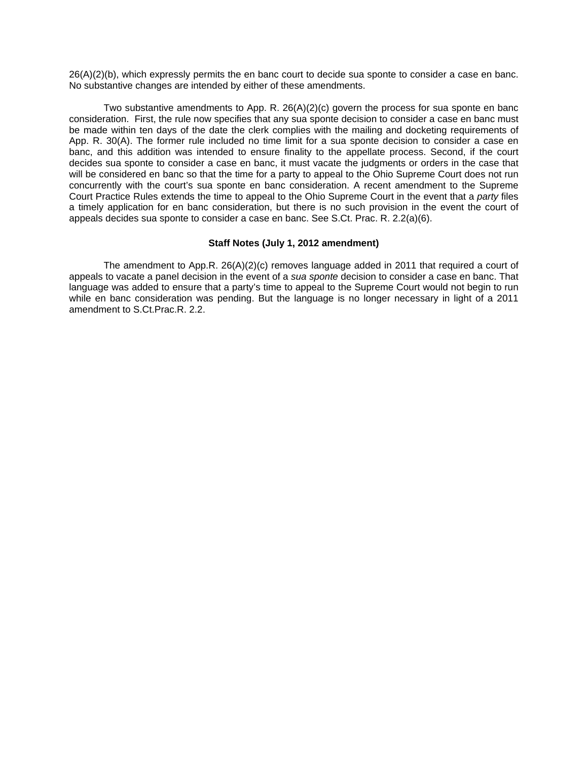26(A)(2)(b), which expressly permits the en banc court to decide sua sponte to consider a case en banc. No substantive changes are intended by either of these amendments.

Two substantive amendments to App. R. 26(A)(2)(c) govern the process for sua sponte en banc consideration. First, the rule now specifies that any sua sponte decision to consider a case en banc must be made within ten days of the date the clerk complies with the mailing and docketing requirements of App. R. 30(A). The former rule included no time limit for a sua sponte decision to consider a case en banc, and this addition was intended to ensure finality to the appellate process. Second, if the court decides sua sponte to consider a case en banc, it must vacate the judgments or orders in the case that will be considered en banc so that the time for a party to appeal to the Ohio Supreme Court does not run concurrently with the court's sua sponte en banc consideration. A recent amendment to the Supreme Court Practice Rules extends the time to appeal to the Ohio Supreme Court in the event that a *party* files a timely application for en banc consideration, but there is no such provision in the event the court of appeals decides sua sponte to consider a case en banc. See S.Ct. Prac. R. 2.2(a)(6).

**Staff Notes (July 1, 2012 amendment)**

The amendment to App.R. 26(A)(2)(c) removes language added in 2011 that required a court of appeals to vacate a panel decision in the event of a *sua sponte* decision to consider a case en banc. That language was added to ensure that a party's time to appeal to the Supreme Court would not begin to run while en banc consideration was pending. But the language is no longer necessary in light of a 2011 amendment to S.Ct.Prac.R. 2.2.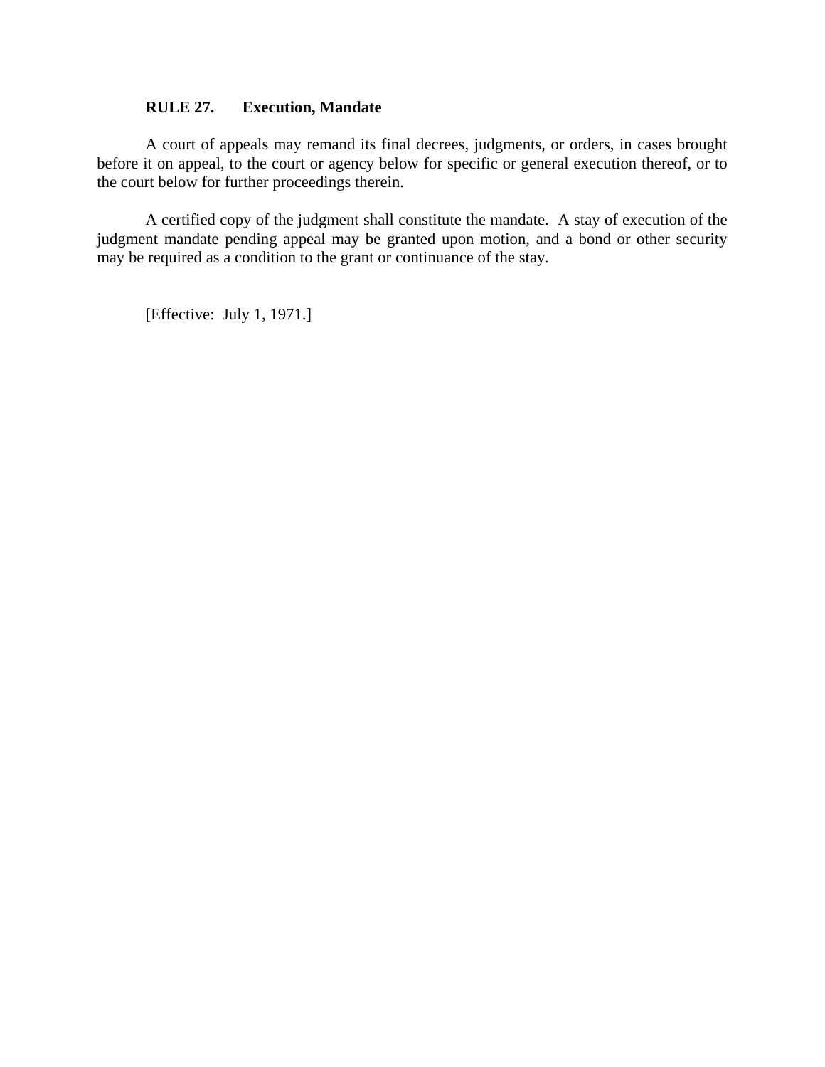## RULE 27. Execution, Mandate

A court of appeals may remand its final decrees, judgments, or orders, in cases brought before it on appeal, to the court or agency below for specific or general execution thereof, or to the court below for further proceedings therein.

A certified copy of the judgment shall constitute the mandate. A stay of execution of the judgment mandate pending appeal may be granted upon motion, and a bond or other security may be required as a condition to the grant or continuance of the stay.

[Effective: July 1, 1971.]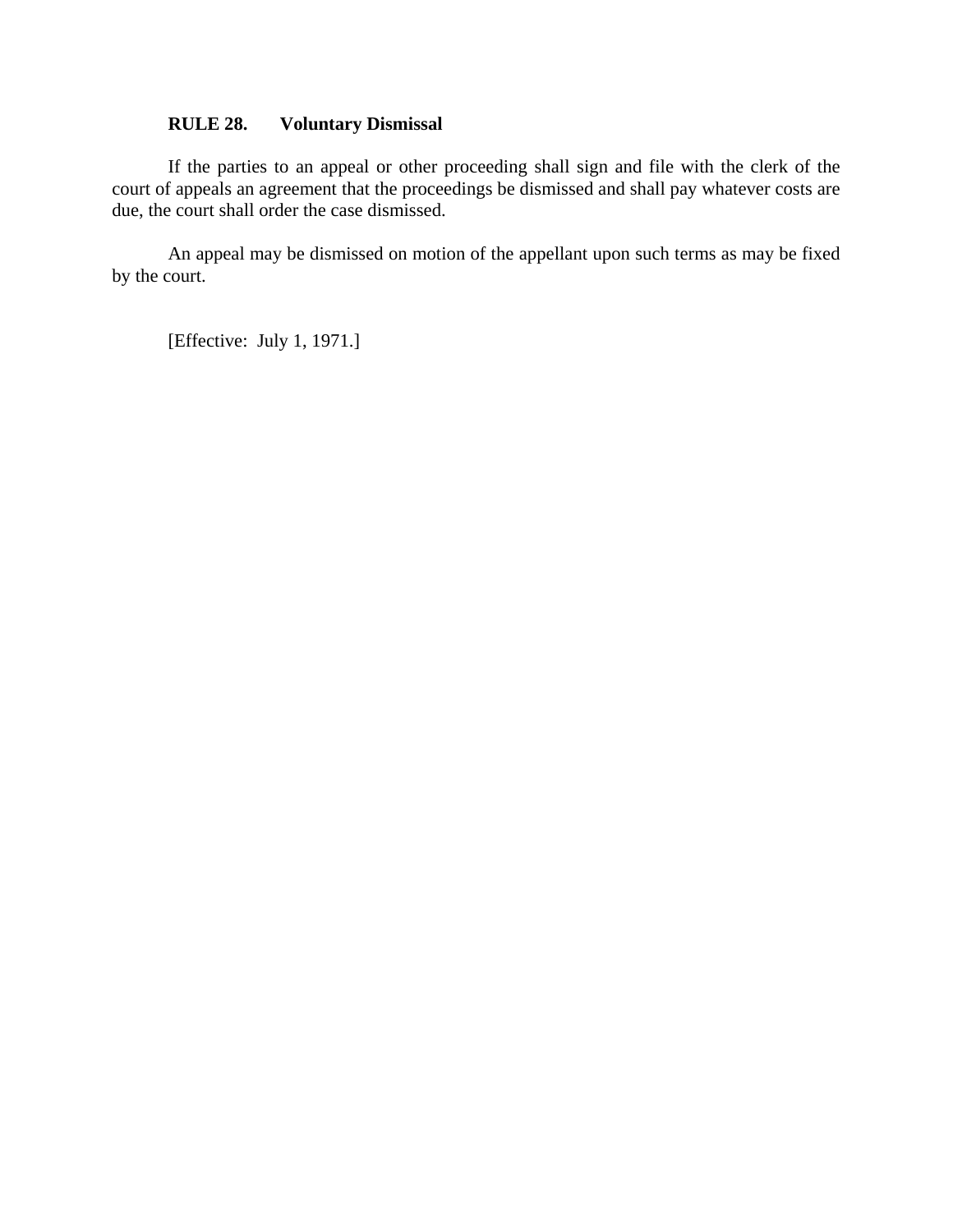## RULE 28. Voluntary Dismissal

If the parties to an appeal or other proceeding shall sign and file with the clerk of the court of appeals an agreement that the proceedings be dismissed and shall pay whatever costs are due, the court shall order the case dismissed.

An appeal may be dismissed on motion of the appellant upon such terms as may be fixed by the court.

[Effective: July 1, 1971.]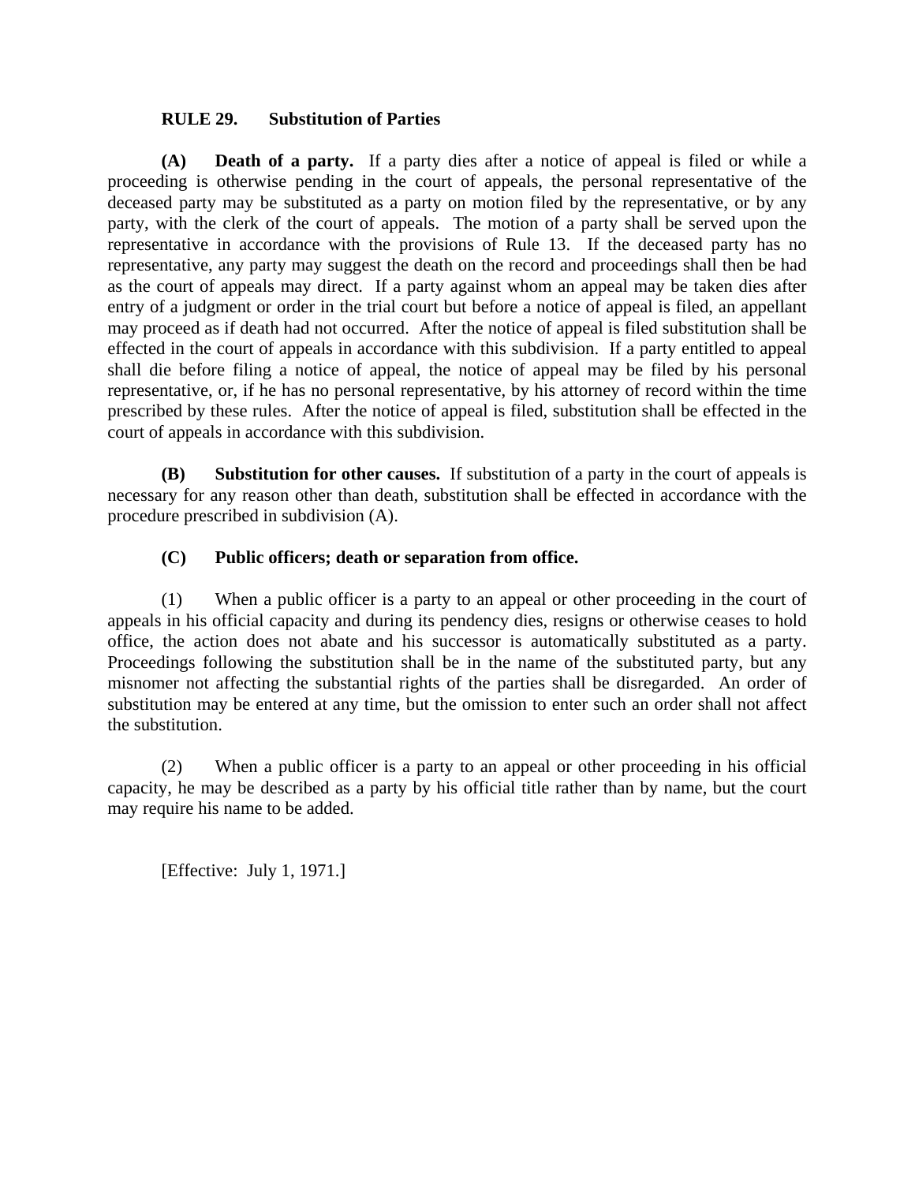## RULE 29. Substitution of Parties

**(A) Death of a party.** If a party dies after a notice of appeal is filed or while a proceeding is otherwise pending in the court of appeals, the personal representative of the deceased party may be substituted as a party on motion filed by the representative, or by any party, with the clerk of the court of appeals. The motion of a party shall be served upon the representative in accordance with the provisions of Rule 13. If the deceased party has no representative, any party may suggest the death on the record and proceedings shall then be had as the court of appeals may direct. If a party against whom an appeal may be taken dies after entry of a judgment or order in the trial court but before a notice of appeal is filed, an appellant may proceed as if death had not occurred. After the notice of appeal is filed substitution shall be effected in the court of appeals in accordance with this subdivision. If a party entitled to appeal shall die before filing a notice of appeal, the notice of appeal may be filed by his personal representative, or, if he has no personal representative, by his attorney of record within the time prescribed by these rules. After the notice of appeal is filed, substitution shall be effected in the court of appeals in accordance with this subdivision.

**(B) Substitution for other causes.** If substitution of a party in the court of appeals is necessary for any reason other than death, substitution shall be effected in accordance with the procedure prescribed in subdivision (A).

**(C) Public officers; death or separation from office.**

(1) When a public officer is a party to an appeal or other proceeding in the court of appeals in his official capacity and during its pendency dies, resigns or otherwise ceases to hold office, the action does not abate and his successor is automatically substituted as a party. Proceedings following the substitution shall be in the name of the substituted party, but any misnomer not affecting the substantial rights of the parties shall be disregarded. An order of substitution may be entered at any time, but the omission to enter such an order shall not affect the substitution.

(2) When a public officer is a party to an appeal or other proceeding in his official capacity, he may be described as a party by his official title rather than by name, but the court may require his name to be added.

[Effective: July 1, 1971.]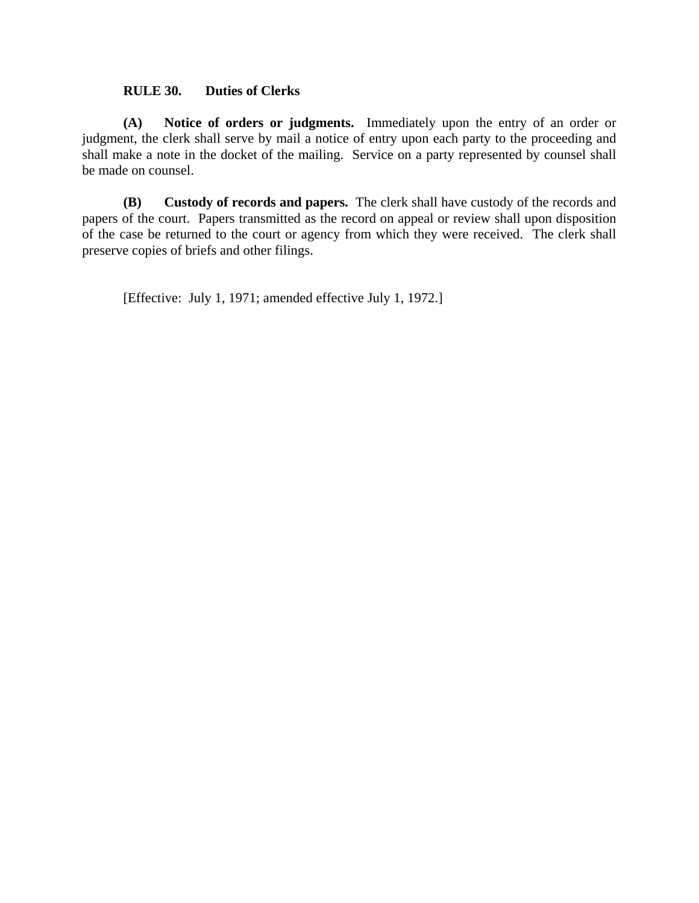## RULE 30. Duties of Clerks

**(A) Notice of orders or judgments.** Immediately upon the entry of an order or judgment, the clerk shall serve by mail a notice of entry upon each party to the proceeding and shall make a note in the docket of the mailing. Service on a party represented by counsel shall be made on counsel.

**(B) Custody of records and papers.** The clerk shall have custody of the records and papers of the court. Papers transmitted as the record on appeal or review shall upon disposition of the case be returned to the court or agency from which they were received. The clerk shall preserve copies of briefs and other filings.

[Effective: July 1, 1971; amended effective July 1, 1972.]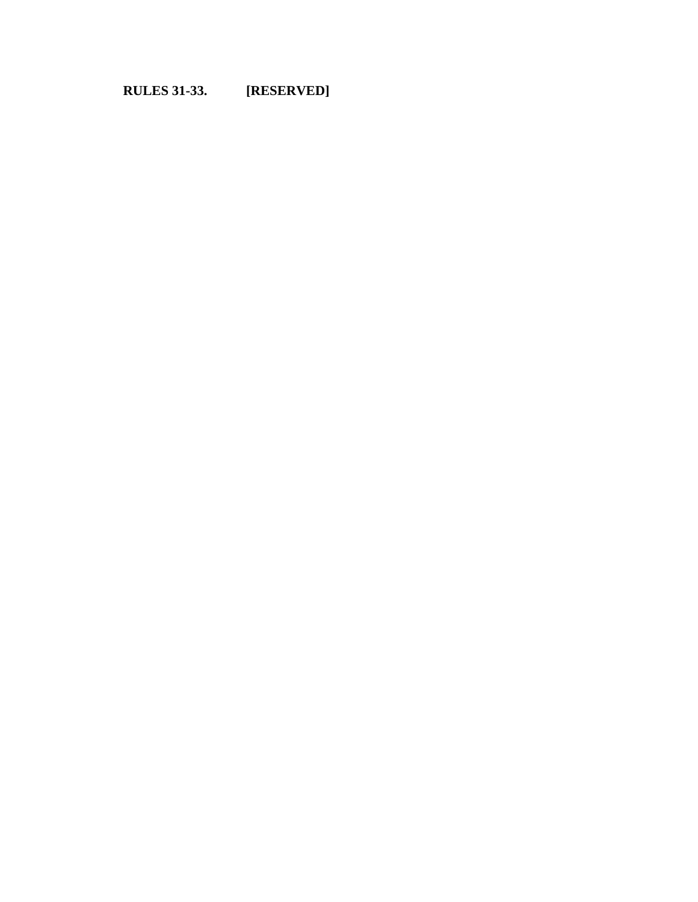**RULES 31-33. [RESERVED]**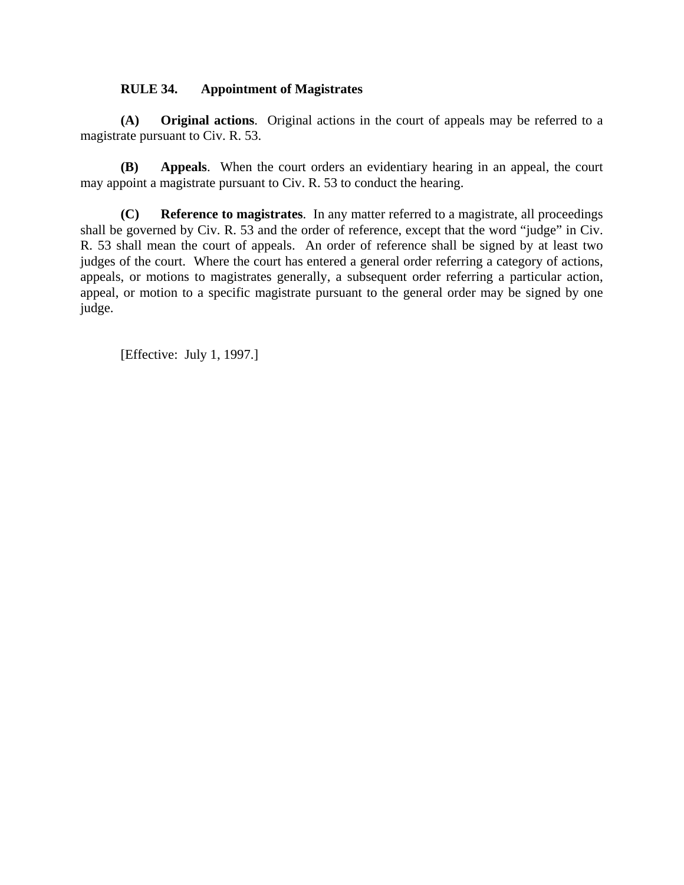## RULE 34. Appointment of Magistrates

**(A) Original actions**. Original actions in the court of appeals may be referred to a magistrate pursuant to Civ. R. 53.

**(B) Appeals**. When the court orders an evidentiary hearing in an appeal, the court may appoint a magistrate pursuant to Civ. R. 53 to conduct the hearing.

**(C) Reference to magistrates**. In any matter referred to a magistrate, all proceedings shall be governed by Civ. R. 53 and the order of reference, except that the word "judge" in Civ. R. 53 shall mean the court of appeals. An order of reference shall be signed by at least two judges of the court. Where the court has entered a general order referring a category of actions, appeals, or motions to magistrates generally, a subsequent order referring a particular action, appeal, or motion to a specific magistrate pursuant to the general order may be signed by one judge.

[Effective: July 1, 1997.]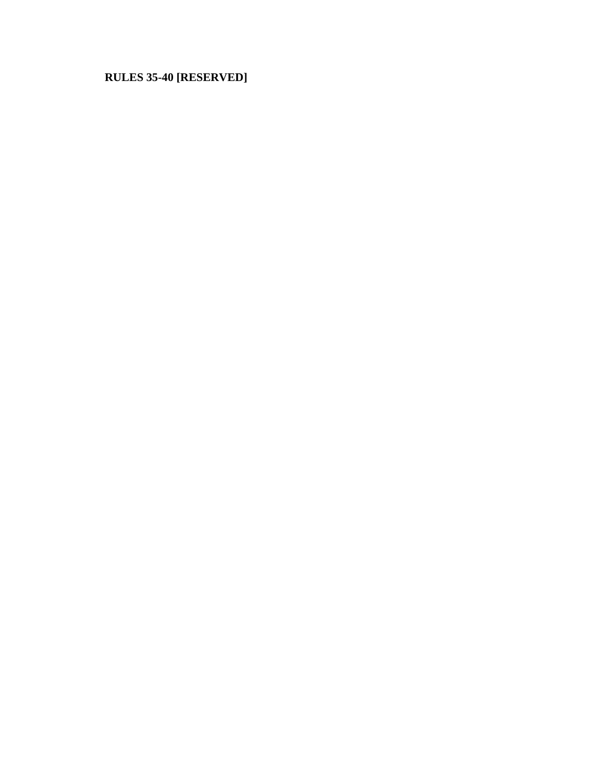**RULES 35-40 [RESERVED]**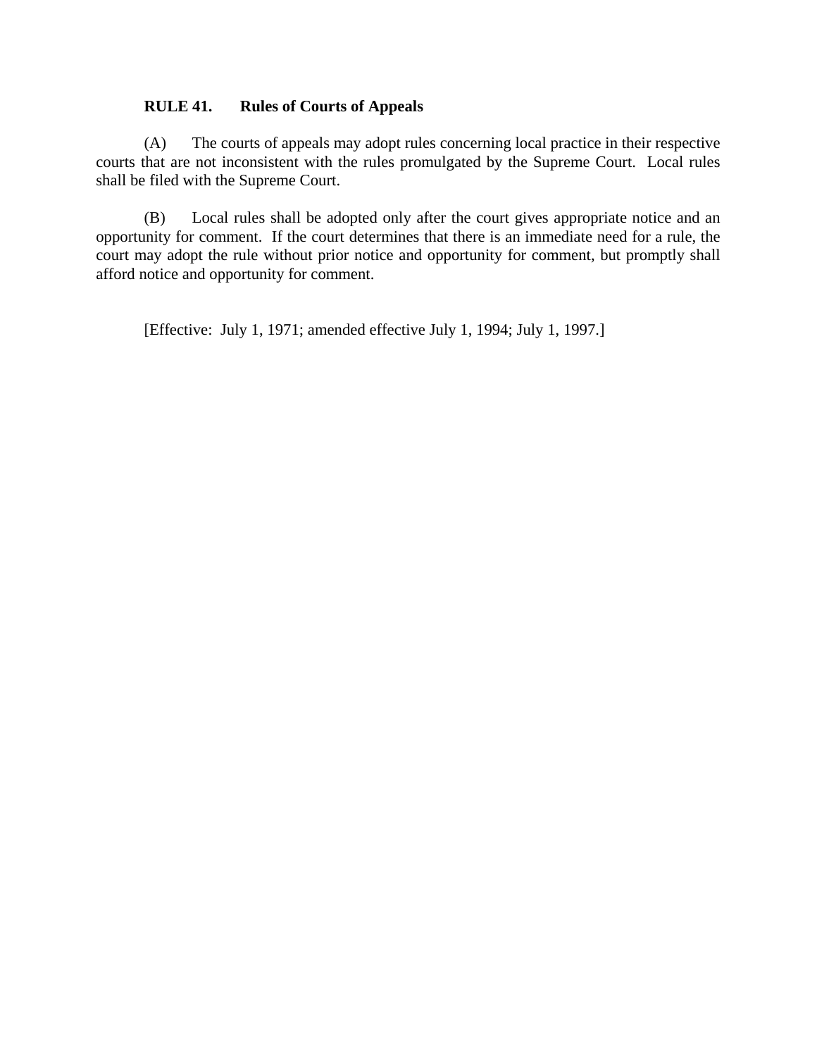**RULE 41. Rules of Courts of Appeals**

(A) The courts of appeals may adopt rules concerning local practice in their respective courts that are not inconsistent with the rules promulgated by the Supreme Court. Local rules shall be filed with the Supreme Court.

(B) Local rules shall be adopted only after the court gives appropriate notice and an opportunity for comment. If the court determines that there is an immediate need for a rule, the court may adopt the rule without prior notice and opportunity for comment, but promptly shall afford notice and opportunity for comment.

[Effective: July 1, 1971; amended effective July 1, 1994; July 1, 1997.]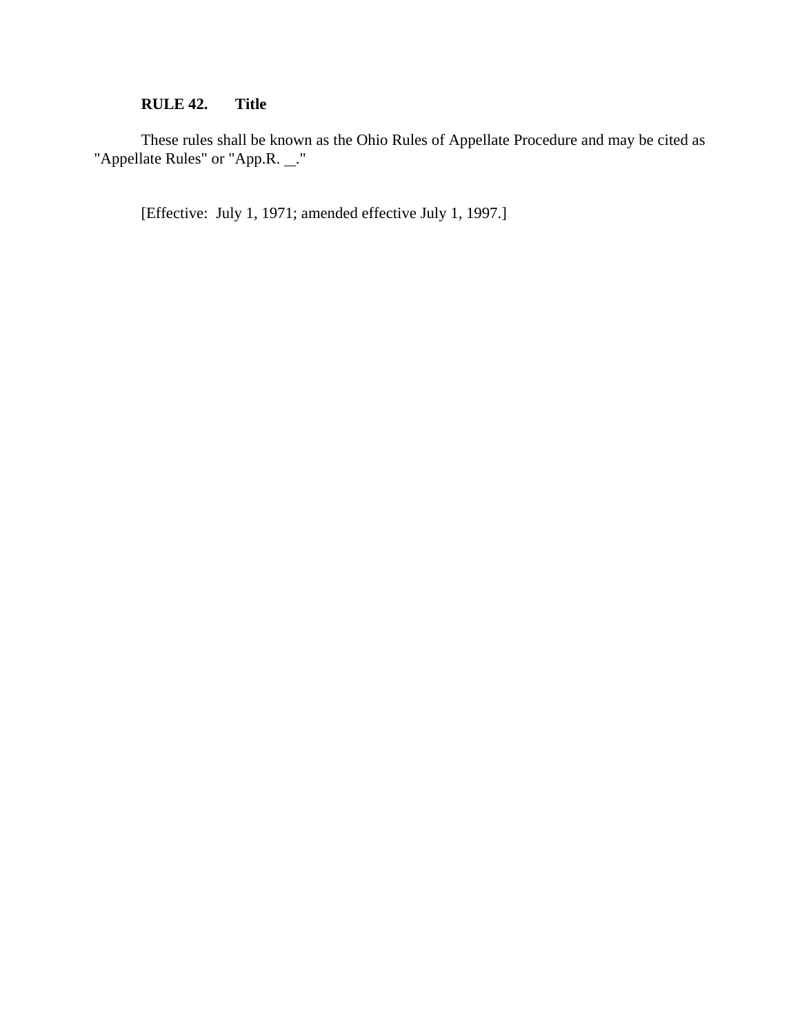**RULE 42. Title**

These rules shall be known as the Ohio Rules of Appellate Procedure and may be cited as "Appellate Rules" or "App.R. __."

[Effective: July 1, 1971; amended effective July 1, 1997.]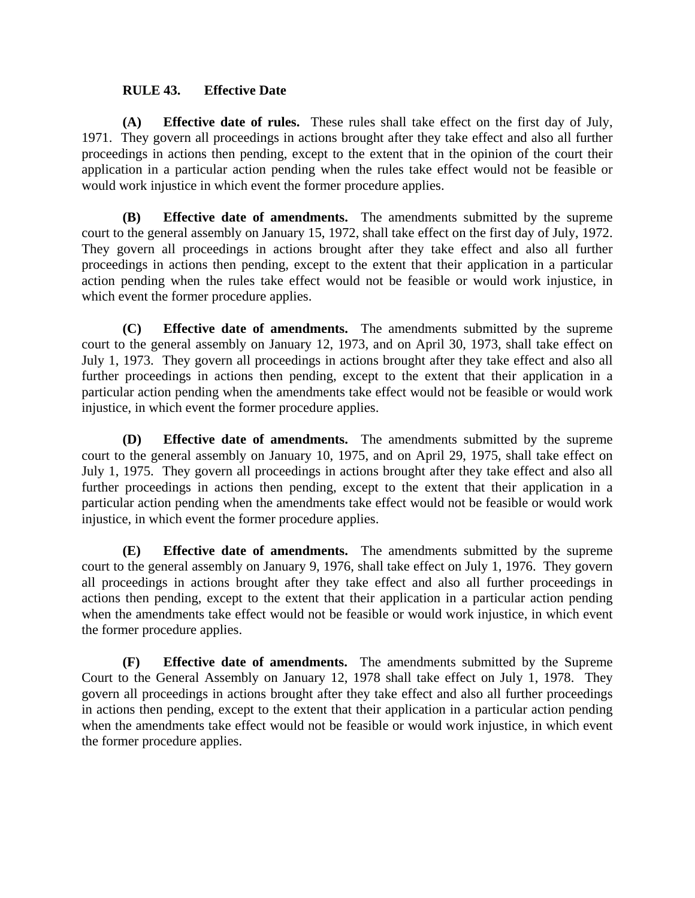**RULE 43. Effective Date**

**(A) Effective date of rules.** These rules shall take effect on the first day of July, 1971. They govern all proceedings in actions brought after they take effect and also all further proceedings in actions then pending, except to the extent that in the opinion of the court their application in a particular action pending when the rules take effect would not be feasible or would work injustice in which event the former procedure applies.

**(B) Effective date of amendments.** The amendments submitted by the supreme court to the general assembly on January 15, 1972, shall take effect on the first day of July, 1972. They govern all proceedings in actions brought after they take effect and also all further proceedings in actions then pending, except to the extent that their application in a particular action pending when the rules take effect would not be feasible or would work injustice, in which event the former procedure applies.

**(C) Effective date of amendments.** The amendments submitted by the supreme court to the general assembly on January 12, 1973, and on April 30, 1973, shall take effect on July 1, 1973. They govern all proceedings in actions brought after they take effect and also all further proceedings in actions then pending, except to the extent that their application in a particular action pending when the amendments take effect would not be feasible or would work injustice, in which event the former procedure applies.

**(D) Effective date of amendments.** The amendments submitted by the supreme court to the general assembly on January 10, 1975, and on April 29, 1975, shall take effect on July 1, 1975. They govern all proceedings in actions brought after they take effect and also all further proceedings in actions then pending, except to the extent that their application in a particular action pending when the amendments take effect would not be feasible or would work injustice, in which event the former procedure applies.

**(E) Effective date of amendments.** The amendments submitted by the supreme court to the general assembly on January 9, 1976, shall take effect on July 1, 1976. They govern all proceedings in actions brought after they take effect and also all further proceedings in actions then pending, except to the extent that their application in a particular action pending when the amendments take effect would not be feasible or would work injustice, in which event the former procedure applies.

**(F) Effective date of amendments.** The amendments submitted by the Supreme Court to the General Assembly on January 12, 1978 shall take effect on July 1, 1978. They govern all proceedings in actions brought after they take effect and also all further proceedings in actions then pending, except to the extent that their application in a particular action pending when the amendments take effect would not be feasible or would work injustice, in which event the former procedure applies.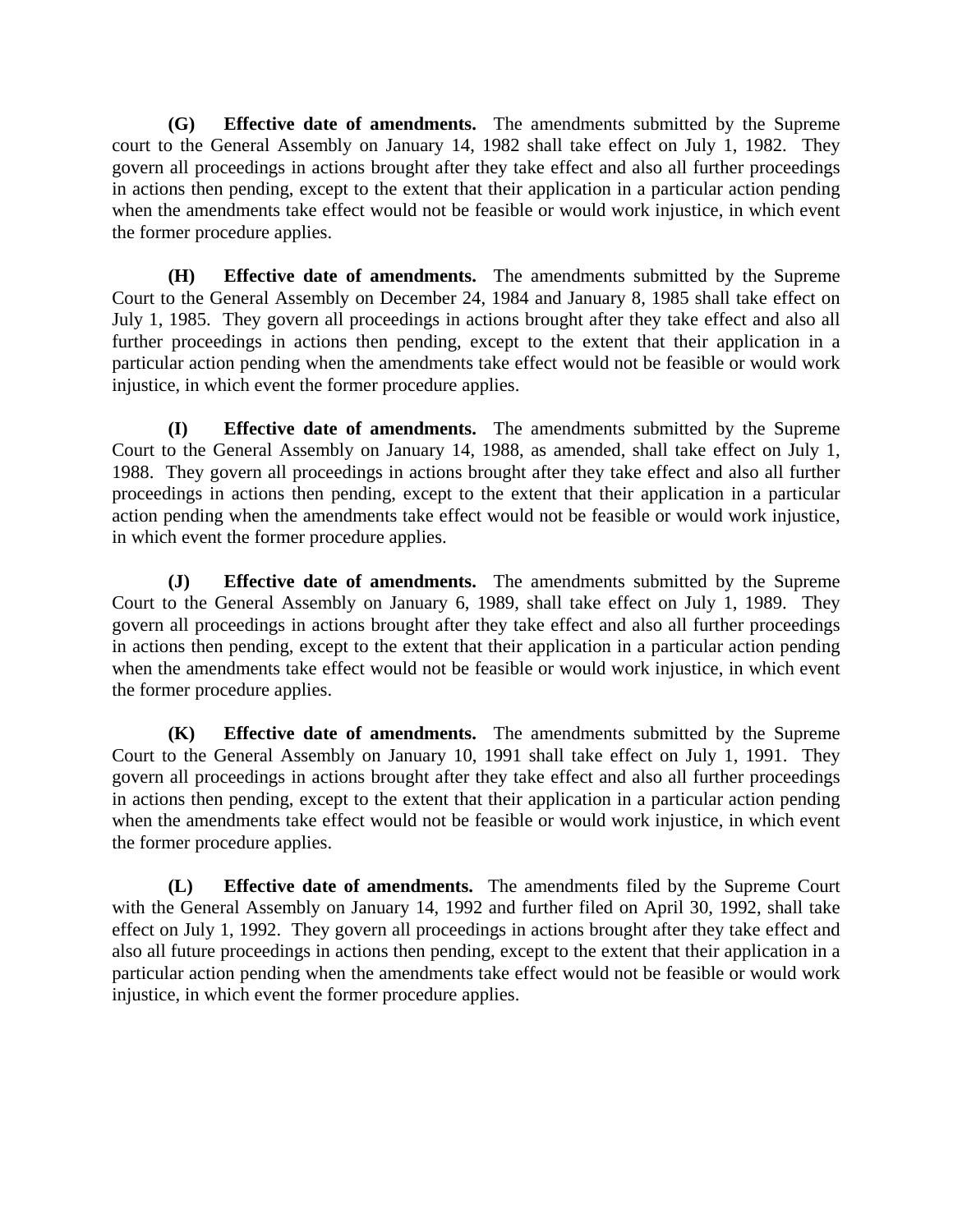**(G) Effective date of amendments.** The amendments submitted by the Supreme court to the General Assembly on January 14, 1982 shall take effect on July 1, 1982. They govern all proceedings in actions brought after they take effect and also all further proceedings in actions then pending, except to the extent that their application in a particular action pending when the amendments take effect would not be feasible or would work injustice, in which event the former procedure applies.

**(H) Effective date of amendments.** The amendments submitted by the Supreme Court to the General Assembly on December 24, 1984 and January 8, 1985 shall take effect on July 1, 1985. They govern all proceedings in actions brought after they take effect and also all further proceedings in actions then pending, except to the extent that their application in a particular action pending when the amendments take effect would not be feasible or would work injustice, in which event the former procedure applies.

**(I) Effective date of amendments.** The amendments submitted by the Supreme Court to the General Assembly on January 14, 1988, as amended, shall take effect on July 1, 1988. They govern all proceedings in actions brought after they take effect and also all further proceedings in actions then pending, except to the extent that their application in a particular action pending when the amendments take effect would not be feasible or would work injustice, in which event the former procedure applies.

**(J) Effective date of amendments.** The amendments submitted by the Supreme Court to the General Assembly on January 6, 1989, shall take effect on July 1, 1989. They govern all proceedings in actions brought after they take effect and also all further proceedings in actions then pending, except to the extent that their application in a particular action pending when the amendments take effect would not be feasible or would work injustice, in which event the former procedure applies.

**(K) Effective date of amendments.** The amendments submitted by the Supreme Court to the General Assembly on January 10, 1991 shall take effect on July 1, 1991. They govern all proceedings in actions brought after they take effect and also all further proceedings in actions then pending, except to the extent that their application in a particular action pending when the amendments take effect would not be feasible or would work injustice, in which event the former procedure applies.

**(L) Effective date of amendments.** The amendments filed by the Supreme Court with the General Assembly on January 14, 1992 and further filed on April 30, 1992, shall take effect on July 1, 1992. They govern all proceedings in actions brought after they take effect and also all future proceedings in actions then pending, except to the extent that their application in a particular action pending when the amendments take effect would not be feasible or would work injustice, in which event the former procedure applies.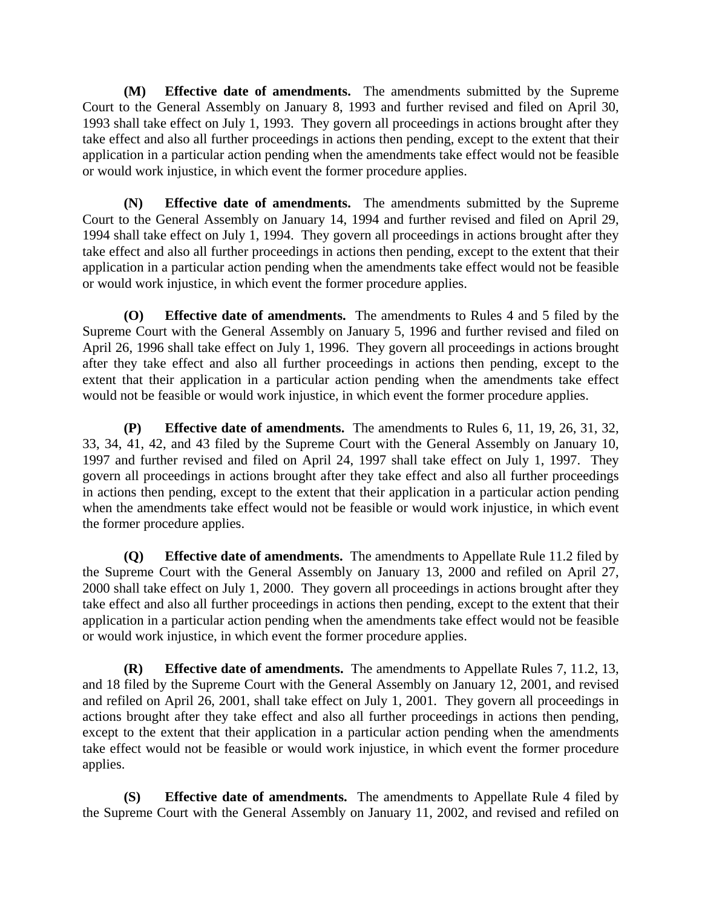**(M) Effective date of amendments.** The amendments submitted by the Supreme Court to the General Assembly on January 8, 1993 and further revised and filed on April 30, 1993 shall take effect on July 1, 1993. They govern all proceedings in actions brought after they take effect and also all further proceedings in actions then pending, except to the extent that their application in a particular action pending when the amendments take effect would not be feasible or would work injustice, in which event the former procedure applies.

**(N) Effective date of amendments.** The amendments submitted by the Supreme Court to the General Assembly on January 14, 1994 and further revised and filed on April 29, 1994 shall take effect on July 1, 1994. They govern all proceedings in actions brought after they take effect and also all further proceedings in actions then pending, except to the extent that their application in a particular action pending when the amendments take effect would not be feasible or would work injustice, in which event the former procedure applies.

**(O) Effective date of amendments.** The amendments to Rules 4 and 5 filed by the Supreme Court with the General Assembly on January 5, 1996 and further revised and filed on April 26, 1996 shall take effect on July 1, 1996. They govern all proceedings in actions brought after they take effect and also all further proceedings in actions then pending, except to the extent that their application in a particular action pending when the amendments take effect would not be feasible or would work injustice, in which event the former procedure applies.

**(P) Effective date of amendments.** The amendments to Rules 6, 11, 19, 26, 31, 32, 33, 34, 41, 42, and 43 filed by the Supreme Court with the General Assembly on January 10, 1997 and further revised and filed on April 24, 1997 shall take effect on July 1, 1997. They govern all proceedings in actions brought after they take effect and also all further proceedings in actions then pending, except to the extent that their application in a particular action pending when the amendments take effect would not be feasible or would work injustice, in which event the former procedure applies.

**(Q) Effective date of amendments.** The amendments to Appellate Rule 11.2 filed by the Supreme Court with the General Assembly on January 13, 2000 and refiled on April 27, 2000 shall take effect on July 1, 2000. They govern all proceedings in actions brought after they take effect and also all further proceedings in actions then pending, except to the extent that their application in a particular action pending when the amendments take effect would not be feasible or would work injustice, in which event the former procedure applies.

**(R) Effective date of amendments.** The amendments to Appellate Rules 7, 11.2, 13, and 18 filed by the Supreme Court with the General Assembly on January 12, 2001, and revised and refiled on April 26, 2001, shall take effect on July 1, 2001. They govern all proceedings in actions brought after they take effect and also all further proceedings in actions then pending, except to the extent that their application in a particular action pending when the amendments take effect would not be feasible or would work injustice, in which event the former procedure applies.

**(S) Effective date of amendments.** The amendments to Appellate Rule 4 filed by the Supreme Court with the General Assembly on January 11, 2002, and revised and refiled on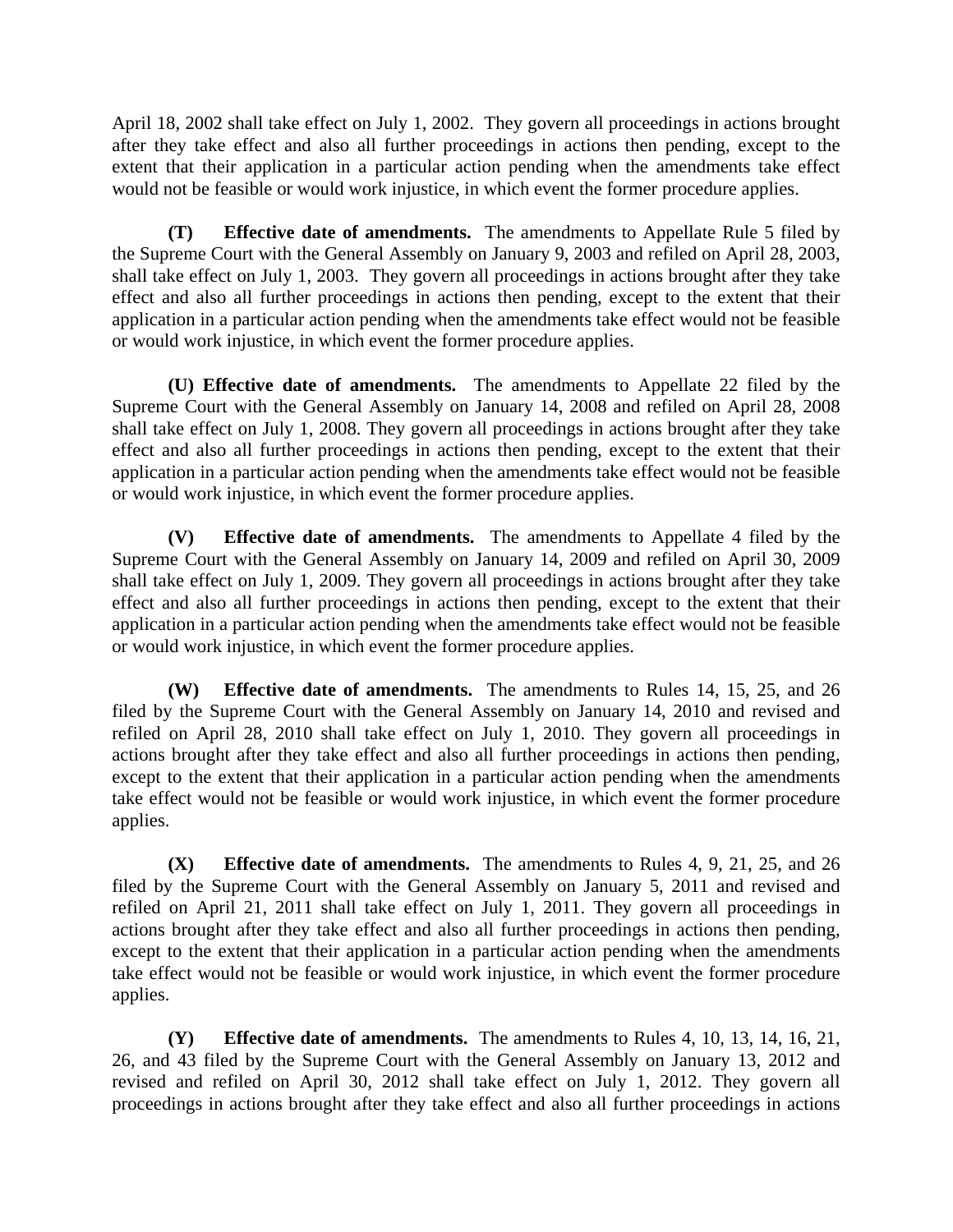April 18, 2002 shall take effect on July 1, 2002. They govern all proceedings in actions brought after they take effect and also all further proceedings in actions then pending, except to the extent that their application in a particular action pending when the amendments take effect would not be feasible or would work injustice, in which event the former procedure applies.

**(T) Effective date of amendments.** The amendments to Appellate Rule 5 filed by the Supreme Court with the General Assembly on January 9, 2003 and refiled on April 28, 2003, shall take effect on July 1, 2003. They govern all proceedings in actions brought after they take effect and also all further proceedings in actions then pending, except to the extent that their application in a particular action pending when the amendments take effect would not be feasible or would work injustice, in which event the former procedure applies.

**(U) Effective date of amendments.** The amendments to Appellate 22 filed by the Supreme Court with the General Assembly on January 14, 2008 and refiled on April 28, 2008 shall take effect on July 1, 2008. They govern all proceedings in actions brought after they take effect and also all further proceedings in actions then pending, except to the extent that their application in a particular action pending when the amendments take effect would not be feasible or would work injustice, in which event the former procedure applies.

**(V) Effective date of amendments.** The amendments to Appellate 4 filed by the Supreme Court with the General Assembly on January 14, 2009 and refiled on April 30, 2009 shall take effect on July 1, 2009. They govern all proceedings in actions brought after they take effect and also all further proceedings in actions then pending, except to the extent that their application in a particular action pending when the amendments take effect would not be feasible or would work injustice, in which event the former procedure applies.

**(W) Effective date of amendments.** The amendments to Rules 14, 15, 25, and 26 filed by the Supreme Court with the General Assembly on January 14, 2010 and revised and refiled on April 28, 2010 shall take effect on July 1, 2010. They govern all proceedings in actions brought after they take effect and also all further proceedings in actions then pending, except to the extent that their application in a particular action pending when the amendments take effect would not be feasible or would work injustice, in which event the former procedure applies.

**(X) Effective date of amendments.** The amendments to Rules 4, 9, 21, 25, and 26 filed by the Supreme Court with the General Assembly on January 5, 2011 and revised and refiled on April 21, 2011 shall take effect on July 1, 2011. They govern all proceedings in actions brought after they take effect and also all further proceedings in actions then pending, except to the extent that their application in a particular action pending when the amendments take effect would not be feasible or would work injustice, in which event the former procedure applies.

**(Y) Effective date of amendments.** The amendments to Rules 4, 10, 13, 14, 16, 21, 26, and 43 filed by the Supreme Court with the General Assembly on January 13, 2012 and revised and refiled on April 30, 2012 shall take effect on July 1, 2012. They govern all proceedings in actions brought after they take effect and also all further proceedings in actions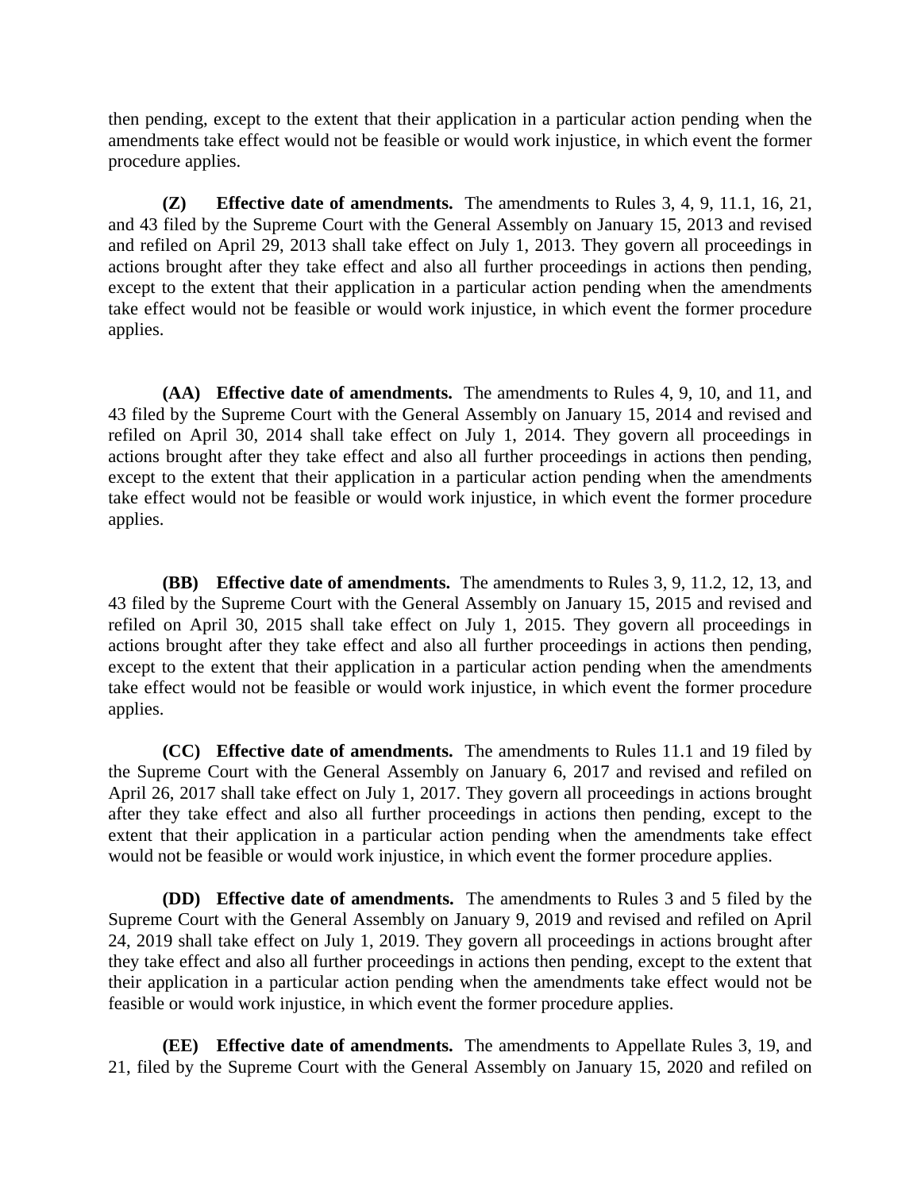then pending, except to the extent that their application in a particular action pending when the amendments take effect would not be feasible or would work injustice, in which event the former procedure applies.

**(Z) Effective date of amendments.** The amendments to Rules 3, 4, 9, 11.1, 16, 21, and 43 filed by the Supreme Court with the General Assembly on January 15, 2013 and revised and refiled on April 29, 2013 shall take effect on July 1, 2013. They govern all proceedings in actions brought after they take effect and also all further proceedings in actions then pending, except to the extent that their application in a particular action pending when the amendments take effect would not be feasible or would work injustice, in which event the former procedure applies.

**(AA) Effective date of amendments.** The amendments to Rules 4, 9, 10, and 11, and 43 filed by the Supreme Court with the General Assembly on January 15, 2014 and revised and refiled on April 30, 2014 shall take effect on July 1, 2014. They govern all proceedings in actions brought after they take effect and also all further proceedings in actions then pending, except to the extent that their application in a particular action pending when the amendments take effect would not be feasible or would work injustice, in which event the former procedure applies.

**(BB) Effective date of amendments.** The amendments to Rules 3, 9, 11.2, 12, 13, and 43 filed by the Supreme Court with the General Assembly on January 15, 2015 and revised and refiled on April 30, 2015 shall take effect on July 1, 2015. They govern all proceedings in actions brought after they take effect and also all further proceedings in actions then pending, except to the extent that their application in a particular action pending when the amendments take effect would not be feasible or would work injustice, in which event the former procedure applies.

**(CC) Effective date of amendments.** The amendments to Rules 11.1 and 19 filed by the Supreme Court with the General Assembly on January 6, 2017 and revised and refiled on April 26, 2017 shall take effect on July 1, 2017. They govern all proceedings in actions brought after they take effect and also all further proceedings in actions then pending, except to the extent that their application in a particular action pending when the amendments take effect would not be feasible or would work injustice, in which event the former procedure applies.

**(DD) Effective date of amendments.** The amendments to Rules 3 and 5 filed by the Supreme Court with the General Assembly on January 9, 2019 and revised and refiled on April 24, 2019 shall take effect on July 1, 2019. They govern all proceedings in actions brought after they take effect and also all further proceedings in actions then pending, except to the extent that their application in a particular action pending when the amendments take effect would not be feasible or would work injustice, in which event the former procedure applies.

**(EE) Effective date of amendments.** The amendments to Appellate Rules 3, 19, and 21, filed by the Supreme Court with the General Assembly on January 15, 2020 and refiled on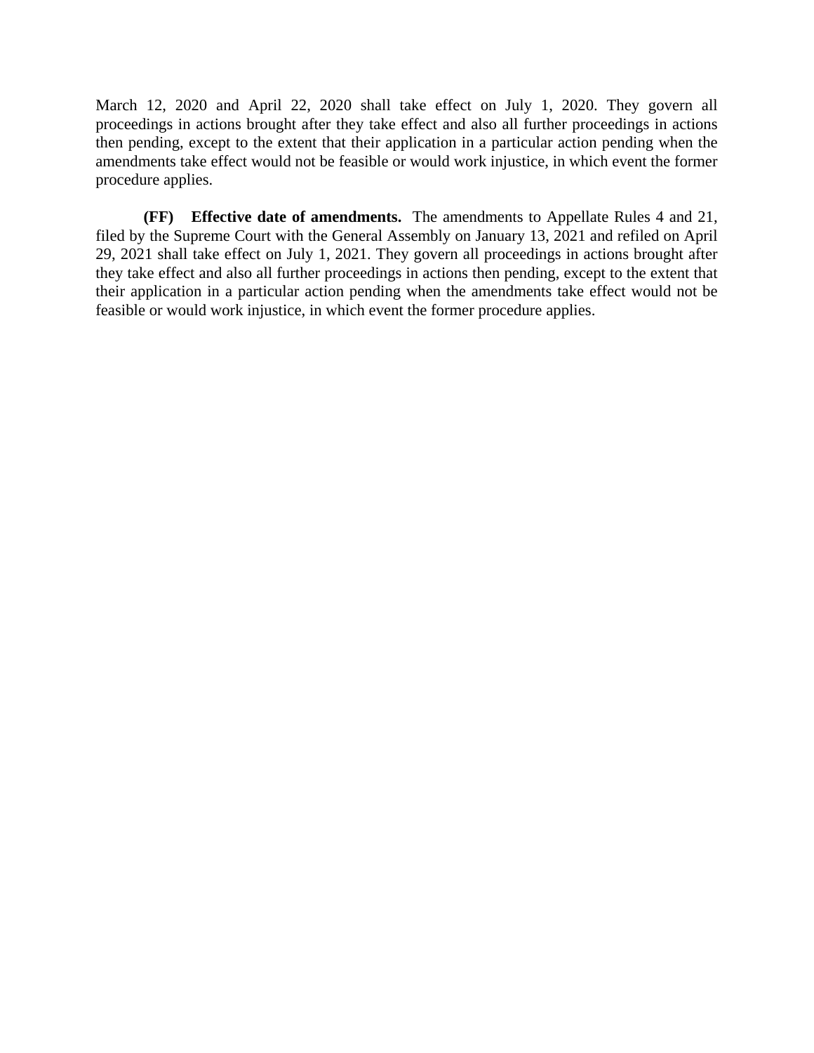March 12, 2020 and April 22, 2020 shall take effect on July 1, 2020. They govern all proceedings in actions brought after they take effect and also all further proceedings in actions then pending, except to the extent that their application in a particular action pending when the amendments take effect would not be feasible or would work injustice, in which event the former procedure applies.

**(FF) Effective date of amendments.** The amendments to Appellate Rules 4 and 21, filed by the Supreme Court with the General Assembly on January 13, 2021 and refiled on April 29, 2021 shall take effect on July 1, 2021. They govern all proceedings in actions brought after they take effect and also all further proceedings in actions then pending, except to the extent that their application in a particular action pending when the amendments take effect would not be feasible or would work injustice, in which event the former procedure applies.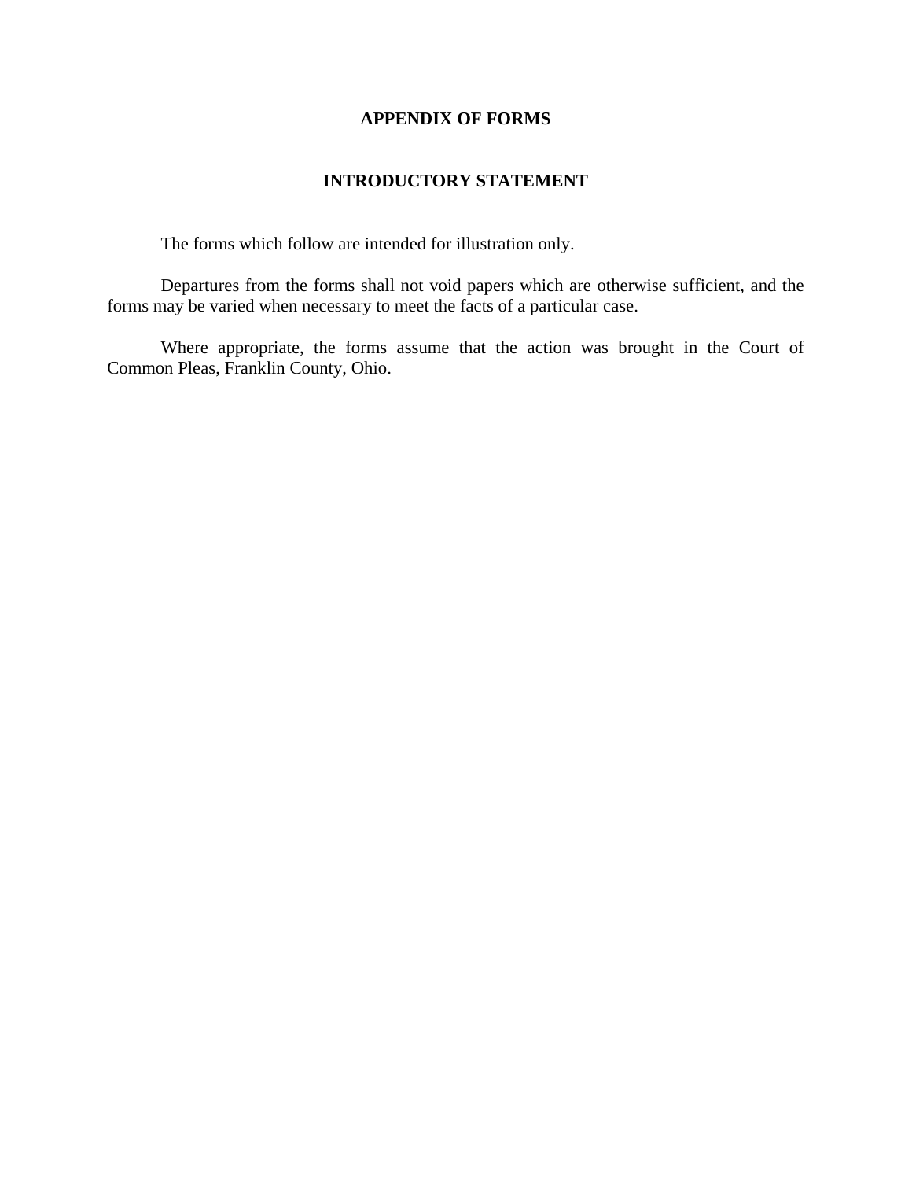# APPENDIX OF FORMS

## INTRODUCTORY STATEMENT

The forms which follow are intended for illustration only.

Departures from the forms shall not void papers which are otherwise sufficient, and the forms may be varied when necessary to meet the facts of a particular case.

Where appropriate, the forms assume that the action was brought in the Court of Common Pleas, Franklin County, Ohio.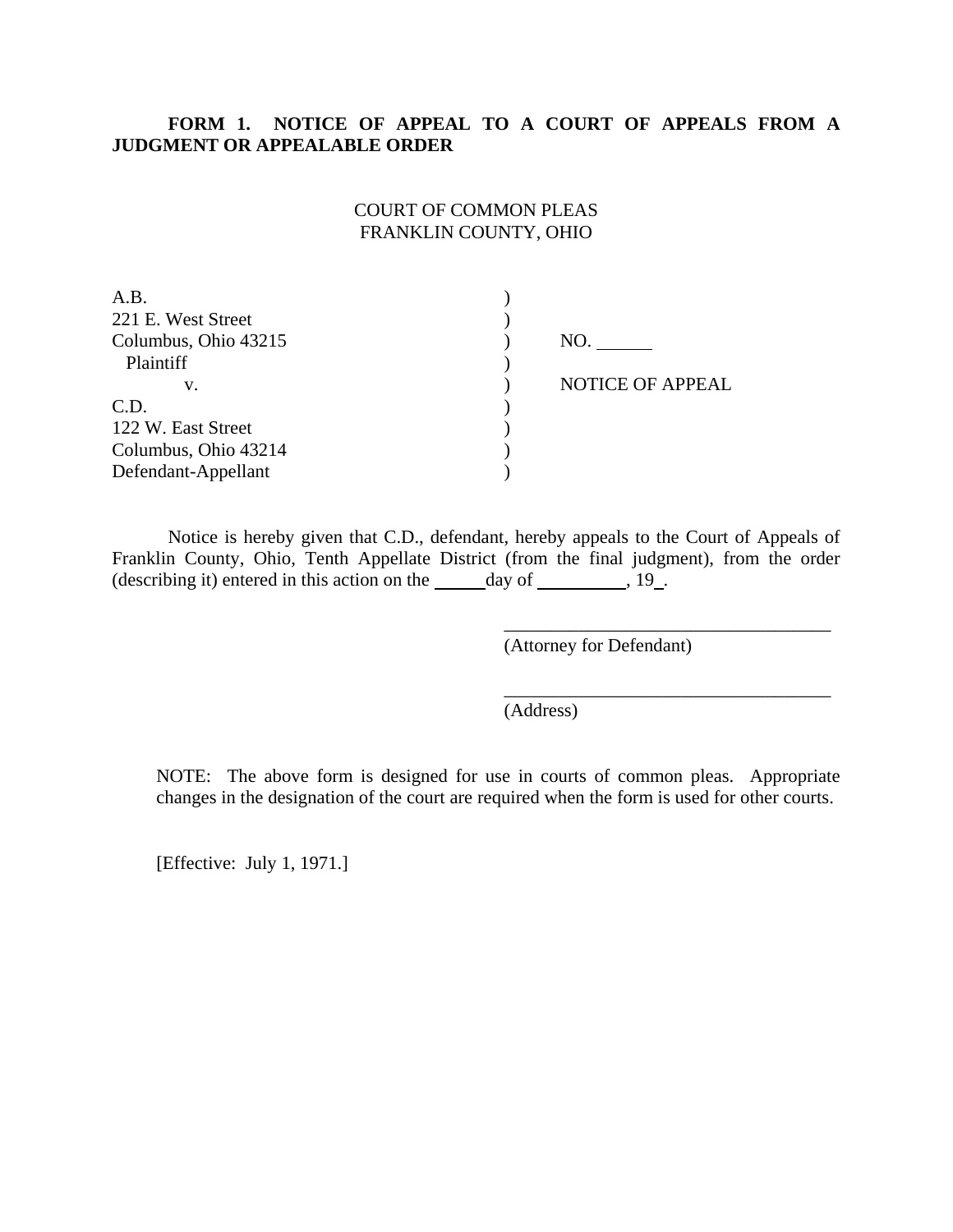**FORM 1. NOTICE OF APPEAL TO A COURT OF APPEALS FROM A JUDGMENT OR APPEALABLE ORDER**

COURT OF COMMON PLEAS
FRANKLIN COUNTY, OHIO

| | | |
|---|---|---|
| A.B. | ) | |
| 221 E. West Street | ) | |
| Columbus, Ohio 43215 | ) | NO. ______ |
| Plaintiff | ) | |
| v. | ) | NOTICE OF APPEAL |
| C.D. | ) | |
| 122 W. East Street | ) | |
| Columbus, Ohio 43214 | ) | |
| Defendant-Appellant | ) | |

Notice is hereby given that C.D., defendant, hereby appeals to the Court of Appeals of Franklin County, Ohio, Tenth Appellate District (from the final judgment), from the order (describing it) entered in this action on the _____ day of __________, 19__.

___________________________________
(Attorney for Defendant)

___________________________________
(Address)

NOTE: The above form is designed for use in courts of common pleas. Appropriate changes in the designation of the court are required when the form is used for other courts.

[Effective: July 1, 1971.]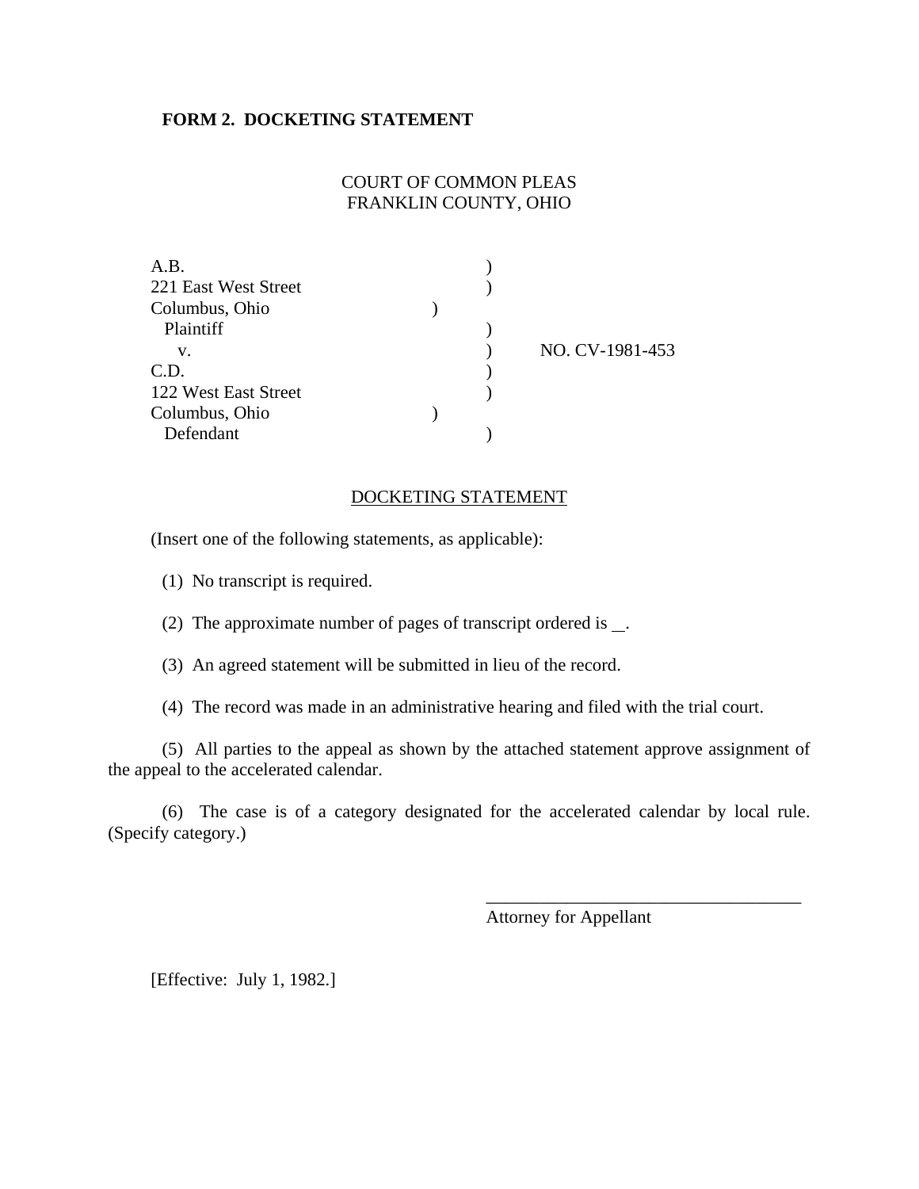**FORM 2. DOCKETING STATEMENT**

COURT OF COMMON PLEAS
FRANKLIN COUNTY, OHIO

A.B. )
221 East West Street )
Columbus, Ohio )
Plaintiff )
v. ) NO. CV-1981-453
C.D. )
122 West East Street )
Columbus, Ohio )
Defendant )

DOCKETING STATEMENT

(Insert one of the following statements, as applicable):

(1) No transcript is required.

(2) The approximate number of pages of transcript ordered is __.

(3) An agreed statement will be submitted in lieu of the record.

(4) The record was made in an administrative hearing and filed with the trial court.

(5) All parties to the appeal as shown by the attached statement approve assignment of the appeal to the accelerated calendar.

(6) The case is of a category designated for the accelerated calendar by local rule. (Specify category.)

____________________________________
Attorney for Appellant

[Effective: July 1, 1982.]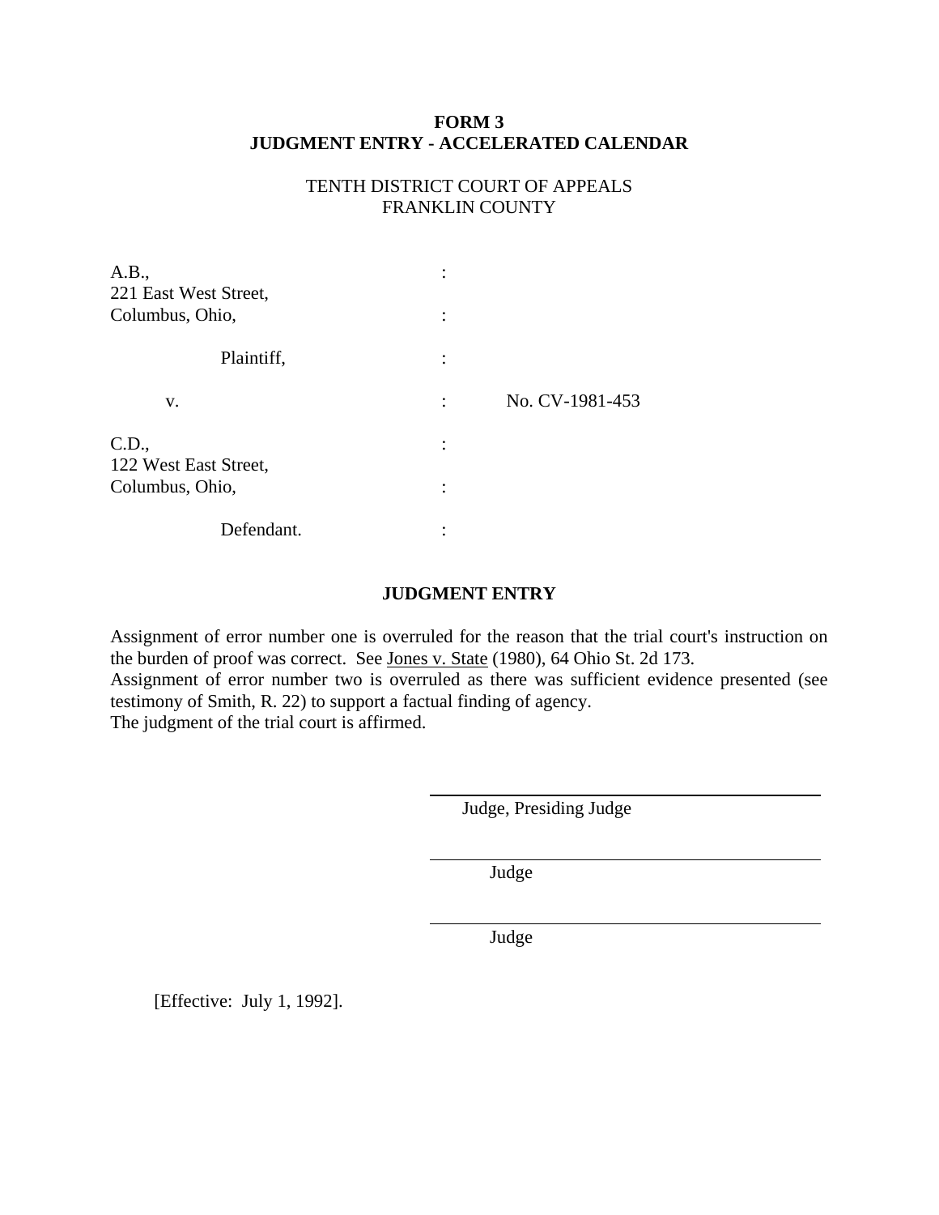**FORM 3**
**JUDGMENT ENTRY - ACCELERATED CALENDAR**

TENTH DISTRICT COURT OF APPEALS
FRANKLIN COUNTY

| | | |
|---|---|---|
| A.B., 221 East West Street, Columbus, Ohio, | : | |
| Plaintiff, | : | |
| v. | : | No. CV-1981-453 |
| C.D., 122 West East Street, Columbus, Ohio, | : | |
| Defendant. | : | |

**JUDGMENT ENTRY**

Assignment of error number one is overruled for the reason that the trial court's instruction on the burden of proof was correct. See Jones v. State (1980), 64 Ohio St. 2d 173.
Assignment of error number two is overruled as there was sufficient evidence presented (see testimony of Smith, R. 22) to support a factual finding of agency.
The judgment of the trial court is affirmed.

______________________________
Judge, Presiding Judge

______________________________
Judge

______________________________
Judge

[Effective: July 1, 1992].